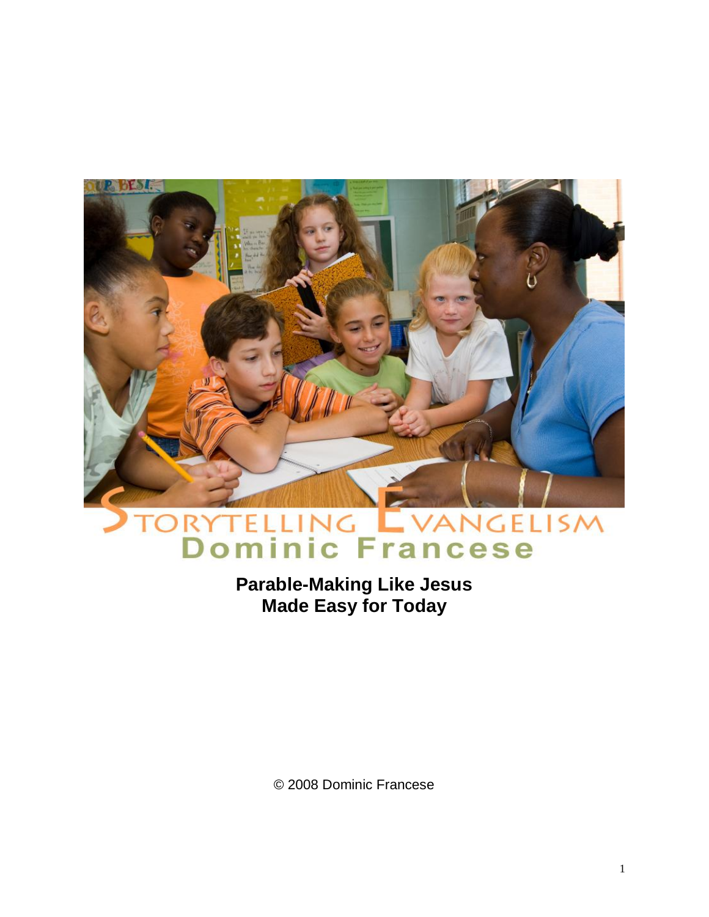# STORYTELLING EVANGELISM

## Dominic Francese

**Parable-Making Like Jesus**
**Made Easy for Today**

© 2008 Dominic Francese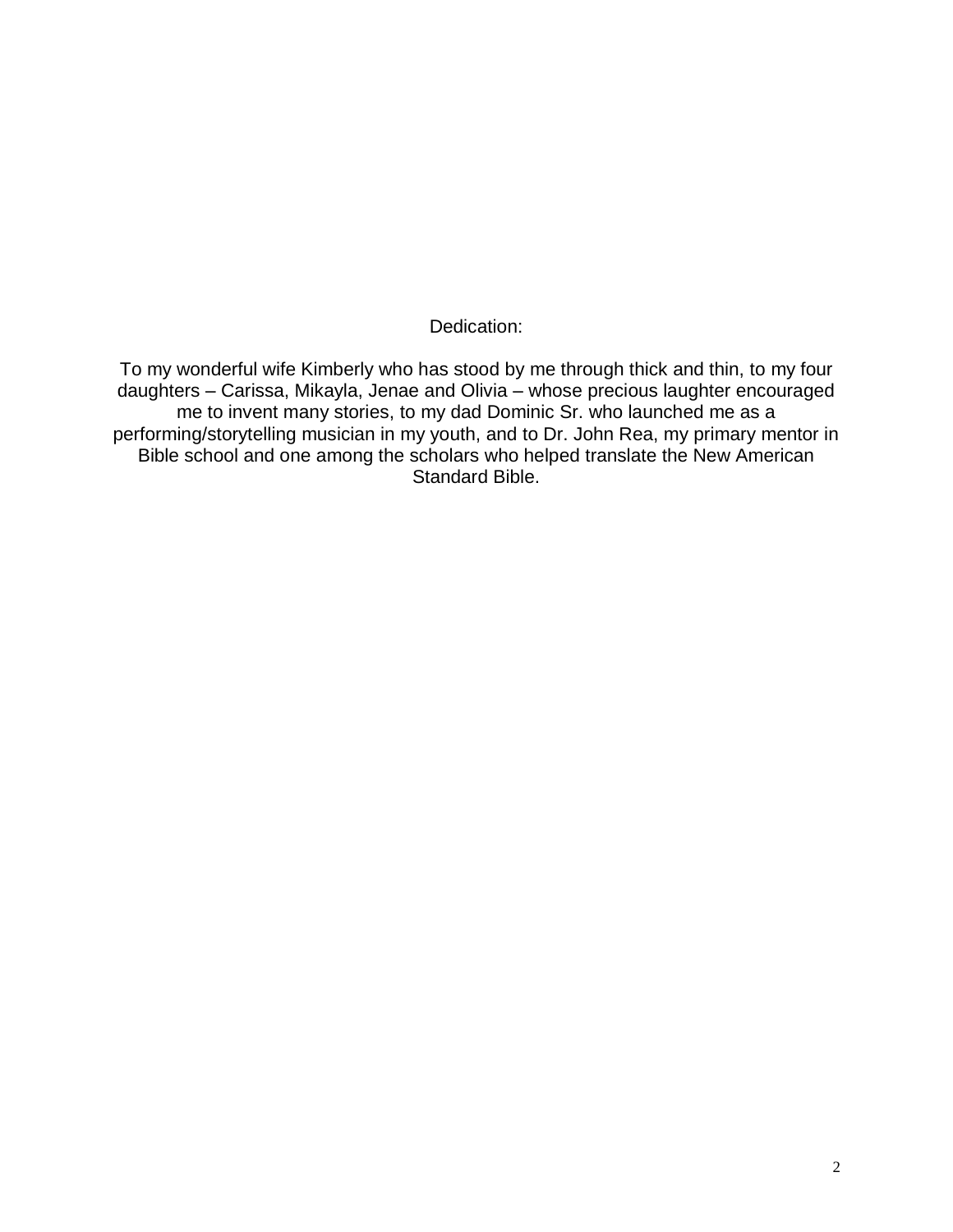Dedication:

To my wonderful wife Kimberly who has stood by me through thick and thin, to my four daughters – Carissa, Mikayla, Jenae and Olivia – whose precious laughter encouraged me to invent many stories, to my dad Dominic Sr. who launched me as a performing/storytelling musician in my youth, and to Dr. John Rea, my primary mentor in Bible school and one among the scholars who helped translate the New American Standard Bible.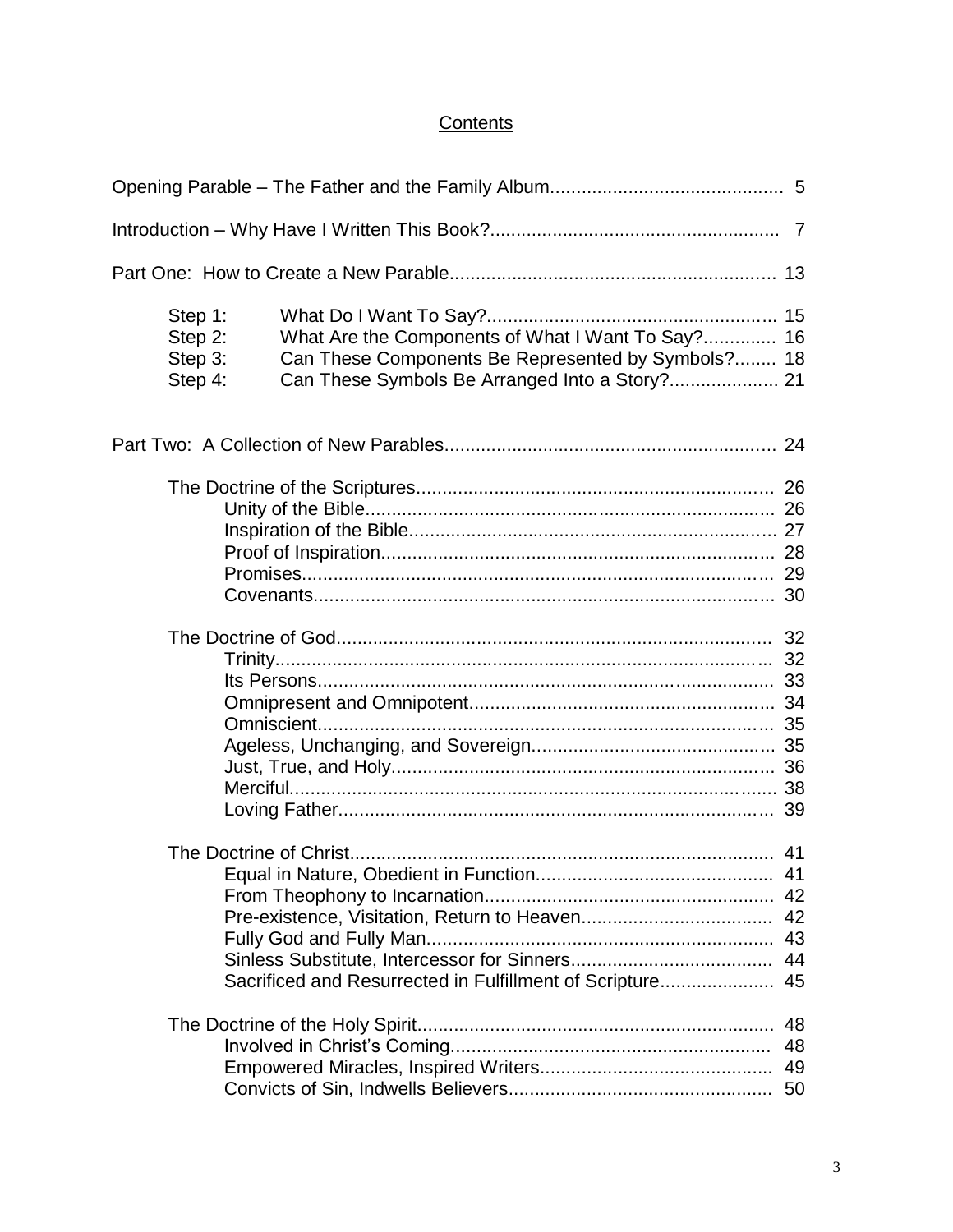# Contents

Opening Parable – The Father and the Family Album ........ 5

Introduction – Why Have I Written This Book? ........ 7

Part One: How to Create a New Parable ........ 13

- Step 1: What Do I Want To Say? ........ 15
- Step 2: What Are the Components of What I Want To Say? ........ 16
- Step 3: Can These Components Be Represented by Symbols? ........ 18
- Step 4: Can These Symbols Be Arranged Into a Story? ........ 21

Part Two: A Collection of New Parables ........ 24

- The Doctrine of the Scriptures ........ 26
  - Unity of the Bible ........ 26
  - Inspiration of the Bible ........ 27
  - Proof of Inspiration ........ 28
  - Promises ........ 29
  - Covenants ........ 30

- The Doctrine of God ........ 32
  - Trinity ........ 32
  - Its Persons ........ 33
  - Omnipresent and Omnipotent ........ 34
  - Omniscient ........ 35
  - Ageless, Unchanging, and Sovereign ........ 35
  - Just, True, and Holy ........ 36
  - Merciful ........ 38
  - Loving Father ........ 39

- The Doctrine of Christ ........ 41
  - Equal in Nature, Obedient in Function ........ 41
  - From Theophony to Incarnation ........ 42
  - Pre-existence, Visitation, Return to Heaven ........ 42
  - Fully God and Fully Man ........ 43
  - Sinless Substitute, Intercessor for Sinners ........ 44
  - Sacrificed and Resurrected in Fulfillment of Scripture ........ 45

- The Doctrine of the Holy Spirit ........ 48
  - Involved in Christ's Coming ........ 48
  - Empowered Miracles, Inspired Writers ........ 49
  - Convicts of Sin, Indwells Believers ........ 50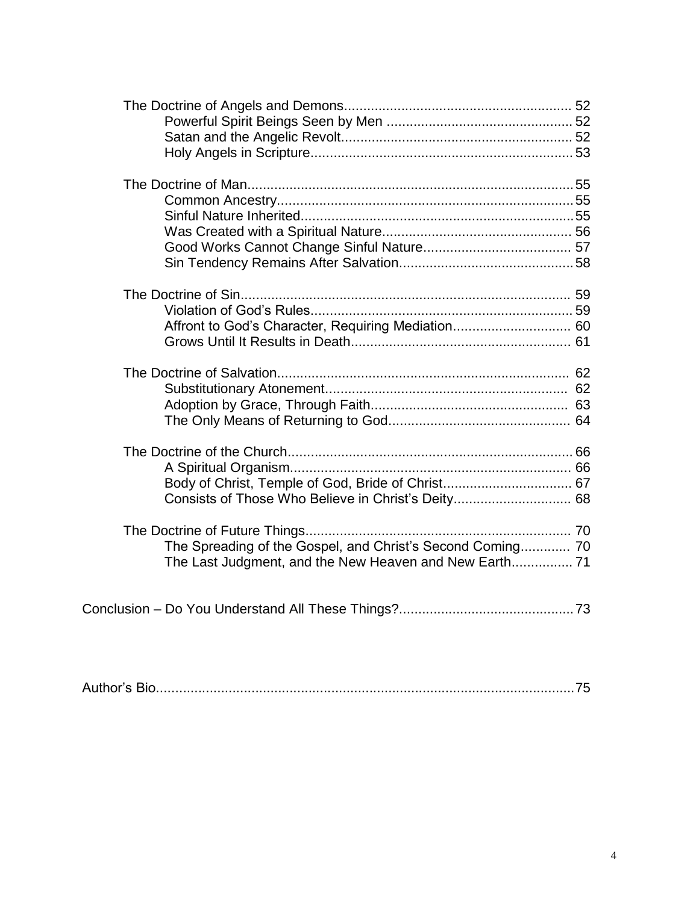The Doctrine of Angels and Demons........................................................... 52
- Powerful Spirit Beings Seen by Men ................................................ 52
- Satan and the Angelic Revolt............................................................ 52
- Holy Angels in Scripture.................................................................... 53

The Doctrine of Man...................................................................................... 55
- Common Ancestry.............................................................................. 55
- Sinful Nature Inherited........................................................................ 55
- Was Created with a Spiritual Nature.................................................. 56
- Good Works Cannot Change Sinful Nature....................................... 57
- Sin Tendency Remains After Salvation.............................................. 58

The Doctrine of Sin....................................................................................... 59
- Violation of God's Rules..................................................................... 59
- Affront to God's Character, Requiring Mediation............................... 60
- Grows Until It Results in Death.......................................................... 61

The Doctrine of Salvation............................................................................. 62
- Substitutionary Atonement................................................................ 62
- Adoption by Grace, Through Faith.................................................... 63
- The Only Means of Returning to God................................................ 64

The Doctrine of the Church.......................................................................... 66
- A Spiritual Organism.......................................................................... 66
- Body of Christ, Temple of God, Bride of Christ.................................. 67
- Consists of Those Who Believe in Christ's Deity............................... 68

The Doctrine of Future Things...................................................................... 70
- The Spreading of the Gospel, and Christ's Second Coming............. 70
- The Last Judgment, and the New Heaven and New Earth................ 71

Conclusion – Do You Understand All These Things?.............................................. 73

Author's Bio............................................................................................................... 75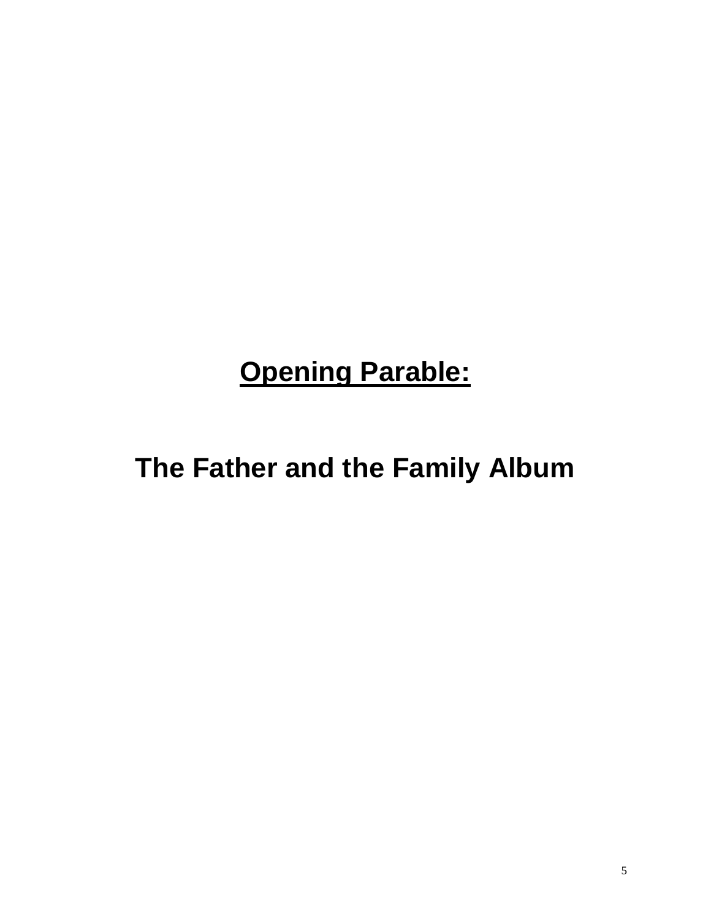# <u>Opening Parable:</u>

## The Father and the Family Album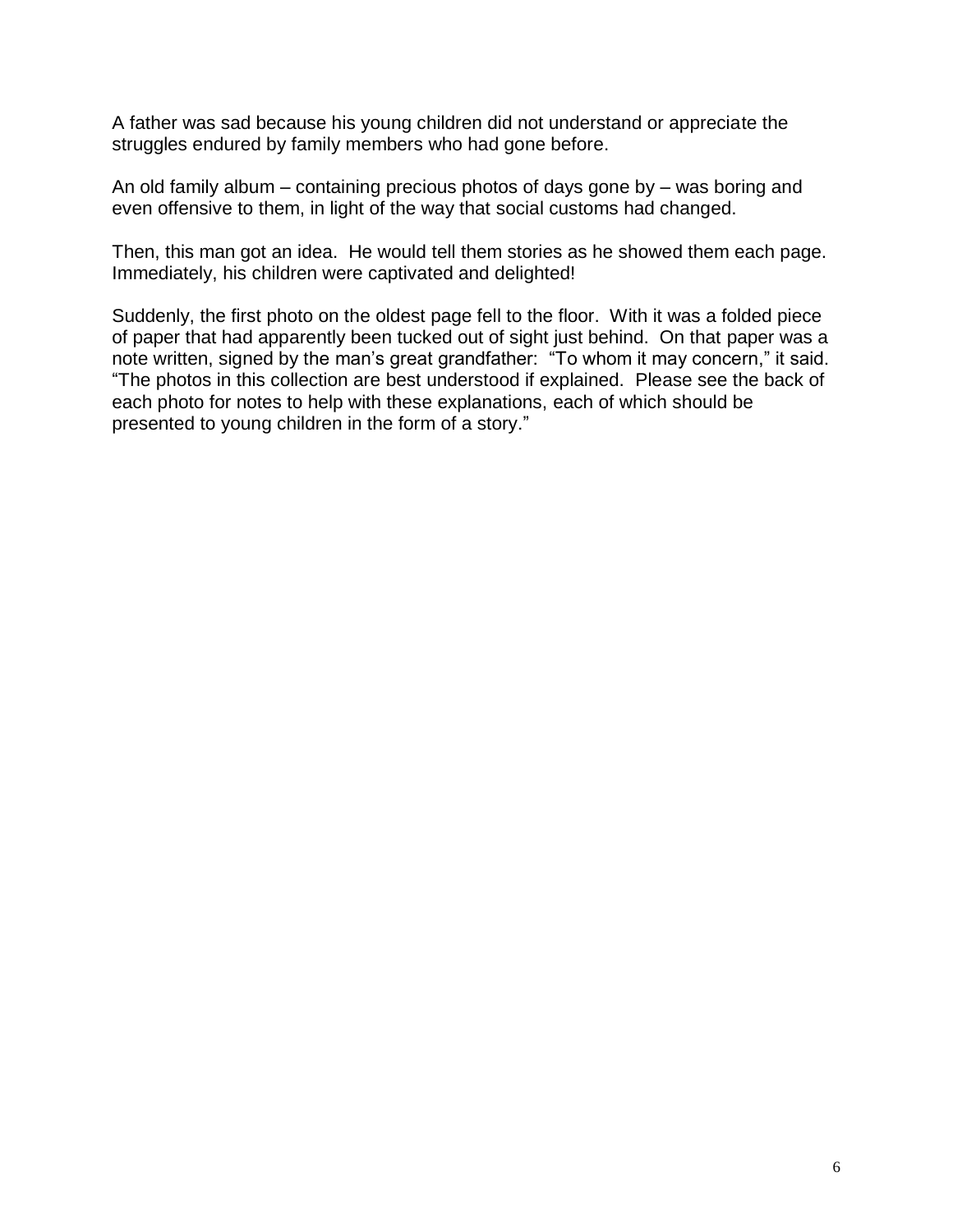A father was sad because his young children did not understand or appreciate the struggles endured by family members who had gone before.

An old family album – containing precious photos of days gone by – was boring and even offensive to them, in light of the way that social customs had changed.

Then, this man got an idea. He would tell them stories as he showed them each page. Immediately, his children were captivated and delighted!

Suddenly, the first photo on the oldest page fell to the floor. With it was a folded piece of paper that had apparently been tucked out of sight just behind. On that paper was a note written, signed by the man's great grandfather: "To whom it may concern," it said. "The photos in this collection are best understood if explained. Please see the back of each photo for notes to help with these explanations, each of which should be presented to young children in the form of a story."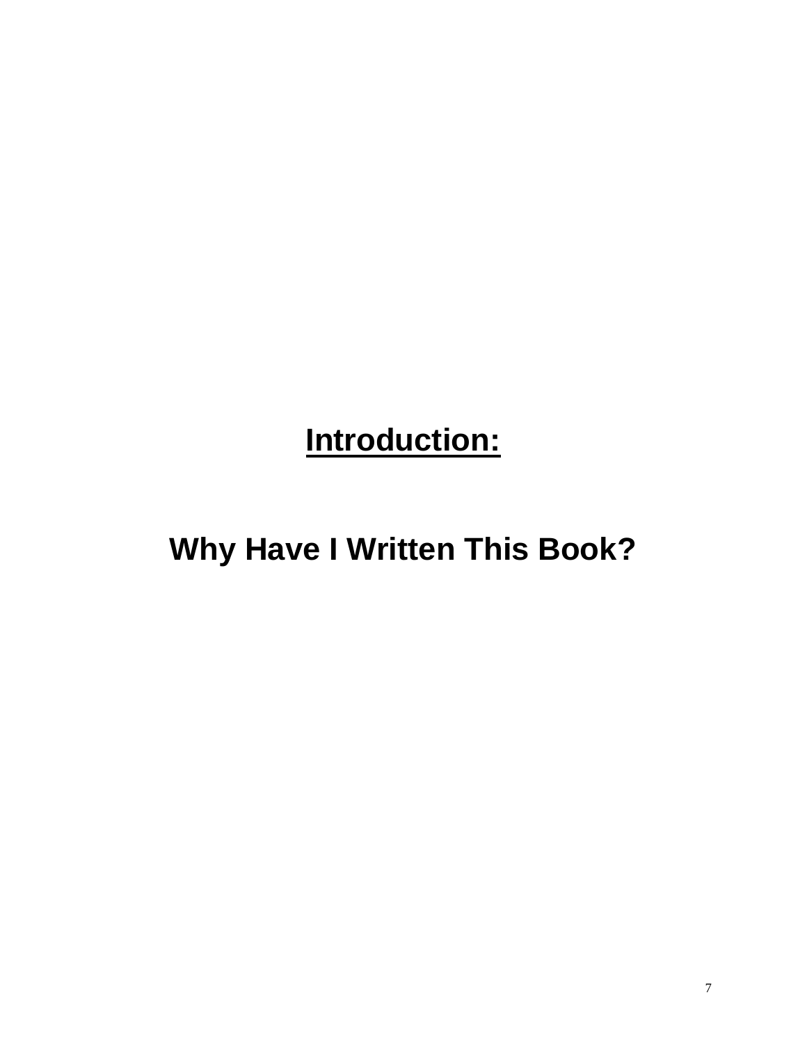# <u>Introduction:</u>

## Why Have I Written This Book?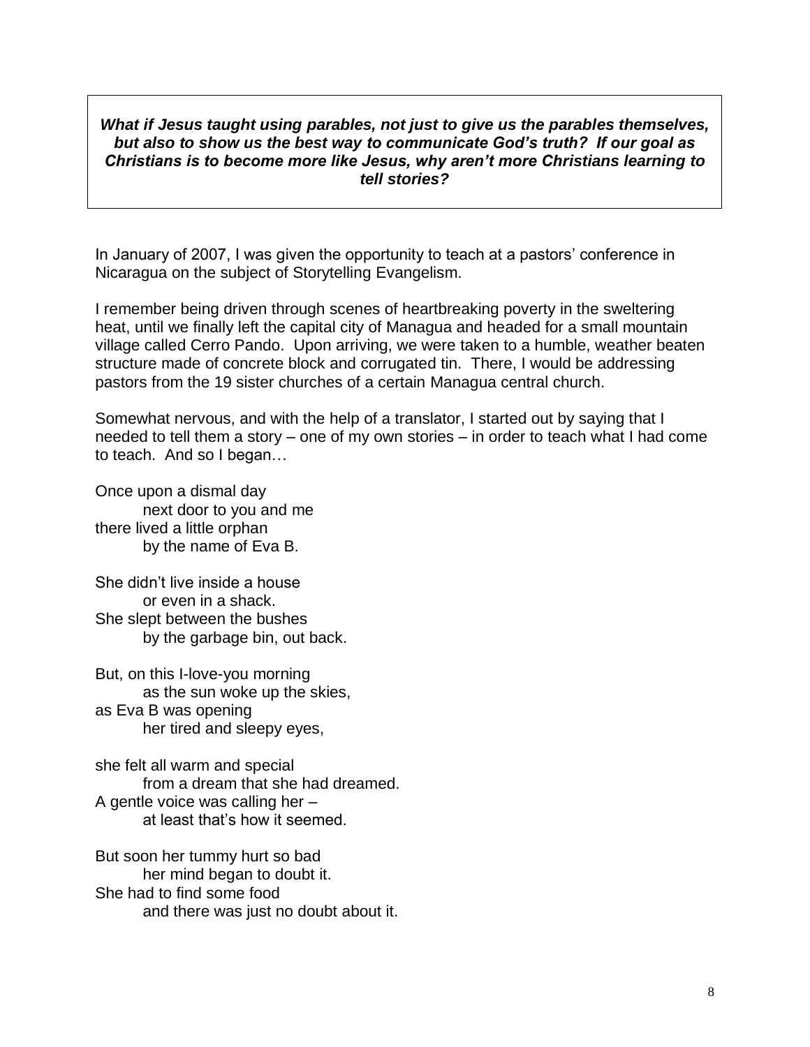> ***What if Jesus taught using parables, not just to give us the parables themselves, but also to show us the best way to communicate God's truth? If our goal as Christians is to become more like Jesus, why aren't more Christians learning to tell stories?***

In January of 2007, I was given the opportunity to teach at a pastors' conference in Nicaragua on the subject of Storytelling Evangelism.

I remember being driven through scenes of heartbreaking poverty in the sweltering heat, until we finally left the capital city of Managua and headed for a small mountain village called Cerro Pando. Upon arriving, we were taken to a humble, weather beaten structure made of concrete block and corrugated tin. There, I would be addressing pastors from the 19 sister churches of a certain Managua central church.

Somewhat nervous, and with the help of a translator, I started out by saying that I needed to tell them a story – one of my own stories – in order to teach what I had come to teach. And so I began…

Once upon a dismal day  
&nbsp;&nbsp;&nbsp;&nbsp;&nbsp;&nbsp;&nbsp;&nbsp;next door to you and me  
there lived a little orphan  
&nbsp;&nbsp;&nbsp;&nbsp;&nbsp;&nbsp;&nbsp;&nbsp;by the name of Eva B.

She didn't live inside a house  
&nbsp;&nbsp;&nbsp;&nbsp;&nbsp;&nbsp;&nbsp;&nbsp;or even in a shack.  
She slept between the bushes  
&nbsp;&nbsp;&nbsp;&nbsp;&nbsp;&nbsp;&nbsp;&nbsp;by the garbage bin, out back.

But, on this I-love-you morning  
&nbsp;&nbsp;&nbsp;&nbsp;&nbsp;&nbsp;&nbsp;&nbsp;as the sun woke up the skies,  
as Eva B was opening  
&nbsp;&nbsp;&nbsp;&nbsp;&nbsp;&nbsp;&nbsp;&nbsp;her tired and sleepy eyes,

she felt all warm and special  
&nbsp;&nbsp;&nbsp;&nbsp;&nbsp;&nbsp;&nbsp;&nbsp;from a dream that she had dreamed.  
A gentle voice was calling her –  
&nbsp;&nbsp;&nbsp;&nbsp;&nbsp;&nbsp;&nbsp;&nbsp;at least that's how it seemed.

But soon her tummy hurt so bad  
&nbsp;&nbsp;&nbsp;&nbsp;&nbsp;&nbsp;&nbsp;&nbsp;her mind began to doubt it.  
She had to find some food  
&nbsp;&nbsp;&nbsp;&nbsp;&nbsp;&nbsp;&nbsp;&nbsp;and there was just no doubt about it.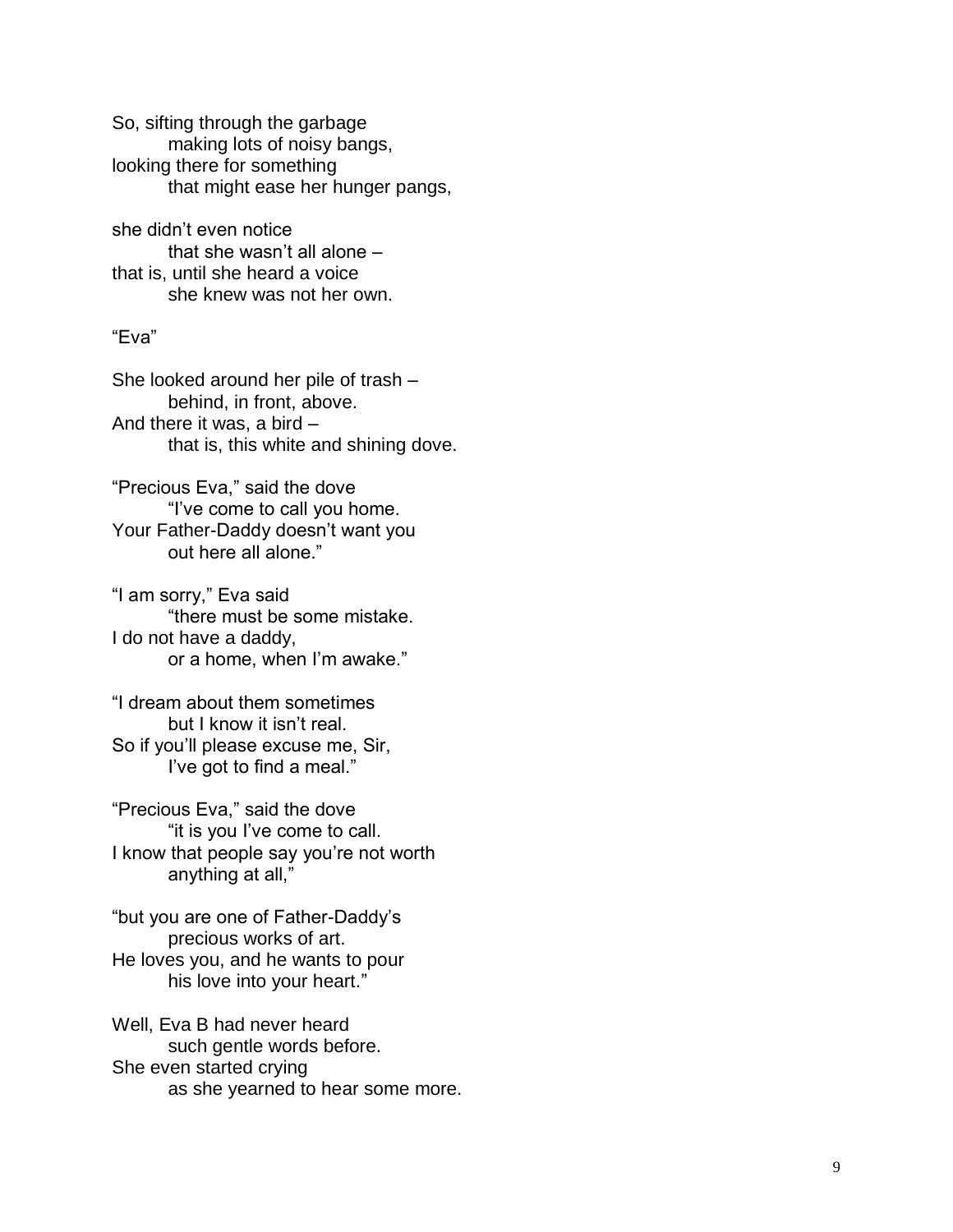So, sifting through the garbage
    making lots of noisy bangs,
looking there for something
    that might ease her hunger pangs,

she didn't even notice
    that she wasn't all alone –
that is, until she heard a voice
    she knew was not her own.

"Eva"

She looked around her pile of trash –
    behind, in front, above.
And there it was, a bird –
    that is, this white and shining dove.

"Precious Eva," said the dove
    "I've come to call you home.
Your Father-Daddy doesn't want you
    out here all alone."

"I am sorry," Eva said
    "there must be some mistake.
I do not have a daddy,
    or a home, when I'm awake."

"I dream about them sometimes
    but I know it isn't real.
So if you'll please excuse me, Sir,
    I've got to find a meal."

"Precious Eva," said the dove
    "it is you I've come to call.
I know that people say you're not worth
    anything at all,"

"but you are one of Father-Daddy's
    precious works of art.
He loves you, and he wants to pour
    his love into your heart."

Well, Eva B had never heard
    such gentle words before.
She even started crying
    as she yearned to hear some more.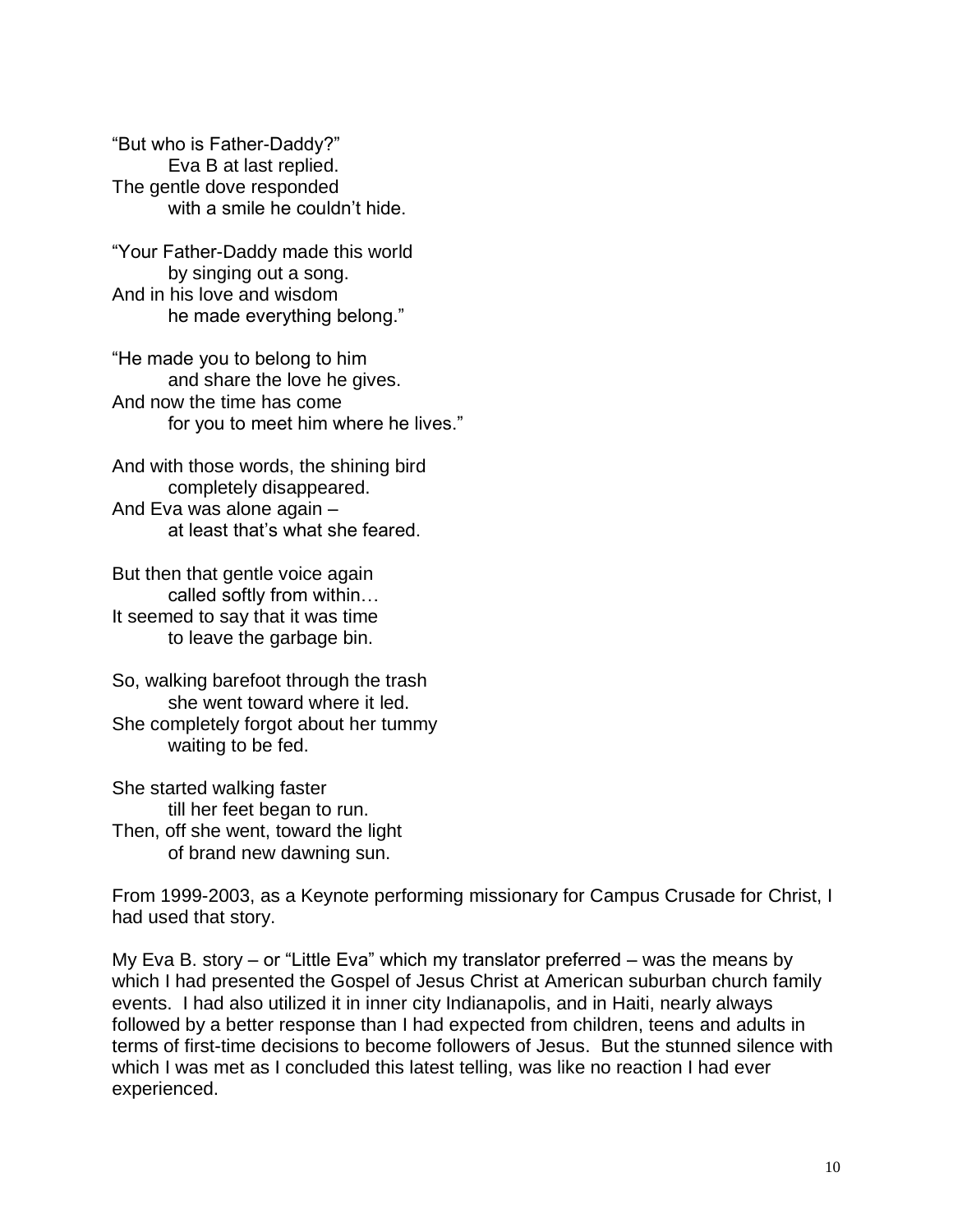"But who is Father-Daddy?"
Eva B at last replied.
The gentle dove responded
with a smile he couldn't hide.

"Your Father-Daddy made this world
by singing out a song.
And in his love and wisdom
he made everything belong."

"He made you to belong to him
and share the love he gives.
And now the time has come
for you to meet him where he lives."

And with those words, the shining bird
completely disappeared.
And Eva was alone again –
at least that's what she feared.

But then that gentle voice again
called softly from within…
It seemed to say that it was time
to leave the garbage bin.

So, walking barefoot through the trash
she went toward where it led.
She completely forgot about her tummy
waiting to be fed.

She started walking faster
till her feet began to run.
Then, off she went, toward the light
of brand new dawning sun.

From 1999-2003, as a Keynote performing missionary for Campus Crusade for Christ, I had used that story.

My Eva B. story – or "Little Eva" which my translator preferred – was the means by which I had presented the Gospel of Jesus Christ at American suburban church family events. I had also utilized it in inner city Indianapolis, and in Haiti, nearly always followed by a better response than I had expected from children, teens and adults in terms of first-time decisions to become followers of Jesus. But the stunned silence with which I was met as I concluded this latest telling, was like no reaction I had ever experienced.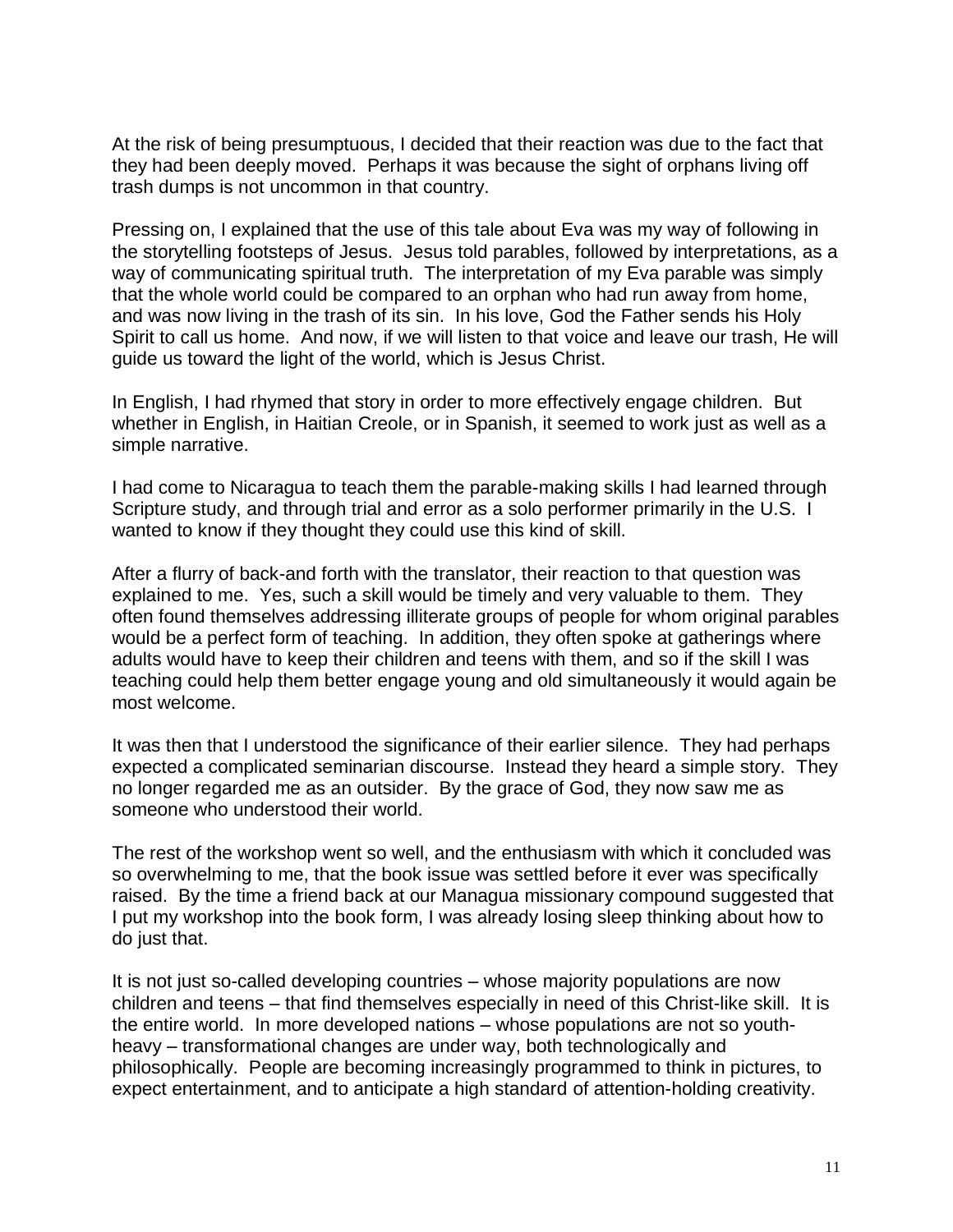At the risk of being presumptuous, I decided that their reaction was due to the fact that they had been deeply moved. Perhaps it was because the sight of orphans living off trash dumps is not uncommon in that country.

Pressing on, I explained that the use of this tale about Eva was my way of following in the storytelling footsteps of Jesus. Jesus told parables, followed by interpretations, as a way of communicating spiritual truth. The interpretation of my Eva parable was simply that the whole world could be compared to an orphan who had run away from home, and was now living in the trash of its sin. In his love, God the Father sends his Holy Spirit to call us home. And now, if we will listen to that voice and leave our trash, He will guide us toward the light of the world, which is Jesus Christ.

In English, I had rhymed that story in order to more effectively engage children. But whether in English, in Haitian Creole, or in Spanish, it seemed to work just as well as a simple narrative.

I had come to Nicaragua to teach them the parable-making skills I had learned through Scripture study, and through trial and error as a solo performer primarily in the U.S. I wanted to know if they thought they could use this kind of skill.

After a flurry of back-and forth with the translator, their reaction to that question was explained to me. Yes, such a skill would be timely and very valuable to them. They often found themselves addressing illiterate groups of people for whom original parables would be a perfect form of teaching. In addition, they often spoke at gatherings where adults would have to keep their children and teens with them, and so if the skill I was teaching could help them better engage young and old simultaneously it would again be most welcome.

It was then that I understood the significance of their earlier silence. They had perhaps expected a complicated seminarian discourse. Instead they heard a simple story. They no longer regarded me as an outsider. By the grace of God, they now saw me as someone who understood their world.

The rest of the workshop went so well, and the enthusiasm with which it concluded was so overwhelming to me, that the book issue was settled before it ever was specifically raised. By the time a friend back at our Managua missionary compound suggested that I put my workshop into the book form, I was already losing sleep thinking about how to do just that.

It is not just so-called developing countries – whose majority populations are now children and teens – that find themselves especially in need of this Christ-like skill. It is the entire world. In more developed nations – whose populations are not so youth-heavy – transformational changes are under way, both technologically and philosophically. People are becoming increasingly programmed to think in pictures, to expect entertainment, and to anticipate a high standard of attention-holding creativity.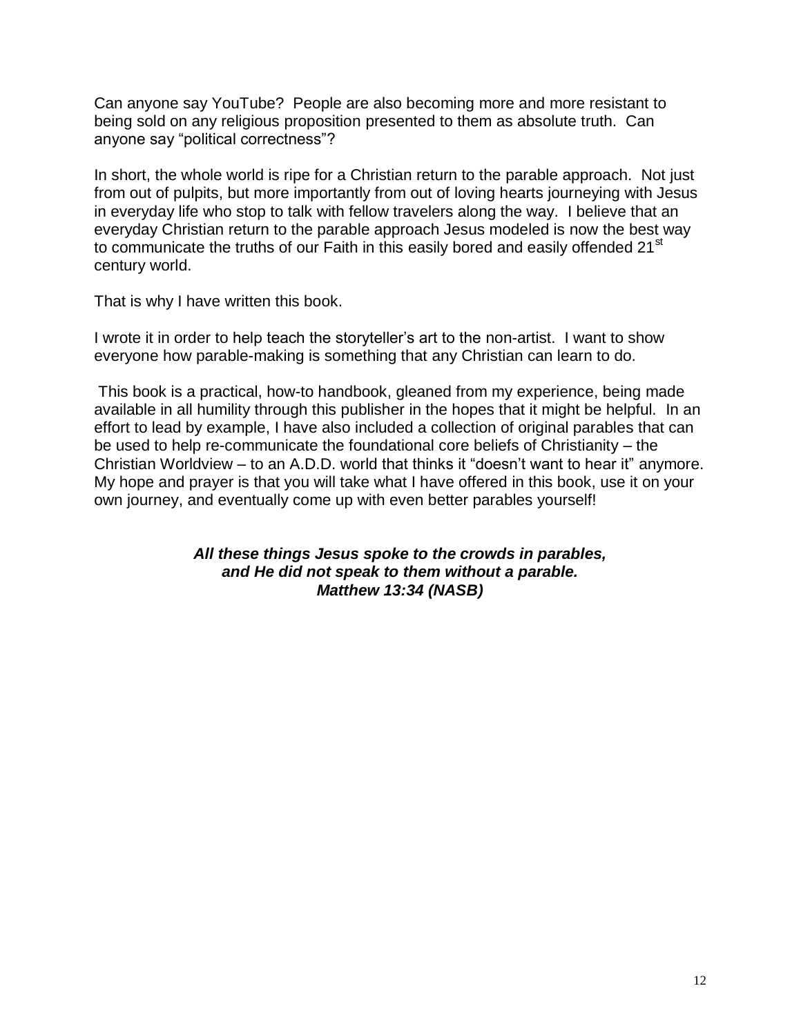Can anyone say YouTube? People are also becoming more and more resistant to being sold on any religious proposition presented to them as absolute truth. Can anyone say "political correctness"?

In short, the whole world is ripe for a Christian return to the parable approach. Not just from out of pulpits, but more importantly from out of loving hearts journeying with Jesus in everyday life who stop to talk with fellow travelers along the way. I believe that an everyday Christian return to the parable approach Jesus modeled is now the best way to communicate the truths of our Faith in this easily bored and easily offended 21st century world.

That is why I have written this book.

I wrote it in order to help teach the storyteller's art to the non-artist. I want to show everyone how parable-making is something that any Christian can learn to do.

This book is a practical, how-to handbook, gleaned from my experience, being made available in all humility through this publisher in the hopes that it might be helpful. In an effort to lead by example, I have also included a collection of original parables that can be used to help re-communicate the foundational core beliefs of Christianity – the Christian Worldview – to an A.D.D. world that thinks it "doesn't want to hear it" anymore. My hope and prayer is that you will take what I have offered in this book, use it on your own journey, and eventually come up with even better parables yourself!

***All these things Jesus spoke to the crowds in parables,***
***and He did not speak to them without a parable.***
***Matthew 13:34 (NASB)***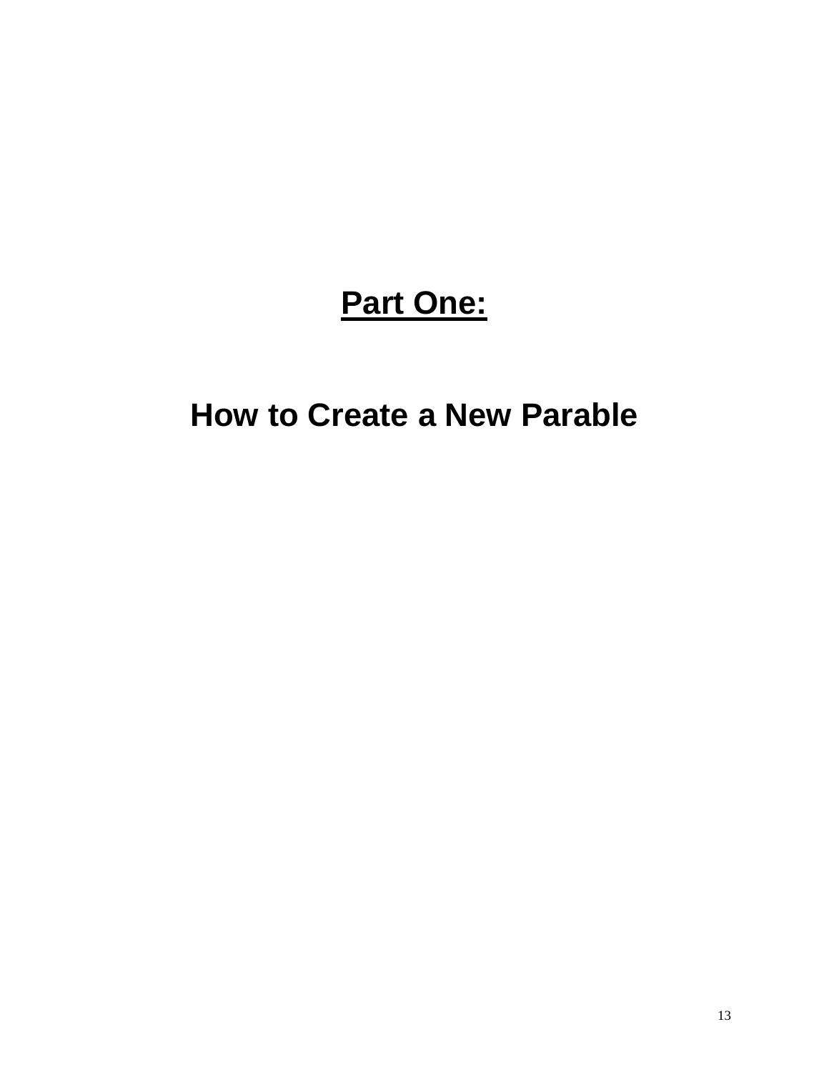# Part One:

# How to Create a New Parable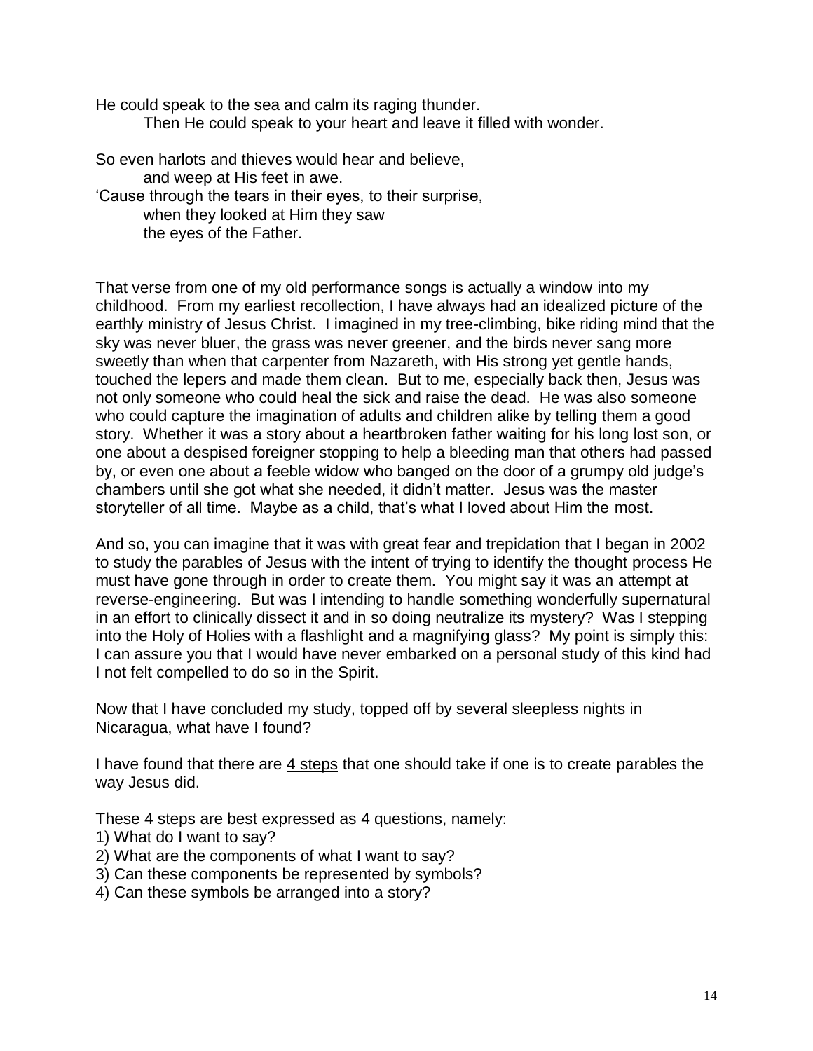He could speak to the sea and calm its raging thunder.
    Then He could speak to your heart and leave it filled with wonder.

So even harlots and thieves would hear and believe,
    and weep at His feet in awe.
'Cause through the tears in their eyes, to their surprise,
    when they looked at Him they saw
    the eyes of the Father.

That verse from one of my old performance songs is actually a window into my childhood. From my earliest recollection, I have always had an idealized picture of the earthly ministry of Jesus Christ. I imagined in my tree-climbing, bike riding mind that the sky was never bluer, the grass was never greener, and the birds never sang more sweetly than when that carpenter from Nazareth, with His strong yet gentle hands, touched the lepers and made them clean. But to me, especially back then, Jesus was not only someone who could heal the sick and raise the dead. He was also someone who could capture the imagination of adults and children alike by telling them a good story. Whether it was a story about a heartbroken father waiting for his long lost son, or one about a despised foreigner stopping to help a bleeding man that others had passed by, or even one about a feeble widow who banged on the door of a grumpy old judge's chambers until she got what she needed, it didn't matter. Jesus was the master storyteller of all time. Maybe as a child, that's what I loved about Him the most.

And so, you can imagine that it was with great fear and trepidation that I began in 2002 to study the parables of Jesus with the intent of trying to identify the thought process He must have gone through in order to create them. You might say it was an attempt at reverse-engineering. But was I intending to handle something wonderfully supernatural in an effort to clinically dissect it and in so doing neutralize its mystery? Was I stepping into the Holy of Holies with a flashlight and a magnifying glass? My point is simply this: I can assure you that I would have never embarked on a personal study of this kind had I not felt compelled to do so in the Spirit.

Now that I have concluded my study, topped off by several sleepless nights in Nicaragua, what have I found?

I have found that there are <u>4 steps</u> that one should take if one is to create parables the way Jesus did.

These 4 steps are best expressed as 4 questions, namely:

1) What do I want to say?
2) What are the components of what I want to say?
3) Can these components be represented by symbols?
4) Can these symbols be arranged into a story?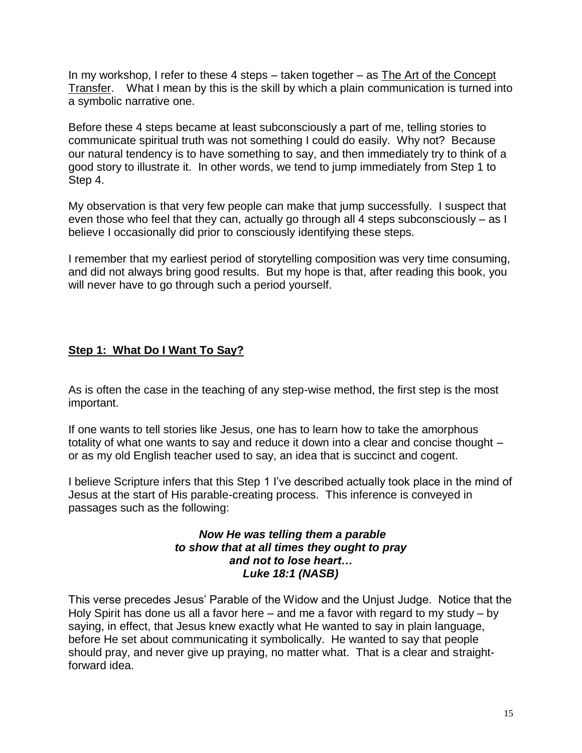In my workshop, I refer to these 4 steps – taken together – as The Art of the Concept Transfer. What I mean by this is the skill by which a plain communication is turned into a symbolic narrative one.

Before these 4 steps became at least subconsciously a part of me, telling stories to communicate spiritual truth was not something I could do easily. Why not? Because our natural tendency is to have something to say, and then immediately try to think of a good story to illustrate it. In other words, we tend to jump immediately from Step 1 to Step 4.

My observation is that very few people can make that jump successfully. I suspect that even those who feel that they can, actually go through all 4 steps subconsciously – as I believe I occasionally did prior to consciously identifying these steps.

I remember that my earliest period of storytelling composition was very time consuming, and did not always bring good results. But my hope is that, after reading this book, you will never have to go through such a period yourself.

## Step 1: What Do I Want To Say?

As is often the case in the teaching of any step-wise method, the first step is the most important.

If one wants to tell stories like Jesus, one has to learn how to take the amorphous totality of what one wants to say and reduce it down into a clear and concise thought – or as my old English teacher used to say, an idea that is succinct and cogent.

I believe Scripture infers that this Step 1 I've described actually took place in the mind of Jesus at the start of His parable-creating process. This inference is conveyed in passages such as the following:

> ***Now He was telling them a parable***
> ***to show that at all times they ought to pray***
> ***and not to lose heart…***
> ***Luke 18:1 (NASB)***

This verse precedes Jesus' Parable of the Widow and the Unjust Judge. Notice that the Holy Spirit has done us all a favor here – and me a favor with regard to my study – by saying, in effect, that Jesus knew exactly what He wanted to say in plain language, before He set about communicating it symbolically. He wanted to say that people should pray, and never give up praying, no matter what. That is a clear and straight-forward idea.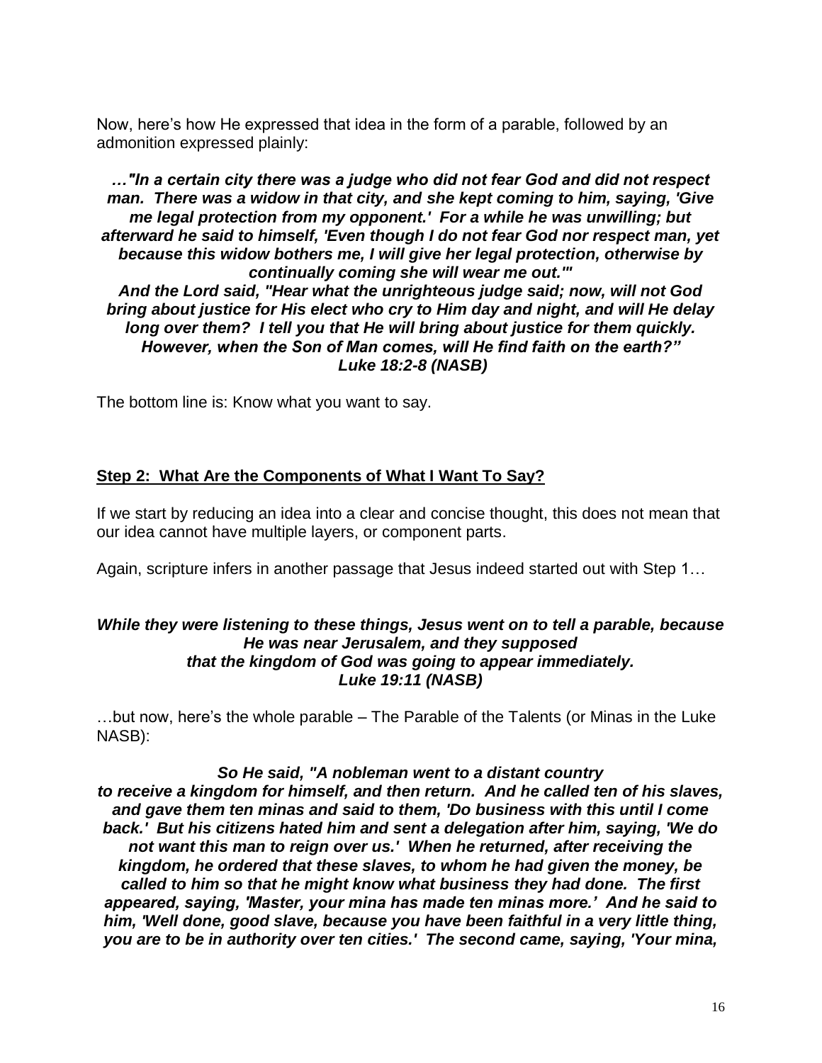Now, here's how He expressed that idea in the form of a parable, followed by an admonition expressed plainly:

***…"In a certain city there was a judge who did not fear God and did not respect man. There was a widow in that city, and she kept coming to him, saying, 'Give me legal protection from my opponent.' For a while he was unwilling; but afterward he said to himself, 'Even though I do not fear God nor respect man, yet because this widow bothers me, I will give her legal protection, otherwise by continually coming she will wear me out.'"***
***And the Lord said, "Hear what the unrighteous judge said; now, will not God bring about justice for His elect who cry to Him day and night, and will He delay long over them? I tell you that He will bring about justice for them quickly. However, when the Son of Man comes, will He find faith on the earth?"***
***Luke 18:2-8 (NASB)***

The bottom line is: Know what you want to say.

## Step 2: What Are the Components of What I Want To Say?

If we start by reducing an idea into a clear and concise thought, this does not mean that our idea cannot have multiple layers, or component parts.

Again, scripture infers in another passage that Jesus indeed started out with Step 1…

***While they were listening to these things, Jesus went on to tell a parable, because He was near Jerusalem, and they supposed that the kingdom of God was going to appear immediately.***
***Luke 19:11 (NASB)***

…but now, here's the whole parable – The Parable of the Talents (or Minas in the Luke NASB):

***So He said, "A nobleman went to a distant country to receive a kingdom for himself, and then return. And he called ten of his slaves, and gave them ten minas and said to them, 'Do business with this until I come back.' But his citizens hated him and sent a delegation after him, saying, 'We do not want this man to reign over us.' When he returned, after receiving the kingdom, he ordered that these slaves, to whom he had given the money, be called to him so that he might know what business they had done. The first appeared, saying, 'Master, your mina has made ten minas more.' And he said to him, 'Well done, good slave, because you have been faithful in a very little thing, you are to be in authority over ten cities.' The second came, saying, 'Your mina,***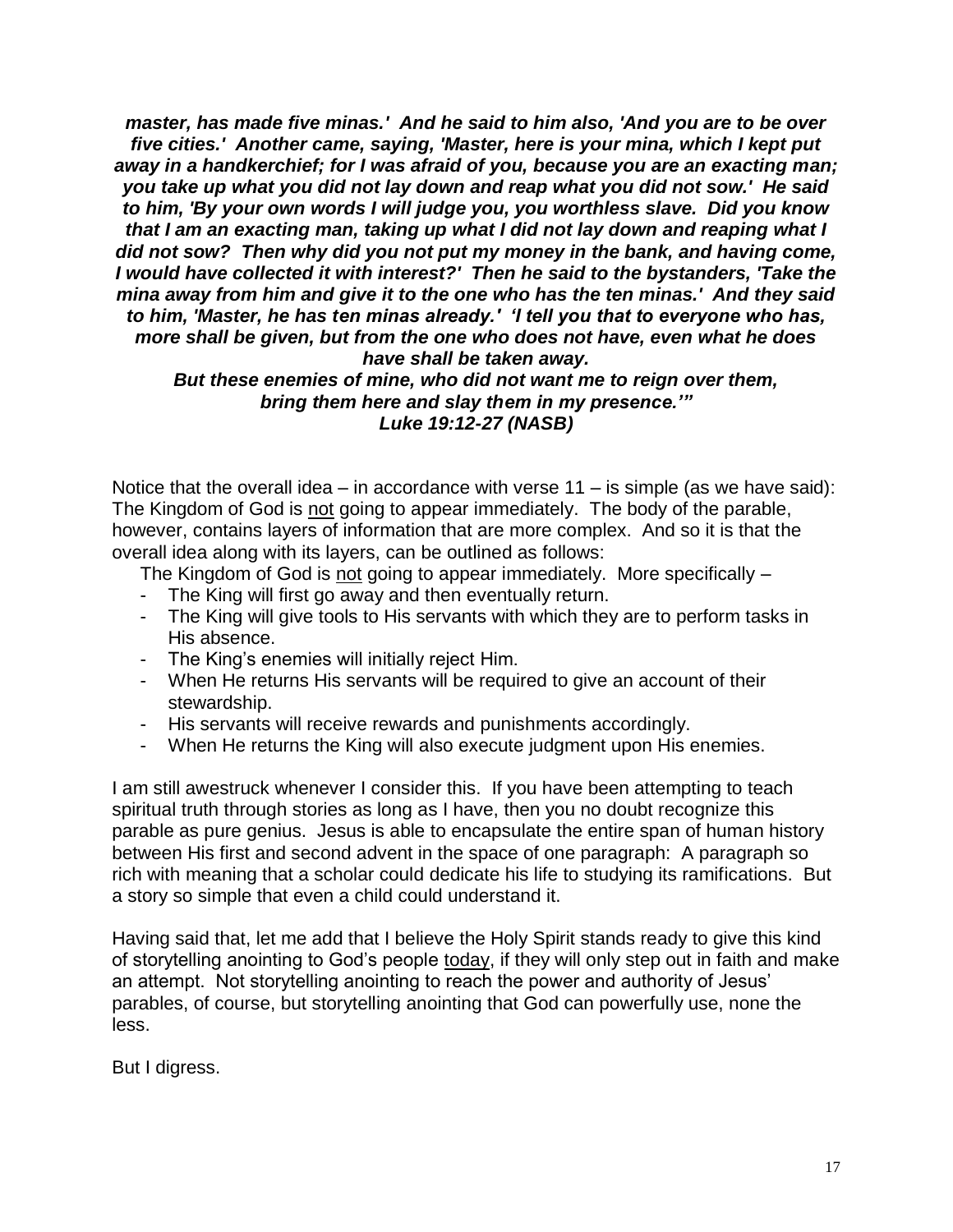***master, has made five minas.' And he said to him also, 'And you are to be over five cities.' Another came, saying, 'Master, here is your mina, which I kept put away in a handkerchief; for I was afraid of you, because you are an exacting man; you take up what you did not lay down and reap what you did not sow.' He said to him, 'By your own words I will judge you, you worthless slave. Did you know that I am an exacting man, taking up what I did not lay down and reaping what I did not sow? Then why did you not put my money in the bank, and having come, I would have collected it with interest?' Then he said to the bystanders, 'Take the mina away from him and give it to the one who has the ten minas.' And they said to him, 'Master, he has ten minas already.' 'I tell you that to everyone who has, more shall be given, but from the one who does not have, even what he does have shall be taken away.***

***But these enemies of mine, who did not want me to reign over them, bring them here and slay them in my presence.'"***
***Luke 19:12-27 (NASB)***

Notice that the overall idea – in accordance with verse 11 – is simple (as we have said): The Kingdom of God is <u>not</u> going to appear immediately. The body of the parable, however, contains layers of information that are more complex. And so it is that the overall idea along with its layers, can be outlined as follows:

The Kingdom of God is <u>not</u> going to appear immediately. More specifically –

- The King will first go away and then eventually return.
- The King will give tools to His servants with which they are to perform tasks in His absence.
- The King's enemies will initially reject Him.
- When He returns His servants will be required to give an account of their stewardship.
- His servants will receive rewards and punishments accordingly.
- When He returns the King will also execute judgment upon His enemies.

I am still awestruck whenever I consider this. If you have been attempting to teach spiritual truth through stories as long as I have, then you no doubt recognize this parable as pure genius. Jesus is able to encapsulate the entire span of human history between His first and second advent in the space of one paragraph: A paragraph so rich with meaning that a scholar could dedicate his life to studying its ramifications. But a story so simple that even a child could understand it.

Having said that, let me add that I believe the Holy Spirit stands ready to give this kind of storytelling anointing to God's people <u>today</u>, if they will only step out in faith and make an attempt. Not storytelling anointing to reach the power and authority of Jesus' parables, of course, but storytelling anointing that God can powerfully use, none the less.

But I digress.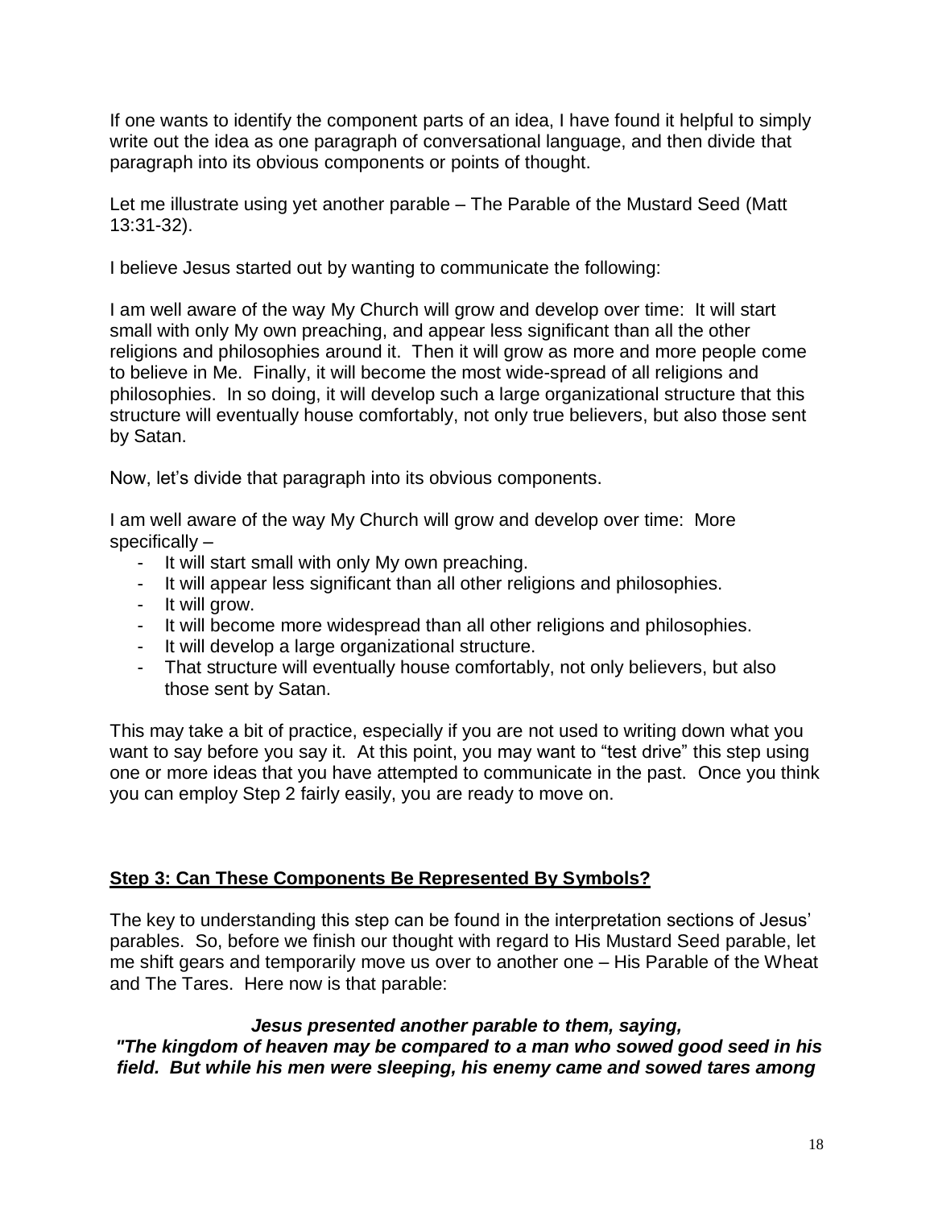If one wants to identify the component parts of an idea, I have found it helpful to simply write out the idea as one paragraph of conversational language, and then divide that paragraph into its obvious components or points of thought.

Let me illustrate using yet another parable – The Parable of the Mustard Seed (Matt 13:31-32).

I believe Jesus started out by wanting to communicate the following:

I am well aware of the way My Church will grow and develop over time: It will start small with only My own preaching, and appear less significant than all the other religions and philosophies around it. Then it will grow as more and more people come to believe in Me. Finally, it will become the most wide-spread of all religions and philosophies. In so doing, it will develop such a large organizational structure that this structure will eventually house comfortably, not only true believers, but also those sent by Satan.

Now, let's divide that paragraph into its obvious components.

I am well aware of the way My Church will grow and develop over time: More specifically –

- It will start small with only My own preaching.
- It will appear less significant than all other religions and philosophies.
- It will grow.
- It will become more widespread than all other religions and philosophies.
- It will develop a large organizational structure.
- That structure will eventually house comfortably, not only believers, but also those sent by Satan.

This may take a bit of practice, especially if you are not used to writing down what you want to say before you say it. At this point, you may want to "test drive" this step using one or more ideas that you have attempted to communicate in the past. Once you think you can employ Step 2 fairly easily, you are ready to move on.

## **Step 3: Can These Components Be Represented By Symbols?**

The key to understanding this step can be found in the interpretation sections of Jesus' parables. So, before we finish our thought with regard to His Mustard Seed parable, let me shift gears and temporarily move us over to another one – His Parable of the Wheat and The Tares. Here now is that parable:

***Jesus presented another parable to them, saying,***
***"The kingdom of heaven may be compared to a man who sowed good seed in his field. But while his men were sleeping, his enemy came and sowed tares among***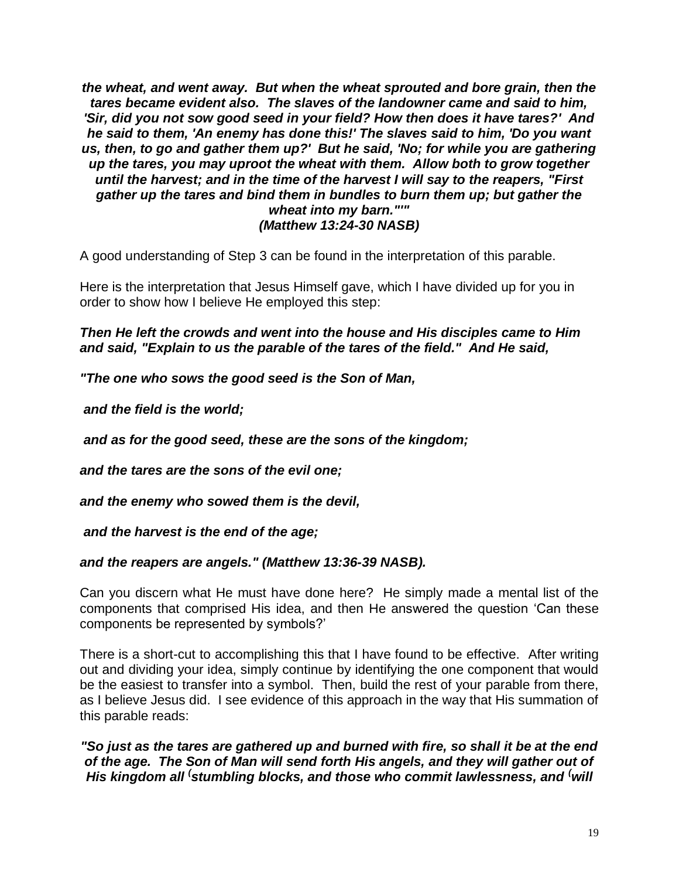***the wheat, and went away. But when the wheat sprouted and bore grain, then the tares became evident also. The slaves of the landowner came and said to him, 'Sir, did you not sow good seed in your field? How then does it have tares?' And he said to them, 'An enemy has done this!' The slaves said to him, 'Do you want us, then, to go and gather them up?' But he said, 'No; for while you are gathering up the tares, you may uproot the wheat with them. Allow both to grow together until the harvest; and in the time of the harvest I will say to the reapers, "First gather up the tares and bind them in bundles to burn them up; but gather the wheat into my barn."'"***
***(Matthew 13:24-30 NASB)***

A good understanding of Step 3 can be found in the interpretation of this parable.

Here is the interpretation that Jesus Himself gave, which I have divided up for you in order to show how I believe He employed this step:

***Then He left the crowds and went into the house and His disciples came to Him and said, "Explain to us the parable of the tares of the field." And He said,***

***"The one who sows the good seed is the Son of Man,***

***and the field is the world;***

***and as for the good seed, these are the sons of the kingdom;***

***and the tares are the sons of the evil one;***

***and the enemy who sowed them is the devil,***

***and the harvest is the end of the age;***

***and the reapers are angels." (Matthew 13:36-39 NASB).***

Can you discern what He must have done here? He simply made a mental list of the components that comprised His idea, and then He answered the question 'Can these components be represented by symbols?'

There is a short-cut to accomplishing this that I have found to be effective. After writing out and dividing your idea, simply continue by identifying the one component that would be the easiest to transfer into a symbol. Then, build the rest of your parable from there, as I believe Jesus did. I see evidence of this approach in the way that His summation of this parable reads:

***"So just as the tares are gathered up and burned with fire, so shall it be at the end of the age. The Son of Man will send forth His angels, and they will gather out of His kingdom all ⁽stumbling blocks, and those who commit lawlessness, and ⁽will***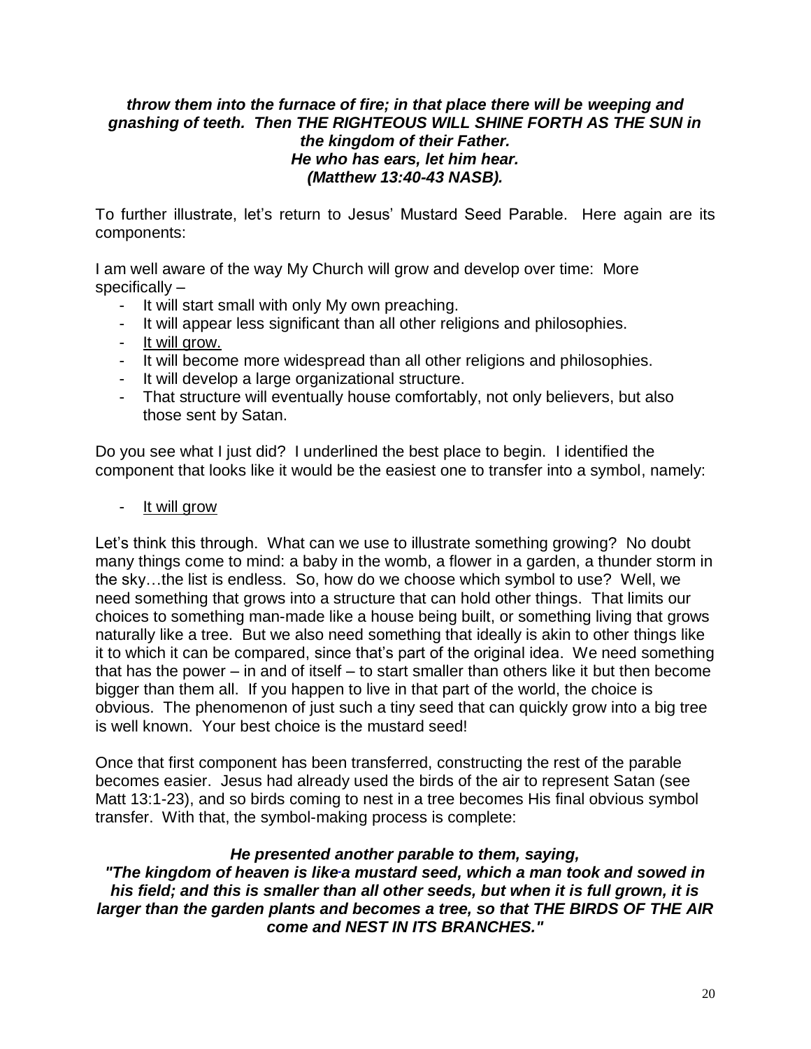***throw them into the furnace of fire; in that place there will be weeping and gnashing of teeth. Then THE RIGHTEOUS WILL SHINE FORTH AS THE SUN in the kingdom of their Father.***
***He who has ears, let him hear.***
***(Matthew 13:40-43 NASB).***

To further illustrate, let's return to Jesus' Mustard Seed Parable. Here again are its components:

I am well aware of the way My Church will grow and develop over time: More specifically –

- It will start small with only My own preaching.
- It will appear less significant than all other religions and philosophies.
- <u>It will grow.</u>
- It will become more widespread than all other religions and philosophies.
- It will develop a large organizational structure.
- That structure will eventually house comfortably, not only believers, but also those sent by Satan.

Do you see what I just did? I underlined the best place to begin. I identified the component that looks like it would be the easiest one to transfer into a symbol, namely:

- <u>It will grow</u>

Let's think this through. What can we use to illustrate something growing? No doubt many things come to mind: a baby in the womb, a flower in a garden, a thunder storm in the sky…the list is endless. So, how do we choose which symbol to use? Well, we need something that grows into a structure that can hold other things. That limits our choices to something man-made like a house being built, or something living that grows naturally like a tree. But we also need something that ideally is akin to other things like it to which it can be compared, since that's part of the original idea. We need something that has the power – in and of itself – to start smaller than others like it but then become bigger than them all. If you happen to live in that part of the world, the choice is obvious. The phenomenon of just such a tiny seed that can quickly grow into a big tree is well known. Your best choice is the mustard seed!

Once that first component has been transferred, constructing the rest of the parable becomes easier. Jesus had already used the birds of the air to represent Satan (see Matt 13:1-23), and so birds coming to nest in a tree becomes His final obvious symbol transfer. With that, the symbol-making process is complete:

***He presented another parable to them, saying,***
***"The kingdom of heaven is like a mustard seed, which a man took and sowed in his field; and this is smaller than all other seeds, but when it is full grown, it is larger than the garden plants and becomes a tree, so that THE BIRDS OF THE AIR come and NEST IN ITS BRANCHES."***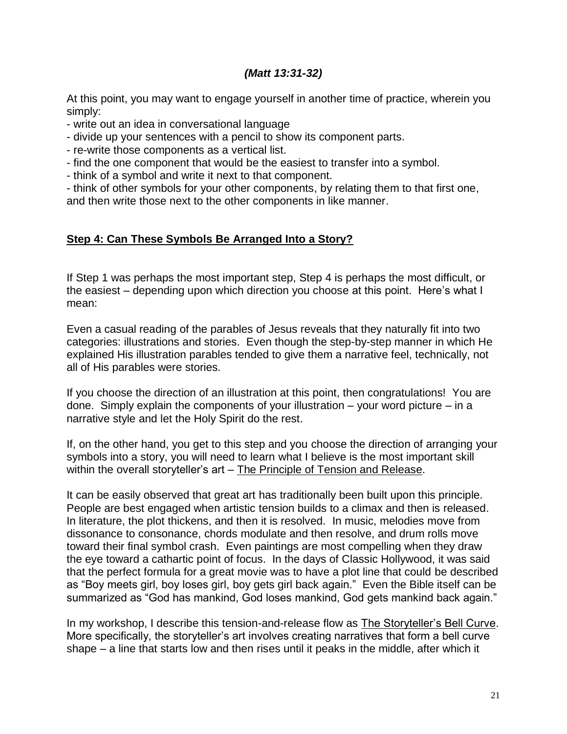***(Matt 13:31-32)***

At this point, you may want to engage yourself in another time of practice, wherein you simply:

- write out an idea in conversational language
- divide up your sentences with a pencil to show its component parts.
- re-write those components as a vertical list.
- find the one component that would be the easiest to transfer into a symbol.
- think of a symbol and write it next to that component.
- think of other symbols for your other components, by relating them to that first one, and then write those next to the other components in like manner.

## Step 4: Can These Symbols Be Arranged Into a Story?

If Step 1 was perhaps the most important step, Step 4 is perhaps the most difficult, or the easiest – depending upon which direction you choose at this point. Here's what I mean:

Even a casual reading of the parables of Jesus reveals that they naturally fit into two categories: illustrations and stories. Even though the step-by-step manner in which He explained His illustration parables tended to give them a narrative feel, technically, not all of His parables were stories.

If you choose the direction of an illustration at this point, then congratulations! You are done. Simply explain the components of your illustration – your word picture – in a narrative style and let the Holy Spirit do the rest.

If, on the other hand, you get to this step and you choose the direction of arranging your symbols into a story, you will need to learn what I believe is the most important skill within the overall storyteller's art – The Principle of Tension and Release.

It can be easily observed that great art has traditionally been built upon this principle. People are best engaged when artistic tension builds to a climax and then is released. In literature, the plot thickens, and then it is resolved. In music, melodies move from dissonance to consonance, chords modulate and then resolve, and drum rolls move toward their final symbol crash. Even paintings are most compelling when they draw the eye toward a cathartic point of focus. In the days of Classic Hollywood, it was said that the perfect formula for a great movie was to have a plot line that could be described as "Boy meets girl, boy loses girl, boy gets girl back again." Even the Bible itself can be summarized as "God has mankind, God loses mankind, God gets mankind back again."

In my workshop, I describe this tension-and-release flow as The Storyteller's Bell Curve. More specifically, the storyteller's art involves creating narratives that form a bell curve shape – a line that starts low and then rises until it peaks in the middle, after which it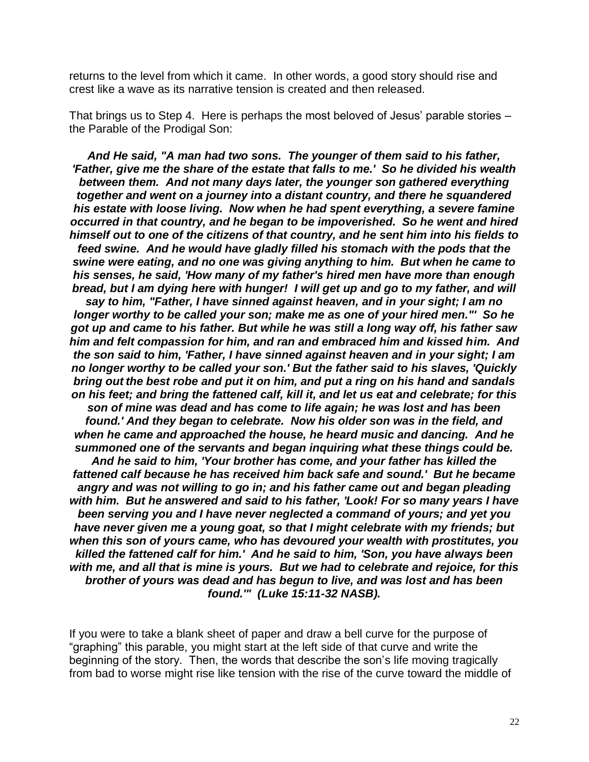returns to the level from which it came. In other words, a good story should rise and crest like a wave as its narrative tension is created and then released.

That brings us to Step 4. Here is perhaps the most beloved of Jesus' parable stories – the Parable of the Prodigal Son:

***And He said, "A man had two sons. The younger of them said to his father, 'Father, give me the share of the estate that falls to me.' So he divided his wealth between them. And not many days later, the younger son gathered everything together and went on a journey into a distant country, and there he squandered his estate with loose living. Now when he had spent everything, a severe famine occurred in that country, and he began to be impoverished. So he went and hired himself out to one of the citizens of that country, and he sent him into his fields to feed swine. And he would have gladly filled his stomach with the pods that the swine were eating, and no one was giving anything to him. But when he came to his senses, he said, 'How many of my father's hired men have more than enough bread, but I am dying here with hunger! I will get up and go to my father, and will say to him, "Father, I have sinned against heaven, and in your sight; I am no longer worthy to be called your son; make me as one of your hired men."' So he got up and came to his father. But while he was still a long way off, his father saw him and felt compassion for him, and ran and embraced him and kissed him. And the son said to him, 'Father, I have sinned against heaven and in your sight; I am no longer worthy to be called your son.' But the father said to his slaves, 'Quickly bring out the best robe and put it on him, and put a ring on his hand and sandals on his feet; and bring the fattened calf, kill it, and let us eat and celebrate; for this son of mine was dead and has come to life again; he was lost and has been found.' And they began to celebrate. Now his older son was in the field, and when he came and approached the house, he heard music and dancing. And he summoned one of the servants and began inquiring what these things could be. And he said to him, 'Your brother has come, and your father has killed the fattened calf because he has received him back safe and sound.' But he became angry and was not willing to go in; and his father came out and began pleading with him. But he answered and said to his father, 'Look! For so many years I have been serving you and I have never neglected a command of yours; and yet you have never given me a young goat, so that I might celebrate with my friends; but when this son of yours came, who has devoured your wealth with prostitutes, you killed the fattened calf for him.' And he said to him, 'Son, you have always been with me, and all that is mine is yours. But we had to celebrate and rejoice, for this brother of yours was dead and has begun to live, and was lost and has been found.'" (Luke 15:11-32 NASB).***

If you were to take a blank sheet of paper and draw a bell curve for the purpose of "graphing" this parable, you might start at the left side of that curve and write the beginning of the story. Then, the words that describe the son's life moving tragically from bad to worse might rise like tension with the rise of the curve toward the middle of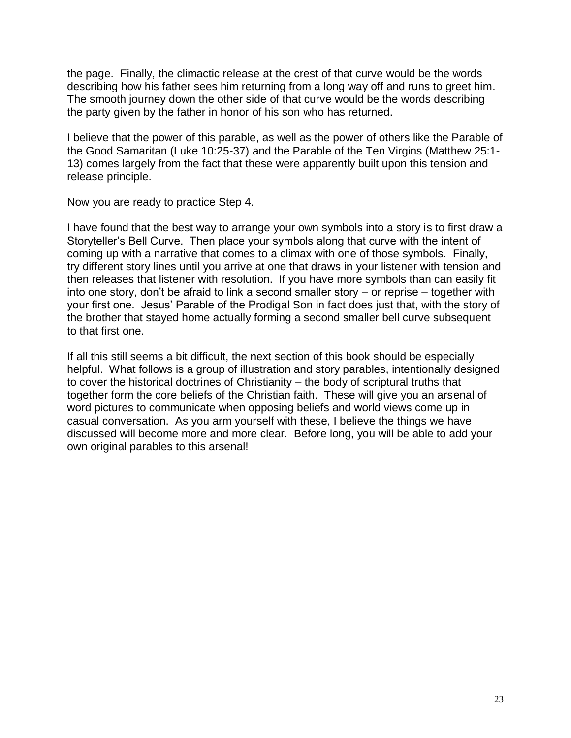the page. Finally, the climactic release at the crest of that curve would be the words describing how his father sees him returning from a long way off and runs to greet him. The smooth journey down the other side of that curve would be the words describing the party given by the father in honor of his son who has returned.

I believe that the power of this parable, as well as the power of others like the Parable of the Good Samaritan (Luke 10:25-37) and the Parable of the Ten Virgins (Matthew 25:1-13) comes largely from the fact that these were apparently built upon this tension and release principle.

Now you are ready to practice Step 4.

I have found that the best way to arrange your own symbols into a story is to first draw a Storyteller's Bell Curve. Then place your symbols along that curve with the intent of coming up with a narrative that comes to a climax with one of those symbols. Finally, try different story lines until you arrive at one that draws in your listener with tension and then releases that listener with resolution. If you have more symbols than can easily fit into one story, don't be afraid to link a second smaller story – or reprise – together with your first one. Jesus' Parable of the Prodigal Son in fact does just that, with the story of the brother that stayed home actually forming a second smaller bell curve subsequent to that first one.

If all this still seems a bit difficult, the next section of this book should be especially helpful. What follows is a group of illustration and story parables, intentionally designed to cover the historical doctrines of Christianity – the body of scriptural truths that together form the core beliefs of the Christian faith. These will give you an arsenal of word pictures to communicate when opposing beliefs and world views come up in casual conversation. As you arm yourself with these, I believe the things we have discussed will become more and more clear. Before long, you will be able to add your own original parables to this arsenal!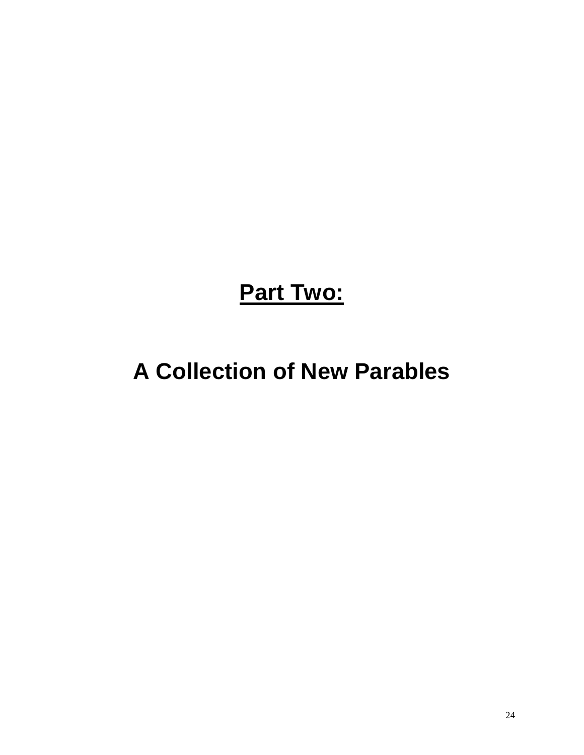# Part Two:

# A Collection of New Parables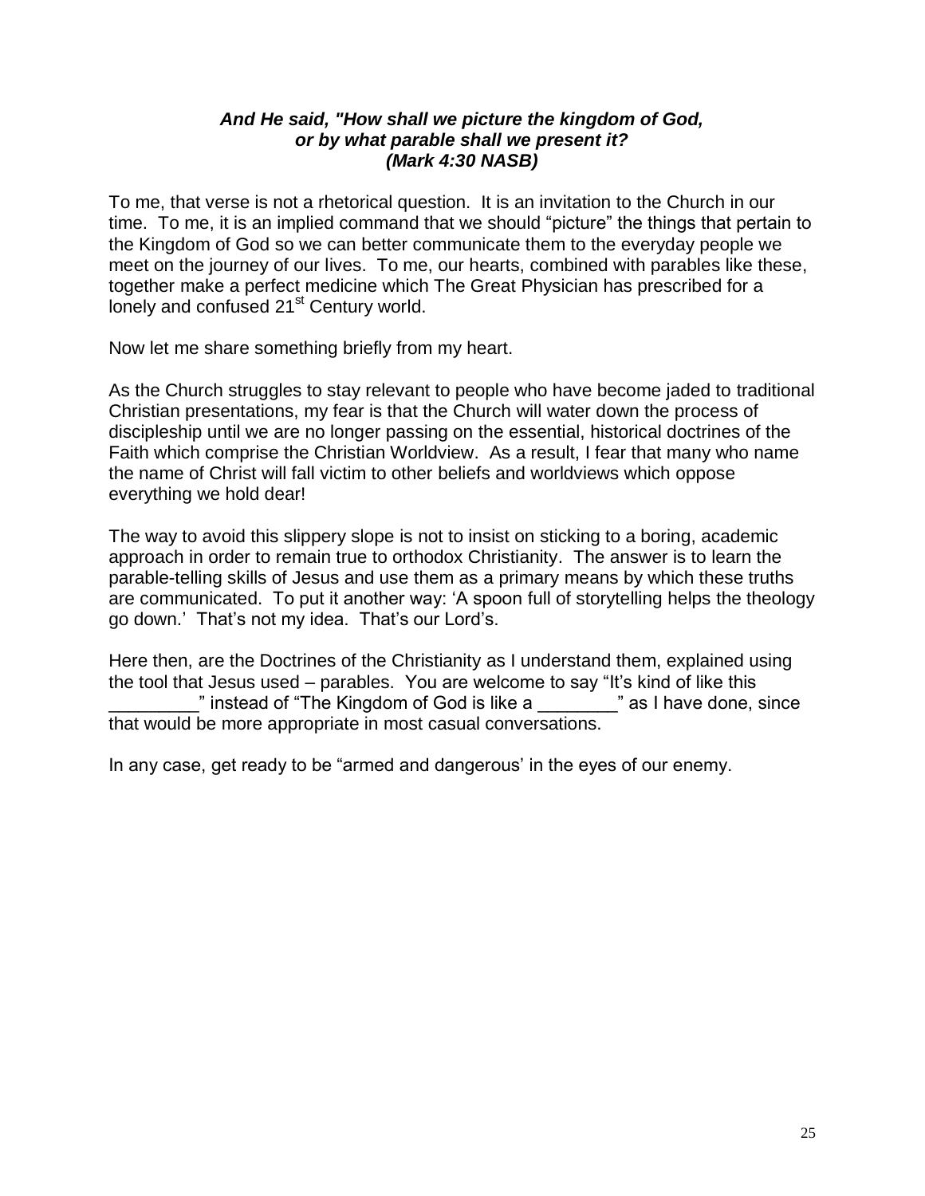***And He said, "How shall we picture the kingdom of God, or by what parable shall we present it? (Mark 4:30 NASB)***

To me, that verse is not a rhetorical question. It is an invitation to the Church in our time. To me, it is an implied command that we should "picture" the things that pertain to the Kingdom of God so we can better communicate them to the everyday people we meet on the journey of our lives. To me, our hearts, combined with parables like these, together make a perfect medicine which The Great Physician has prescribed for a lonely and confused 21st Century world.

Now let me share something briefly from my heart.

As the Church struggles to stay relevant to people who have become jaded to traditional Christian presentations, my fear is that the Church will water down the process of discipleship until we are no longer passing on the essential, historical doctrines of the Faith which comprise the Christian Worldview. As a result, I fear that many who name the name of Christ will fall victim to other beliefs and worldviews which oppose everything we hold dear!

The way to avoid this slippery slope is not to insist on sticking to a boring, academic approach in order to remain true to orthodox Christianity. The answer is to learn the parable-telling skills of Jesus and use them as a primary means by which these truths are communicated. To put it another way: 'A spoon full of storytelling helps the theology go down.' That's not my idea. That's our Lord's.

Here then, are the Doctrines of the Christianity as I understand them, explained using the tool that Jesus used – parables. You are welcome to say "It's kind of like this _________" instead of "The Kingdom of God is like a ________" as I have done, since that would be more appropriate in most casual conversations.

In any case, get ready to be "armed and dangerous' in the eyes of our enemy.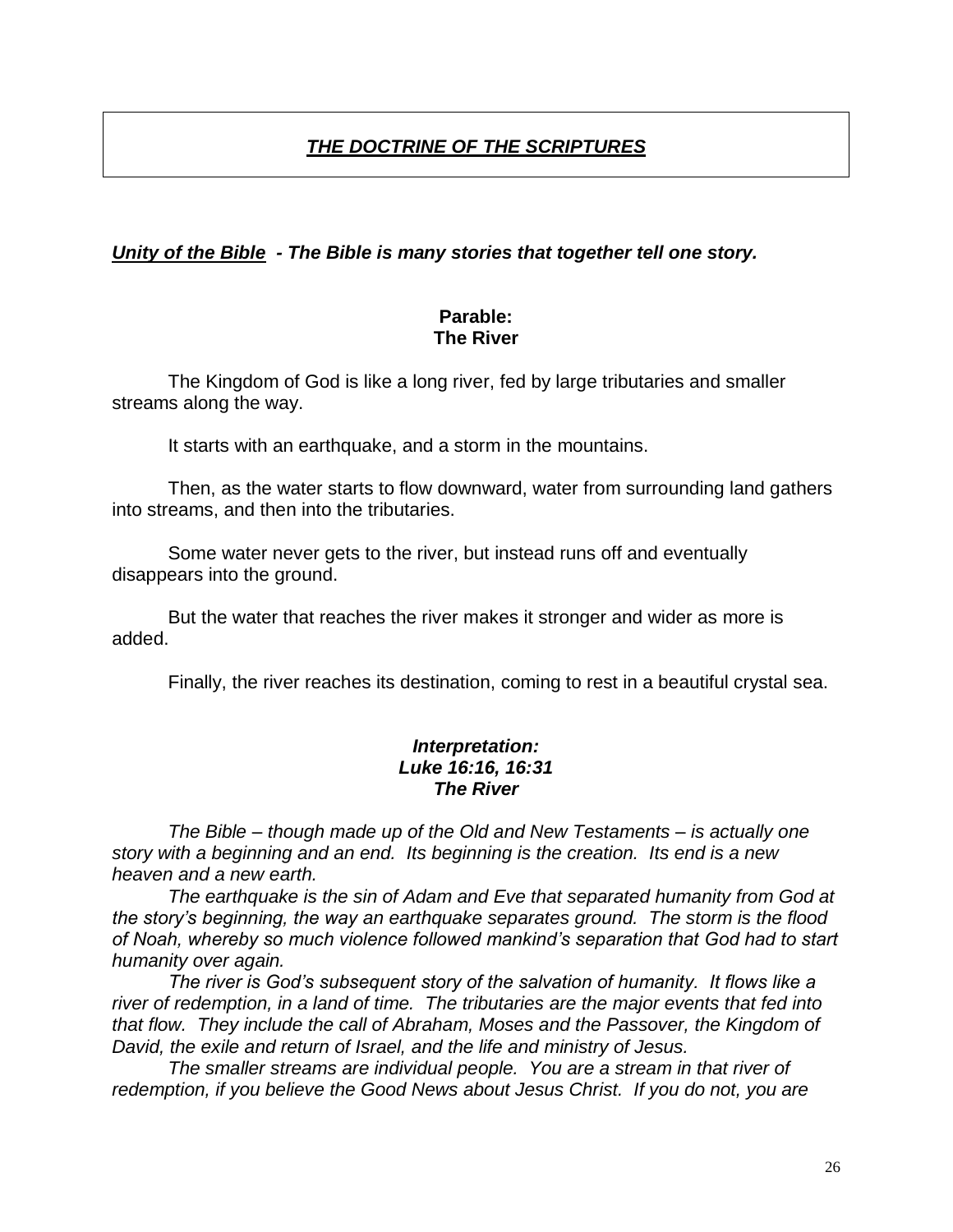# ***<u>THE DOCTRINE OF THE SCRIPTURES</u>***

***<u>Unity of the Bible</u> - The Bible is many stories that together tell one story.***

**Parable:**
**The River**

The Kingdom of God is like a long river, fed by large tributaries and smaller streams along the way.

It starts with an earthquake, and a storm in the mountains.

Then, as the water starts to flow downward, water from surrounding land gathers into streams, and then into the tributaries.

Some water never gets to the river, but instead runs off and eventually disappears into the ground.

But the water that reaches the river makes it stronger and wider as more is added.

Finally, the river reaches its destination, coming to rest in a beautiful crystal sea.

***Interpretation:***
***Luke 16:16, 16:31***
***The River***

*The Bible – though made up of the Old and New Testaments – is actually one story with a beginning and an end. Its beginning is the creation. Its end is a new heaven and a new earth.*

*The earthquake is the sin of Adam and Eve that separated humanity from God at the story's beginning, the way an earthquake separates ground. The storm is the flood of Noah, whereby so much violence followed mankind's separation that God had to start humanity over again.*

*The river is God's subsequent story of the salvation of humanity. It flows like a river of redemption, in a land of time. The tributaries are the major events that fed into that flow. They include the call of Abraham, Moses and the Passover, the Kingdom of David, the exile and return of Israel, and the life and ministry of Jesus.*

*The smaller streams are individual people. You are a stream in that river of redemption, if you believe the Good News about Jesus Christ. If you do not, you are*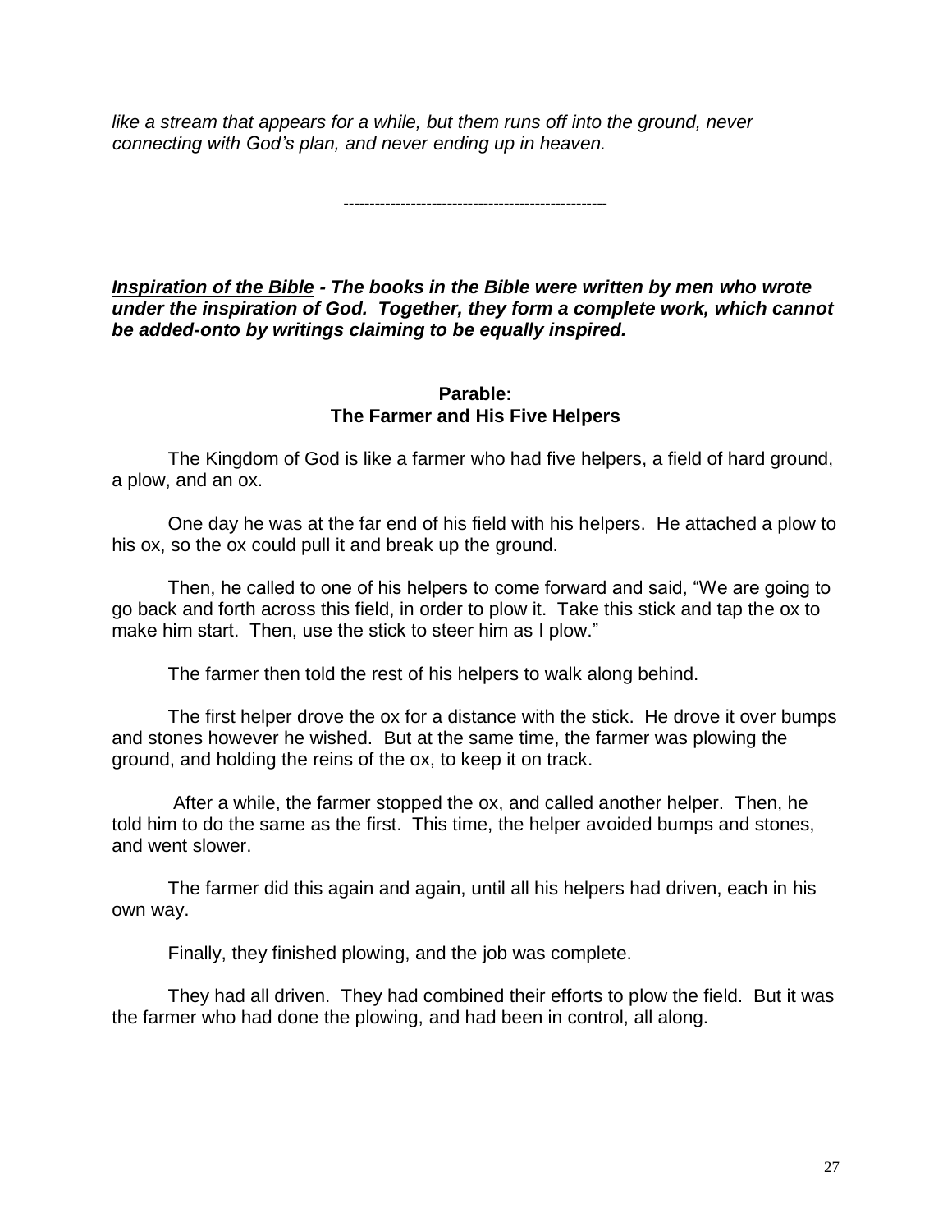*like a stream that appears for a while, but them runs off into the ground, never connecting with God's plan, and never ending up in heaven.*

---

***<u>Inspiration of the Bible</u> - The books in the Bible were written by men who wrote under the inspiration of God. Together, they form a complete work, which cannot be added-onto by writings claiming to be equally inspired.***

### Parable:
### The Farmer and His Five Helpers

The Kingdom of God is like a farmer who had five helpers, a field of hard ground, a plow, and an ox.

One day he was at the far end of his field with his helpers. He attached a plow to his ox, so the ox could pull it and break up the ground.

Then, he called to one of his helpers to come forward and said, "We are going to go back and forth across this field, in order to plow it. Take this stick and tap the ox to make him start. Then, use the stick to steer him as I plow."

The farmer then told the rest of his helpers to walk along behind.

The first helper drove the ox for a distance with the stick. He drove it over bumps and stones however he wished. But at the same time, the farmer was plowing the ground, and holding the reins of the ox, to keep it on track.

After a while, the farmer stopped the ox, and called another helper. Then, he told him to do the same as the first. This time, the helper avoided bumps and stones, and went slower.

The farmer did this again and again, until all his helpers had driven, each in his own way.

Finally, they finished plowing, and the job was complete.

They had all driven. They had combined their efforts to plow the field. But it was the farmer who had done the plowing, and had been in control, all along.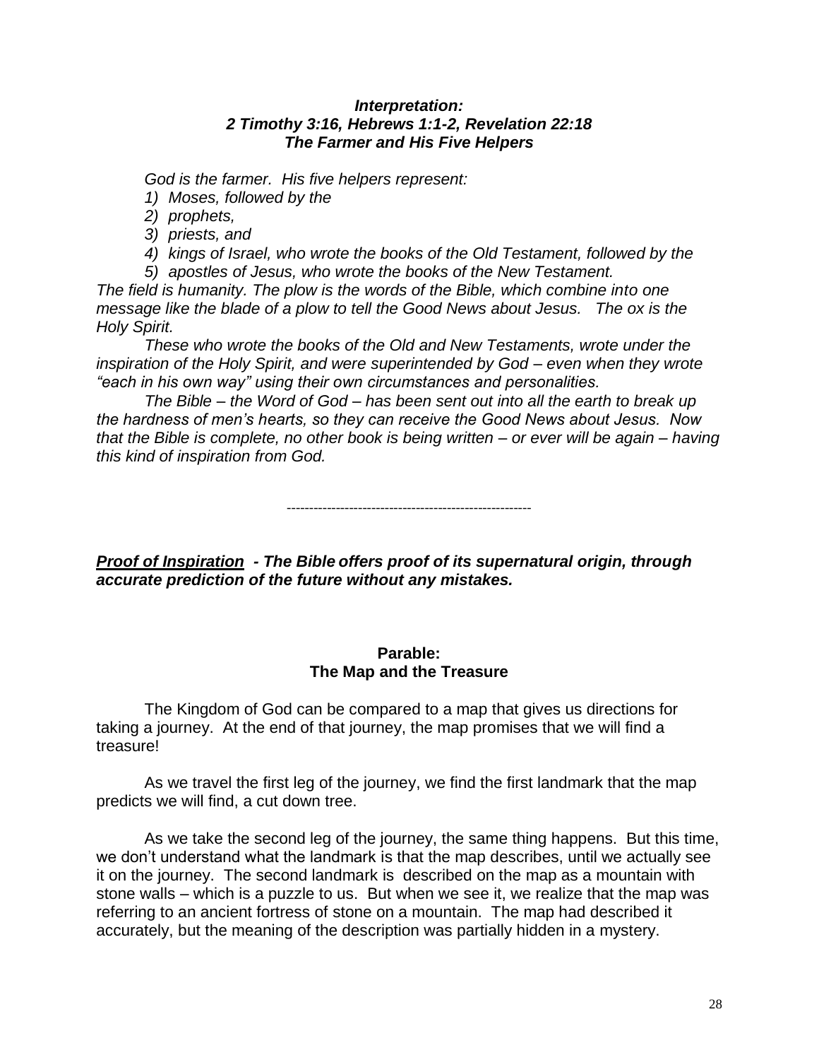### *Interpretation:*
### *2 Timothy 3:16, Hebrews 1:1-2, Revelation 22:18*
### *The Farmer and His Five Helpers*

*God is the farmer. His five helpers represent:*

1) *Moses, followed by the*
2) *prophets,*
3) *priests, and*
4) *kings of Israel, who wrote the books of the Old Testament, followed by the*
5) *apostles of Jesus, who wrote the books of the New Testament.*

*The field is humanity. The plow is the words of the Bible, which combine into one message like the blade of a plow to tell the Good News about Jesus. The ox is the Holy Spirit.*

*These who wrote the books of the Old and New Testaments, wrote under the inspiration of the Holy Spirit, and were superintended by God – even when they wrote "each in his own way" using their own circumstances and personalities.*

*The Bible – the Word of God – has been sent out into all the earth to break up the hardness of men's hearts, so they can receive the Good News about Jesus. Now that the Bible is complete, no other book is being written – or ever will be again – having this kind of inspiration from God.*

---

***<u>Proof of Inspiration</u>* - *The Bible offers proof of its supernatural origin, through accurate prediction of the future without any mistakes.***

### Parable:
### The Map and the Treasure

The Kingdom of God can be compared to a map that gives us directions for taking a journey. At the end of that journey, the map promises that we will find a treasure!

As we travel the first leg of the journey, we find the first landmark that the map predicts we will find, a cut down tree.

As we take the second leg of the journey, the same thing happens. But this time, we don't understand what the landmark is that the map describes, until we actually see it on the journey. The second landmark is described on the map as a mountain with stone walls – which is a puzzle to us. But when we see it, we realize that the map was referring to an ancient fortress of stone on a mountain. The map had described it accurately, but the meaning of the description was partially hidden in a mystery.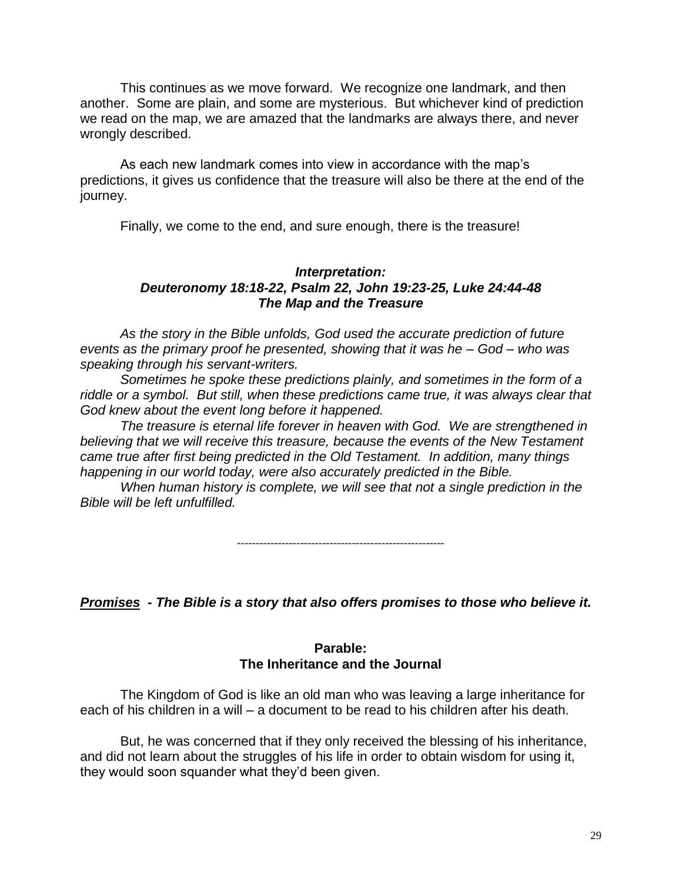This continues as we move forward. We recognize one landmark, and then another. Some are plain, and some are mysterious. But whichever kind of prediction we read on the map, we are amazed that the landmarks are always there, and never wrongly described.

As each new landmark comes into view in accordance with the map's predictions, it gives us confidence that the treasure will also be there at the end of the journey.

Finally, we come to the end, and sure enough, there is the treasure!

### *Interpretation:*
### *Deuteronomy 18:18-22, Psalm 22, John 19:23-25, Luke 24:44-48*
### *The Map and the Treasure*

*As the story in the Bible unfolds, God used the accurate prediction of future events as the primary proof he presented, showing that it was he – God – who was speaking through his servant-writers.*

*Sometimes he spoke these predictions plainly, and sometimes in the form of a riddle or a symbol. But still, when these predictions came true, it was always clear that God knew about the event long before it happened.*

*The treasure is eternal life forever in heaven with God. We are strengthened in believing that we will receive this treasure, because the events of the New Testament came true after first being predicted in the Old Testament. In addition, many things happening in our world today, were also accurately predicted in the Bible.*

*When human history is complete, we will see that not a single prediction in the Bible will be left unfulfilled.*

---

***Promises** - The Bible is a story that also offers promises to those who believe it.*

### Parable:
### The Inheritance and the Journal

The Kingdom of God is like an old man who was leaving a large inheritance for each of his children in a will – a document to be read to his children after his death.

But, he was concerned that if they only received the blessing of his inheritance, and did not learn about the struggles of his life in order to obtain wisdom for using it, they would soon squander what they'd been given.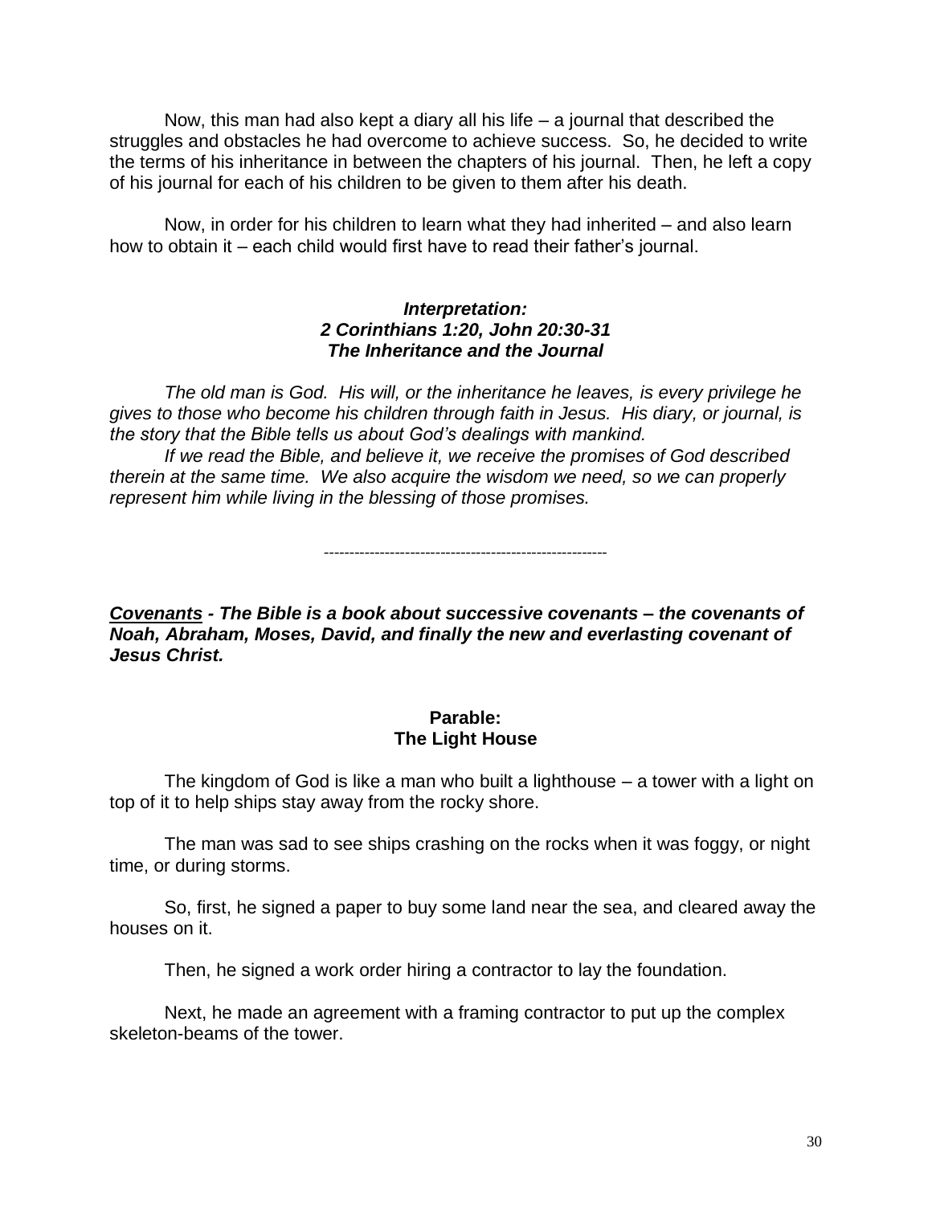Now, this man had also kept a diary all his life – a journal that described the struggles and obstacles he had overcome to achieve success. So, he decided to write the terms of his inheritance in between the chapters of his journal. Then, he left a copy of his journal for each of his children to be given to them after his death.

Now, in order for his children to learn what they had inherited – and also learn how to obtain it – each child would first have to read their father's journal.

### *Interpretation:*
### *2 Corinthians 1:20, John 20:30-31*
### *The Inheritance and the Journal*

*The old man is God. His will, or the inheritance he leaves, is every privilege he gives to those who become his children through faith in Jesus. His diary, or journal, is the story that the Bible tells us about God's dealings with mankind.*

*If we read the Bible, and believe it, we receive the promises of God described therein at the same time. We also acquire the wisdom we need, so we can properly represent him while living in the blessing of those promises.*

---

***Covenants*** ***- The Bible is a book about successive covenants – the covenants of Noah, Abraham, Moses, David, and finally the new and everlasting covenant of Jesus Christ.***

### Parable:
### The Light House

The kingdom of God is like a man who built a lighthouse – a tower with a light on top of it to help ships stay away from the rocky shore.

The man was sad to see ships crashing on the rocks when it was foggy, or night time, or during storms.

So, first, he signed a paper to buy some land near the sea, and cleared away the houses on it.

Then, he signed a work order hiring a contractor to lay the foundation.

Next, he made an agreement with a framing contractor to put up the complex skeleton-beams of the tower.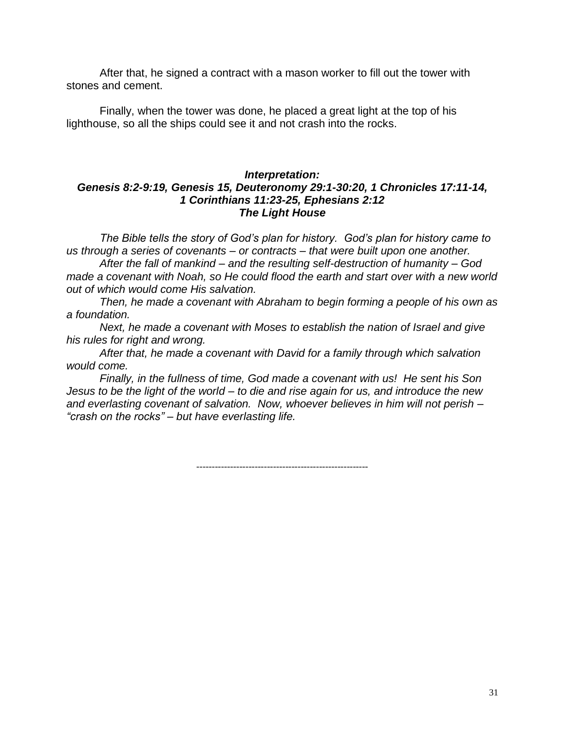After that, he signed a contract with a mason worker to fill out the tower with stones and cement.

Finally, when the tower was done, he placed a great light at the top of his lighthouse, so all the ships could see it and not crash into the rocks.

***Interpretation:***
***Genesis 8:2-9:19, Genesis 15, Deuteronomy 29:1-30:20, 1 Chronicles 17:11-14, 1 Corinthians 11:23-25, Ephesians 2:12***
***The Light House***

*The Bible tells the story of God's plan for history. God's plan for history came to us through a series of covenants – or contracts – that were built upon one another.*

*After the fall of mankind – and the resulting self-destruction of humanity – God made a covenant with Noah, so He could flood the earth and start over with a new world out of which would come His salvation.*

*Then, he made a covenant with Abraham to begin forming a people of his own as a foundation.*

*Next, he made a covenant with Moses to establish the nation of Israel and give his rules for right and wrong.*

*After that, he made a covenant with David for a family through which salvation would come.*

*Finally, in the fullness of time, God made a covenant with us! He sent his Son Jesus to be the light of the world – to die and rise again for us, and introduce the new and everlasting covenant of salvation. Now, whoever believes in him will not perish – "crash on the rocks" – but have everlasting life.*

--------------------------------------------------------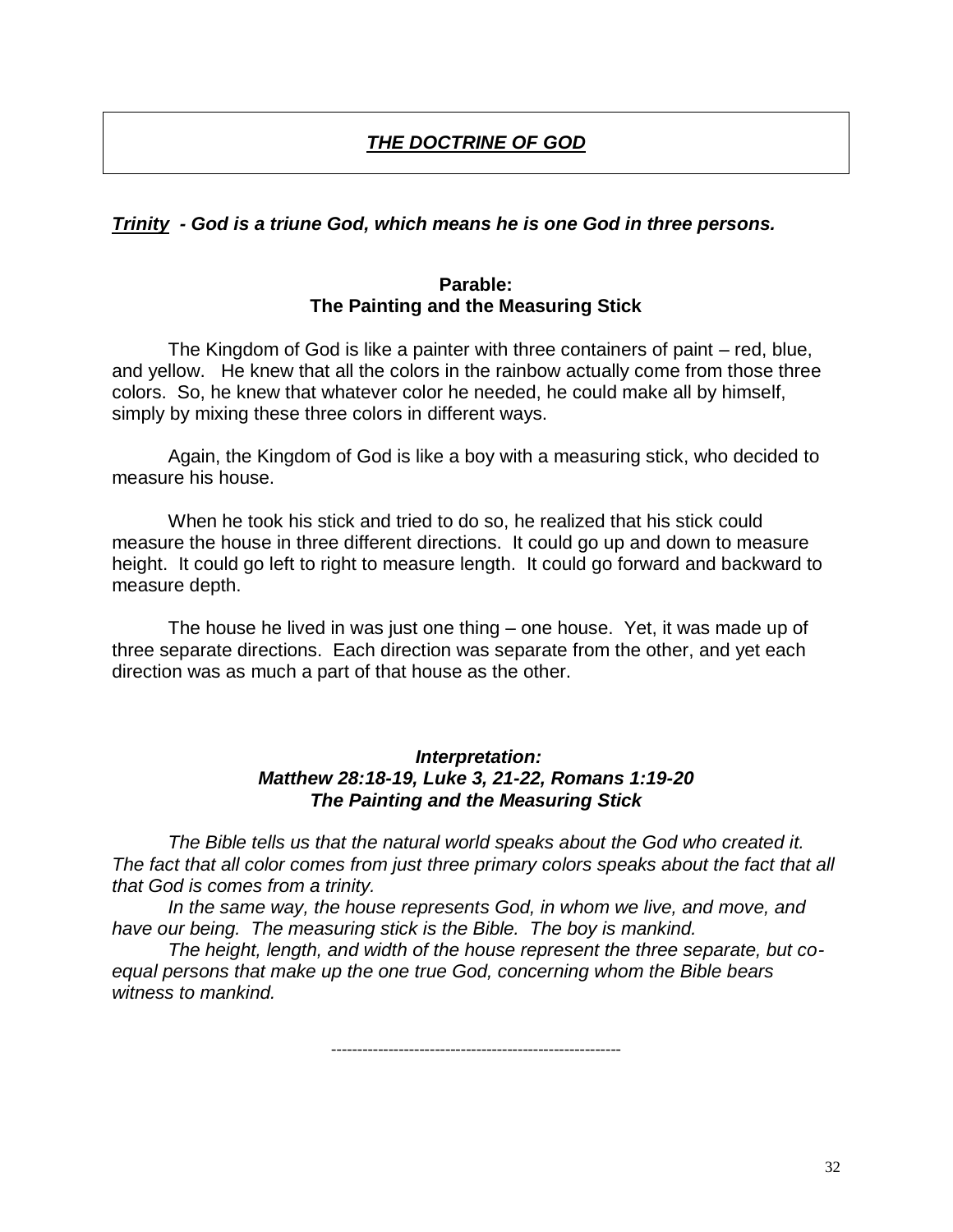# ***THE DOCTRINE OF GOD***

***Trinity*** ***- God is a triune God, which means he is one God in three persons.***

**Parable:**
**The Painting and the Measuring Stick**

The Kingdom of God is like a painter with three containers of paint – red, blue, and yellow. He knew that all the colors in the rainbow actually come from those three colors. So, he knew that whatever color he needed, he could make all by himself, simply by mixing these three colors in different ways.

Again, the Kingdom of God is like a boy with a measuring stick, who decided to measure his house.

When he took his stick and tried to do so, he realized that his stick could measure the house in three different directions. It could go up and down to measure height. It could go left to right to measure length. It could go forward and backward to measure depth.

The house he lived in was just one thing – one house. Yet, it was made up of three separate directions. Each direction was separate from the other, and yet each direction was as much a part of that house as the other.

***Interpretation:***
***Matthew 28:18-19, Luke 3, 21-22, Romans 1:19-20***
***The Painting and the Measuring Stick***

*The Bible tells us that the natural world speaks about the God who created it. The fact that all color comes from just three primary colors speaks about the fact that all that God is comes from a trinity.*

*In the same way, the house represents God, in whom we live, and move, and have our being. The measuring stick is the Bible. The boy is mankind.*

*The height, length, and width of the house represent the three separate, but co-equal persons that make up the one true God, concerning whom the Bible bears witness to mankind.*

--------------------------------------------------------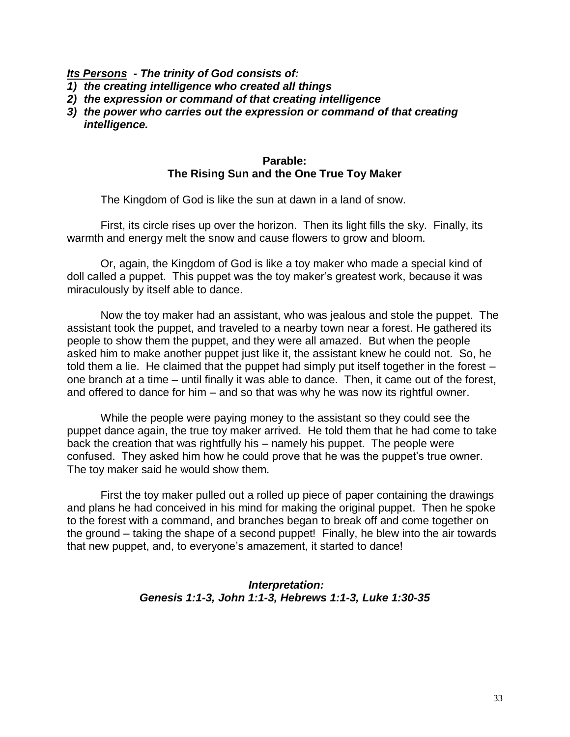***Its Persons*** ***- The trinity of God consists of:***

1) ***the creating intelligence who created all things***
2) ***the expression or command of that creating intelligence***
3) ***the power who carries out the expression or command of that creating intelligence.***

**Parable:**
**The Rising Sun and the One True Toy Maker**

The Kingdom of God is like the sun at dawn in a land of snow.

First, its circle rises up over the horizon. Then its light fills the sky. Finally, its warmth and energy melt the snow and cause flowers to grow and bloom.

Or, again, the Kingdom of God is like a toy maker who made a special kind of doll called a puppet. This puppet was the toy maker's greatest work, because it was miraculously by itself able to dance.

Now the toy maker had an assistant, who was jealous and stole the puppet. The assistant took the puppet, and traveled to a nearby town near a forest. He gathered its people to show them the puppet, and they were all amazed. But when the people asked him to make another puppet just like it, the assistant knew he could not. So, he told them a lie. He claimed that the puppet had simply put itself together in the forest – one branch at a time – until finally it was able to dance. Then, it came out of the forest, and offered to dance for him – and so that was why he was now its rightful owner.

While the people were paying money to the assistant so they could see the puppet dance again, the true toy maker arrived. He told them that he had come to take back the creation that was rightfully his – namely his puppet. The people were confused. They asked him how he could prove that he was the puppet's true owner. The toy maker said he would show them.

First the toy maker pulled out a rolled up piece of paper containing the drawings and plans he had conceived in his mind for making the original puppet. Then he spoke to the forest with a command, and branches began to break off and come together on the ground – taking the shape of a second puppet! Finally, he blew into the air towards that new puppet, and, to everyone's amazement, it started to dance!

***Interpretation:***
***Genesis 1:1-3, John 1:1-3, Hebrews 1:1-3, Luke 1:30-35***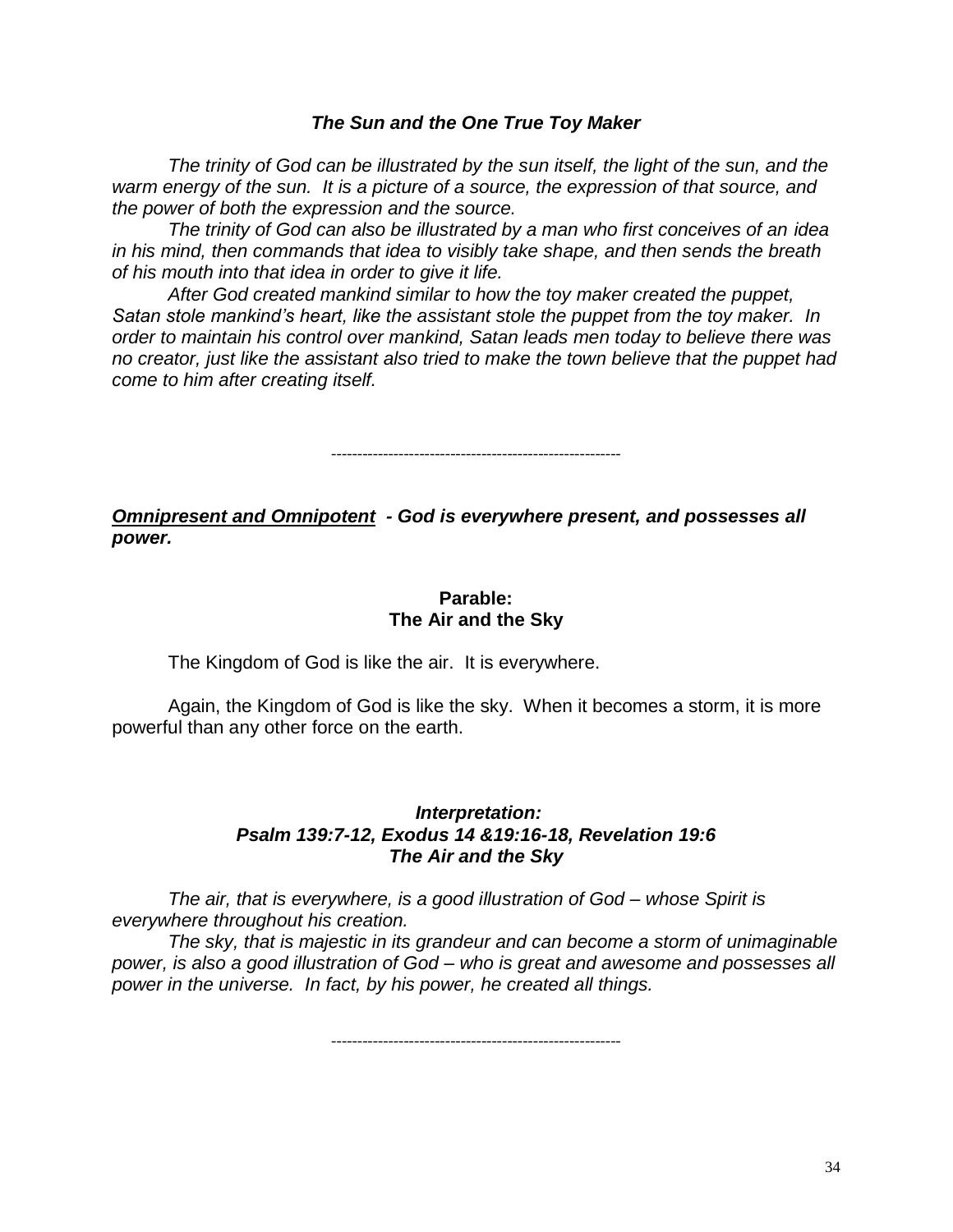### ***The Sun and the One True Toy Maker***

*The trinity of God can be illustrated by the sun itself, the light of the sun, and the warm energy of the sun. It is a picture of a source, the expression of that source, and the power of both the expression and the source.*

*The trinity of God can also be illustrated by a man who first conceives of an idea in his mind, then commands that idea to visibly take shape, and then sends the breath of his mouth into that idea in order to give it life.*

*After God created mankind similar to how the toy maker created the puppet, Satan stole mankind's heart, like the assistant stole the puppet from the toy maker. In order to maintain his control over mankind, Satan leads men today to believe there was no creator, just like the assistant also tried to make the town believe that the puppet had come to him after creating itself.*

--------------------------------------------------------

***<u>Omnipresent and Omnipotent</u> - God is everywhere present, and possesses all power.***

### **Parable:<br>The Air and the Sky**

The Kingdom of God is like the air. It is everywhere.

Again, the Kingdom of God is like the sky. When it becomes a storm, it is more powerful than any other force on the earth.

### ***Interpretation:<br>Psalm 139:7-12, Exodus 14 &19:16-18, Revelation 19:6<br>The Air and the Sky***

*The air, that is everywhere, is a good illustration of God – whose Spirit is everywhere throughout his creation.*

*The sky, that is majestic in its grandeur and can become a storm of unimaginable power, is also a good illustration of God – who is great and awesome and possesses all power in the universe. In fact, by his power, he created all things.*

--------------------------------------------------------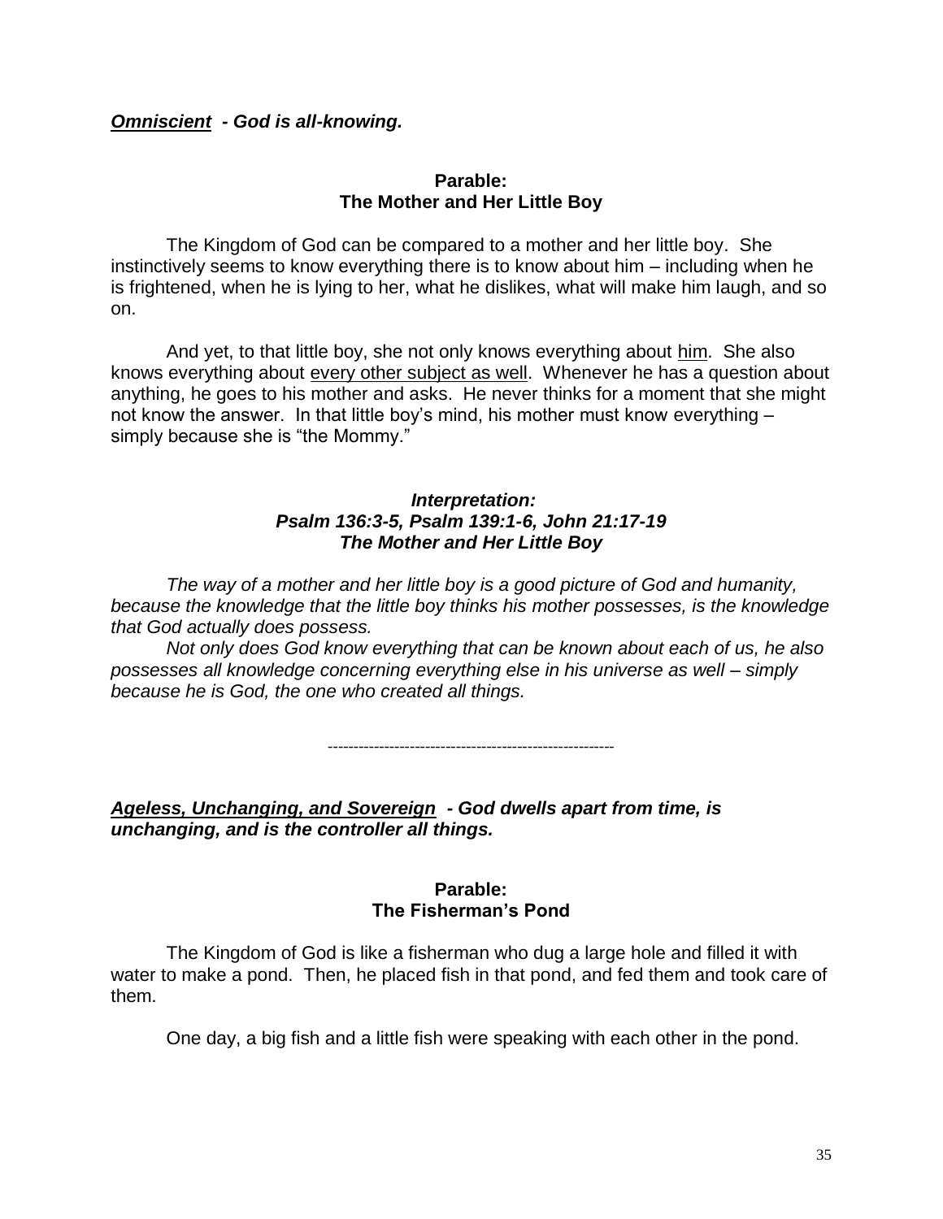***Omniscient* - God is all-knowing.**

**Parable:**
**The Mother and Her Little Boy**

The Kingdom of God can be compared to a mother and her little boy. She instinctively seems to know everything there is to know about him – including when he is frightened, when he is lying to her, what he dislikes, what will make him laugh, and so on.

And yet, to that little boy, she not only knows everything about him. She also knows everything about every other subject as well. Whenever he has a question about anything, he goes to his mother and asks. He never thinks for a moment that she might not know the answer. In that little boy's mind, his mother must know everything – simply because she is "the Mommy."

***Interpretation:***
***Psalm 136:3-5, Psalm 139:1-6, John 21:17-19***
***The Mother and Her Little Boy***

*The way of a mother and her little boy is a good picture of God and humanity, because the knowledge that the little boy thinks his mother possesses, is the knowledge that God actually does possess.*

*Not only does God know everything that can be known about each of us, he also possesses all knowledge concerning everything else in his universe as well – simply because he is God, the one who created all things.*

---

***Ageless, Unchanging, and Sovereign* - God dwells apart from time, is unchanging, and is the controller all things.**

**Parable:**
**The Fisherman's Pond**

The Kingdom of God is like a fisherman who dug a large hole and filled it with water to make a pond. Then, he placed fish in that pond, and fed them and took care of them.

One day, a big fish and a little fish were speaking with each other in the pond.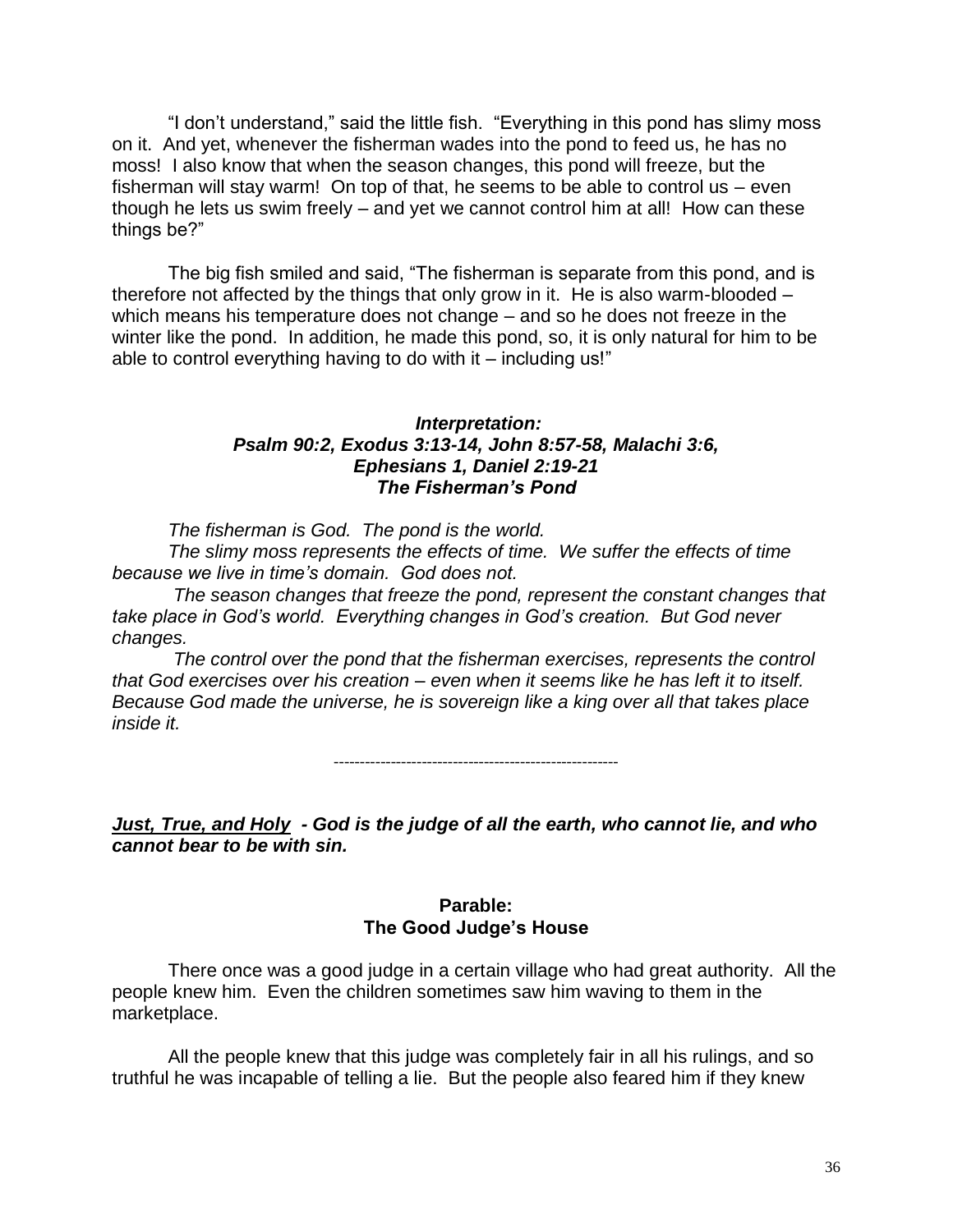"I don't understand," said the little fish. "Everything in this pond has slimy moss on it. And yet, whenever the fisherman wades into the pond to feed us, he has no moss! I also know that when the season changes, this pond will freeze, but the fisherman will stay warm! On top of that, he seems to be able to control us – even though he lets us swim freely – and yet we cannot control him at all! How can these things be?"

The big fish smiled and said, "The fisherman is separate from this pond, and is therefore not affected by the things that only grow in it. He is also warm-blooded – which means his temperature does not change – and so he does not freeze in the winter like the pond. In addition, he made this pond, so, it is only natural for him to be able to control everything having to do with it – including us!"

***Interpretation:***
***Psalm 90:2, Exodus 3:13-14, John 8:57-58, Malachi 3:6,***
***Ephesians 1, Daniel 2:19-21***
***The Fisherman's Pond***

*The fisherman is God. The pond is the world.*

*The slimy moss represents the effects of time. We suffer the effects of time because we live in time's domain. God does not.*

*The season changes that freeze the pond, represent the constant changes that take place in God's world. Everything changes in God's creation. But God never changes.*

*The control over the pond that the fisherman exercises, represents the control that God exercises over his creation – even when it seems like he has left it to itself. Because God made the universe, he is sovereign like a king over all that takes place inside it.*

-------------------------------------------------------

***<u>Just, True, and Holy</u> - God is the judge of all the earth, who cannot lie, and who cannot bear to be with sin.***

**Parable:**
**The Good Judge's House**

There once was a good judge in a certain village who had great authority. All the people knew him. Even the children sometimes saw him waving to them in the marketplace.

All the people knew that this judge was completely fair in all his rulings, and so truthful he was incapable of telling a lie. But the people also feared him if they knew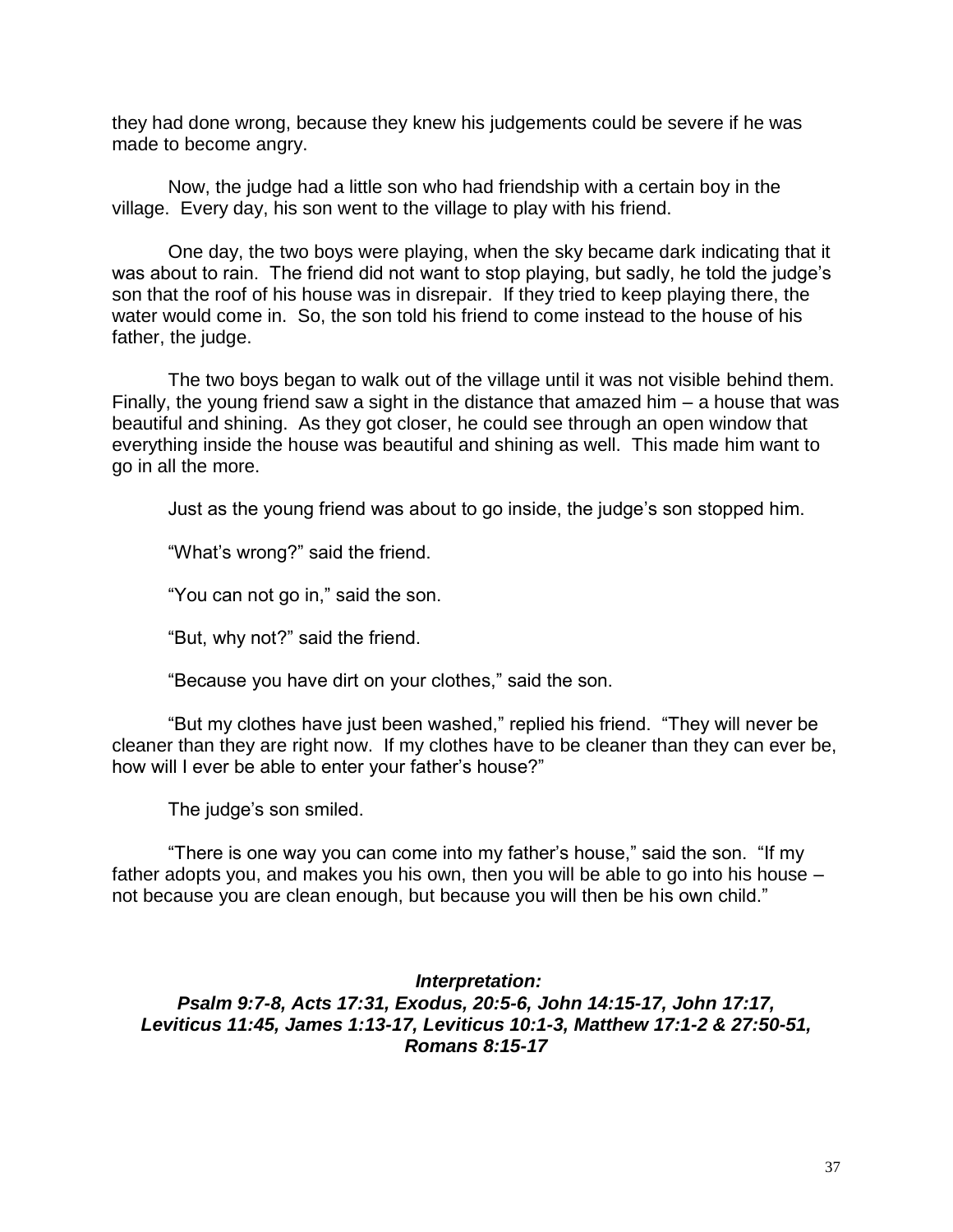they had done wrong, because they knew his judgements could be severe if he was made to become angry.

Now, the judge had a little son who had friendship with a certain boy in the village. Every day, his son went to the village to play with his friend.

One day, the two boys were playing, when the sky became dark indicating that it was about to rain. The friend did not want to stop playing, but sadly, he told the judge's son that the roof of his house was in disrepair. If they tried to keep playing there, the water would come in. So, the son told his friend to come instead to the house of his father, the judge.

The two boys began to walk out of the village until it was not visible behind them. Finally, the young friend saw a sight in the distance that amazed him – a house that was beautiful and shining. As they got closer, he could see through an open window that everything inside the house was beautiful and shining as well. This made him want to go in all the more.

Just as the young friend was about to go inside, the judge's son stopped him.

"What's wrong?" said the friend.

"You can not go in," said the son.

"But, why not?" said the friend.

"Because you have dirt on your clothes," said the son.

"But my clothes have just been washed," replied his friend. "They will never be cleaner than they are right now. If my clothes have to be cleaner than they can ever be, how will I ever be able to enter your father's house?"

The judge's son smiled.

"There is one way you can come into my father's house," said the son. "If my father adopts you, and makes you his own, then you will be able to go into his house – not because you are clean enough, but because you will then be his own child."

***Interpretation:***
***Psalm 9:7-8, Acts 17:31, Exodus, 20:5-6, John 14:15-17, John 17:17, Leviticus 11:45, James 1:13-17, Leviticus 10:1-3, Matthew 17:1-2 & 27:50-51, Romans 8:15-17***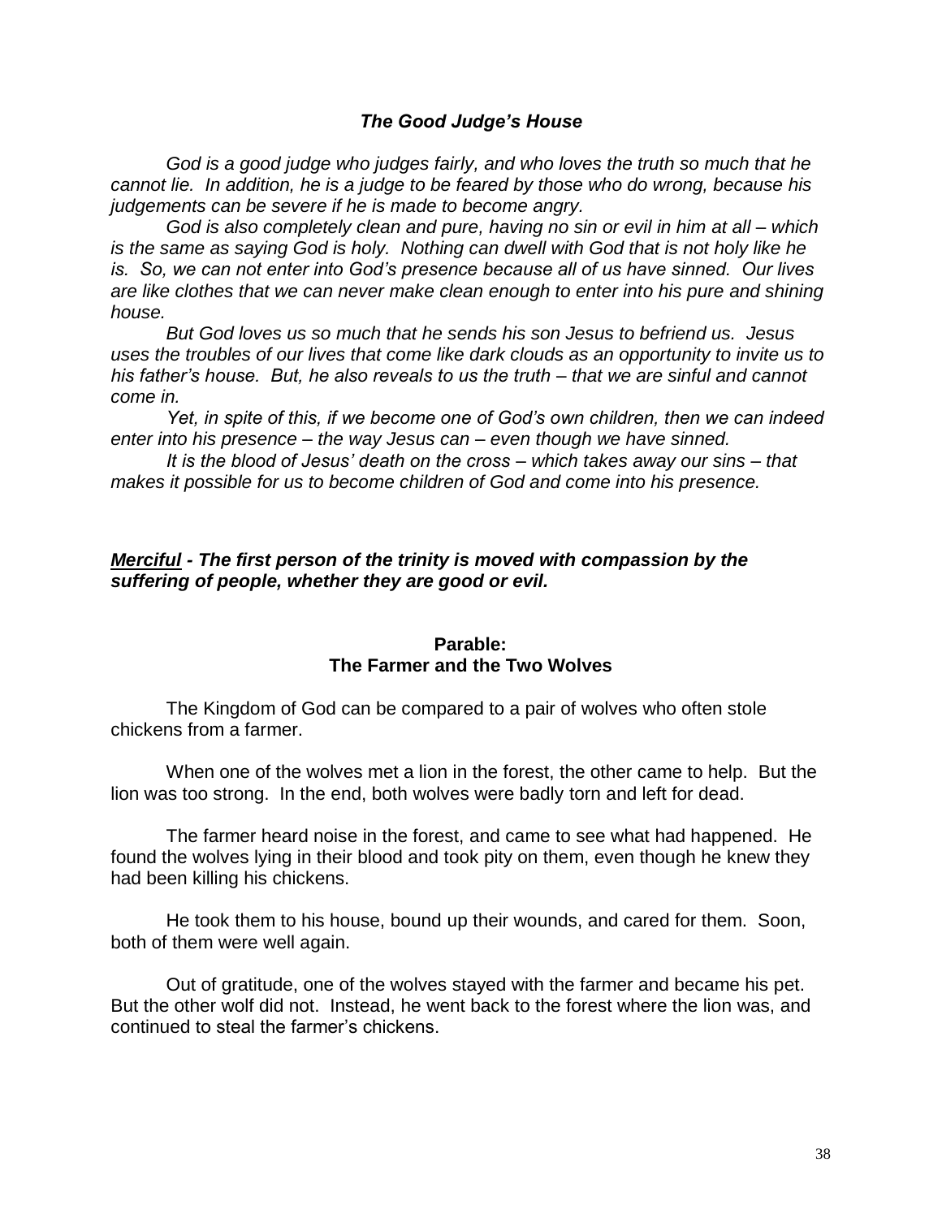### *The Good Judge's House*

*God is a good judge who judges fairly, and who loves the truth so much that he cannot lie. In addition, he is a judge to be feared by those who do wrong, because his judgements can be severe if he is made to become angry.*

*God is also completely clean and pure, having no sin or evil in him at all – which is the same as saying God is holy. Nothing can dwell with God that is not holy like he is. So, we can not enter into God's presence because all of us have sinned. Our lives are like clothes that we can never make clean enough to enter into his pure and shining house.*

*But God loves us so much that he sends his son Jesus to befriend us. Jesus uses the troubles of our lives that come like dark clouds as an opportunity to invite us to his father's house. But, he also reveals to us the truth – that we are sinful and cannot come in.*

*Yet, in spite of this, if we become one of God's own children, then we can indeed enter into his presence – the way Jesus can – even though we have sinned.*

*It is the blood of Jesus' death on the cross – which takes away our sins – that makes it possible for us to become children of God and come into his presence.*

***<u>Merciful</u> - The first person of the trinity is moved with compassion by the suffering of people, whether they are good or evil.***

**Parable:**
**The Farmer and the Two Wolves**

The Kingdom of God can be compared to a pair of wolves who often stole chickens from a farmer.

When one of the wolves met a lion in the forest, the other came to help. But the lion was too strong. In the end, both wolves were badly torn and left for dead.

The farmer heard noise in the forest, and came to see what had happened. He found the wolves lying in their blood and took pity on them, even though he knew they had been killing his chickens.

He took them to his house, bound up their wounds, and cared for them. Soon, both of them were well again.

Out of gratitude, one of the wolves stayed with the farmer and became his pet. But the other wolf did not. Instead, he went back to the forest where the lion was, and continued to steal the farmer's chickens.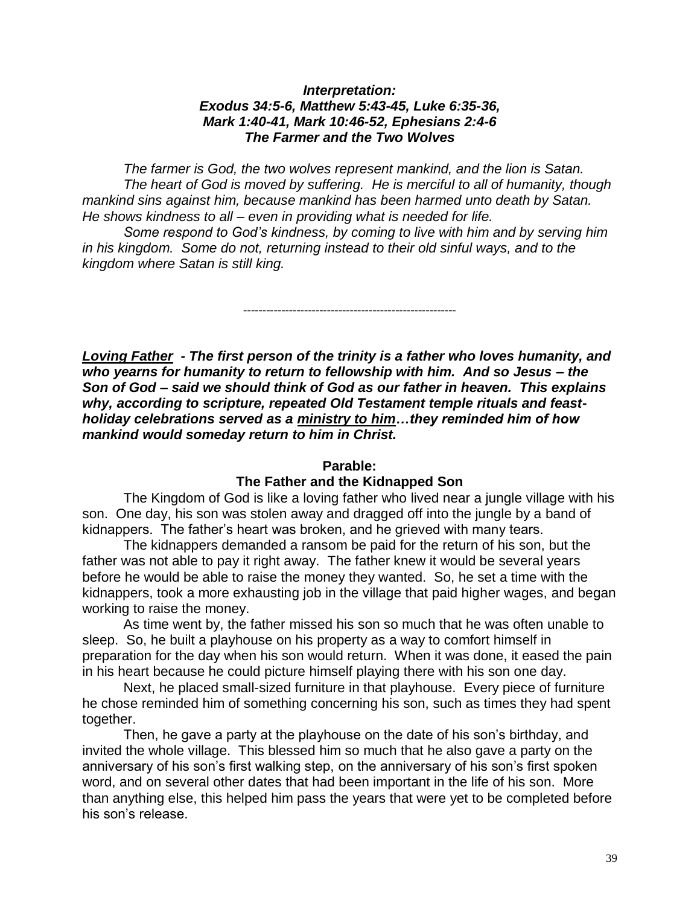***Interpretation:***
***Exodus 34:5-6, Matthew 5:43-45, Luke 6:35-36,***
***Mark 1:40-41, Mark 10:46-52, Ephesians 2:4-6***
***The Farmer and the Two Wolves***

*The farmer is God, the two wolves represent mankind, and the lion is Satan.*

*The heart of God is moved by suffering. He is merciful to all of humanity, though mankind sins against him, because mankind has been harmed unto death by Satan. He shows kindness to all – even in providing what is needed for life.*

*Some respond to God's kindness, by coming to live with him and by serving him in his kingdom. Some do not, returning instead to their old sinful ways, and to the kingdom where Satan is still king.*

---

***<u>Loving Father</u> - The first person of the trinity is a father who loves humanity, and who yearns for humanity to return to fellowship with him. And so Jesus – the Son of God – said we should think of God as our father in heaven. This explains why, according to scripture, repeated Old Testament temple rituals and feast-holiday celebrations served as a <u>ministry to him</u>…they reminded him of how mankind would someday return to him in Christ.***

**Parable:**
**The Father and the Kidnapped Son**

The Kingdom of God is like a loving father who lived near a jungle village with his son. One day, his son was stolen away and dragged off into the jungle by a band of kidnappers. The father's heart was broken, and he grieved with many tears.

The kidnappers demanded a ransom be paid for the return of his son, but the father was not able to pay it right away. The father knew it would be several years before he would be able to raise the money they wanted. So, he set a time with the kidnappers, took a more exhausting job in the village that paid higher wages, and began working to raise the money.

As time went by, the father missed his son so much that he was often unable to sleep. So, he built a playhouse on his property as a way to comfort himself in preparation for the day when his son would return. When it was done, it eased the pain in his heart because he could picture himself playing there with his son one day.

Next, he placed small-sized furniture in that playhouse. Every piece of furniture he chose reminded him of something concerning his son, such as times they had spent together.

Then, he gave a party at the playhouse on the date of his son's birthday, and invited the whole village. This blessed him so much that he also gave a party on the anniversary of his son's first walking step, on the anniversary of his son's first spoken word, and on several other dates that had been important in the life of his son. More than anything else, this helped him pass the years that were yet to be completed before his son's release.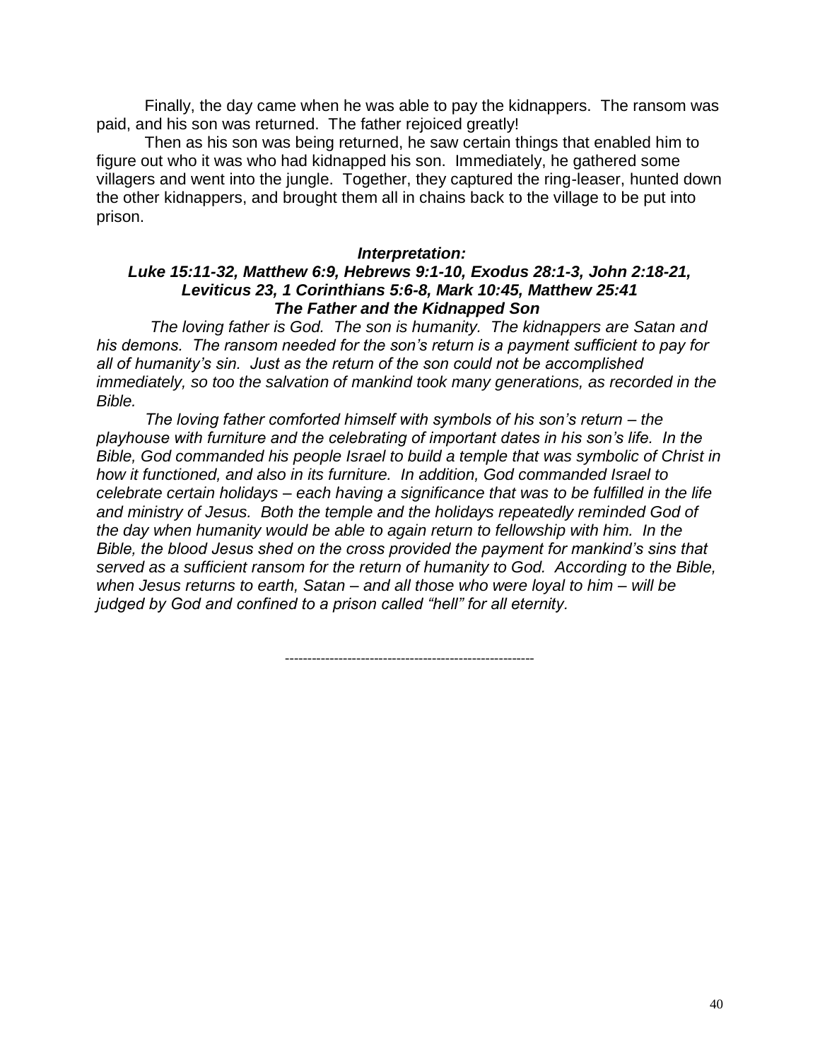Finally, the day came when he was able to pay the kidnappers. The ransom was paid, and his son was returned. The father rejoiced greatly!

Then as his son was being returned, he saw certain things that enabled him to figure out who it was who had kidnapped his son. Immediately, he gathered some villagers and went into the jungle. Together, they captured the ring-leaser, hunted down the other kidnappers, and brought them all in chains back to the village to be put into prison.

***Interpretation:***

***Luke 15:11-32, Matthew 6:9, Hebrews 9:1-10, Exodus 28:1-3, John 2:18-21, Leviticus 23, 1 Corinthians 5:6-8, Mark 10:45, Matthew 25:41***

***The Father and the Kidnapped Son***

*The loving father is God. The son is humanity. The kidnappers are Satan and his demons. The ransom needed for the son's return is a payment sufficient to pay for all of humanity's sin. Just as the return of the son could not be accomplished immediately, so too the salvation of mankind took many generations, as recorded in the Bible.*

*The loving father comforted himself with symbols of his son's return – the playhouse with furniture and the celebrating of important dates in his son's life. In the Bible, God commanded his people Israel to build a temple that was symbolic of Christ in how it functioned, and also in its furniture. In addition, God commanded Israel to celebrate certain holidays – each having a significance that was to be fulfilled in the life and ministry of Jesus. Both the temple and the holidays repeatedly reminded God of the day when humanity would be able to again return to fellowship with him. In the Bible, the blood Jesus shed on the cross provided the payment for mankind's sins that served as a sufficient ransom for the return of humanity to God. According to the Bible, when Jesus returns to earth, Satan – and all those who were loyal to him – will be judged by God and confined to a prison called "hell" for all eternity.*

---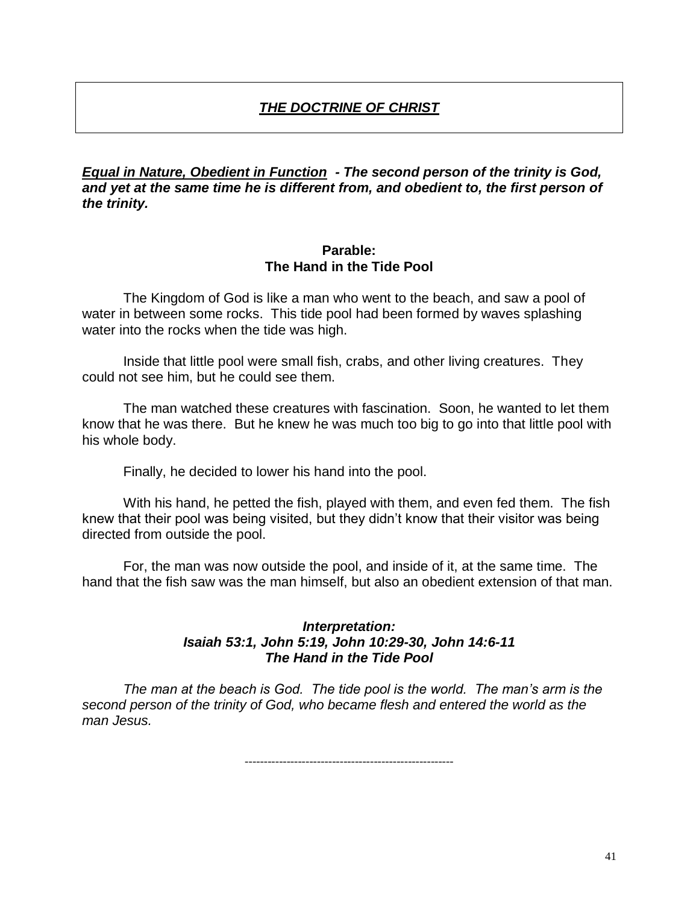# ***THE DOCTRINE OF CHRIST***

***<u>Equal in Nature, Obedient in Function</u> - The second person of the trinity is God, and yet at the same time he is different from, and obedient to, the first person of the trinity.***

### Parable:
### The Hand in the Tide Pool

The Kingdom of God is like a man who went to the beach, and saw a pool of water in between some rocks. This tide pool had been formed by waves splashing water into the rocks when the tide was high.

Inside that little pool were small fish, crabs, and other living creatures. They could not see him, but he could see them.

The man watched these creatures with fascination. Soon, he wanted to let them know that he was there. But he knew he was much too big to go into that little pool with his whole body.

Finally, he decided to lower his hand into the pool.

With his hand, he petted the fish, played with them, and even fed them. The fish knew that their pool was being visited, but they didn't know that their visitor was being directed from outside the pool.

For, the man was now outside the pool, and inside of it, at the same time. The hand that the fish saw was the man himself, but also an obedient extension of that man.

### *Interpretation:*
### *Isaiah 53:1, John 5:19, John 10:29-30, John 14:6-11*
### *The Hand in the Tide Pool*

*The man at the beach is God. The tide pool is the world. The man's arm is the second person of the trinity of God, who became flesh and entered the world as the man Jesus.*

-------------------------------------------------------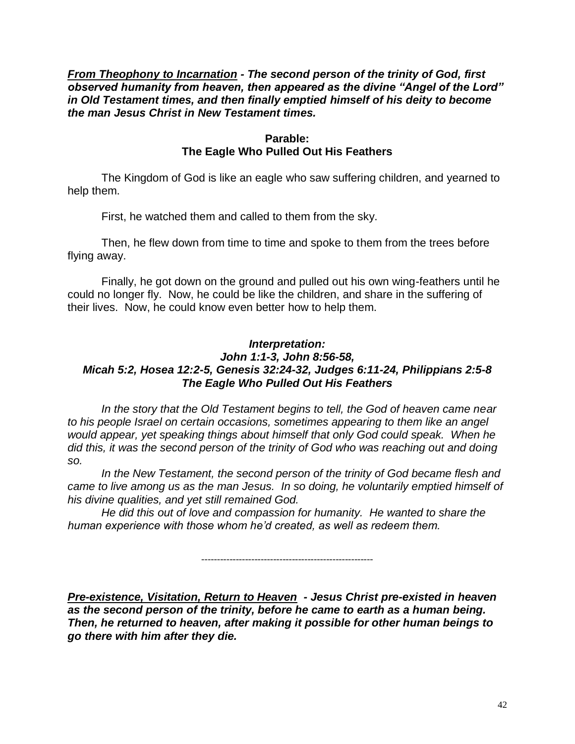***<u>From Theophony to Incarnation</u> - The second person of the trinity of God, first observed humanity from heaven, then appeared as the divine "Angel of the Lord" in Old Testament times, and then finally emptied himself of his deity to become the man Jesus Christ in New Testament times.***

**Parable:**
**The Eagle Who Pulled Out His Feathers**

The Kingdom of God is like an eagle who saw suffering children, and yearned to help them.

First, he watched them and called to them from the sky.

Then, he flew down from time to time and spoke to them from the trees before flying away.

Finally, he got down on the ground and pulled out his own wing-feathers until he could no longer fly. Now, he could be like the children, and share in the suffering of their lives. Now, he could know even better how to help them.

***Interpretation:***
***John 1:1-3, John 8:56-58,***
***Micah 5:2, Hosea 12:2-5, Genesis 32:24-32, Judges 6:11-24, Philippians 2:5-8***
***The Eagle Who Pulled Out His Feathers***

*In the story that the Old Testament begins to tell, the God of heaven came near to his people Israel on certain occasions, sometimes appearing to them like an angel would appear, yet speaking things about himself that only God could speak. When he did this, it was the second person of the trinity of God who was reaching out and doing so.*

*In the New Testament, the second person of the trinity of God became flesh and came to live among us as the man Jesus. In so doing, he voluntarily emptied himself of his divine qualities, and yet still remained God.*

*He did this out of love and compassion for humanity. He wanted to share the human experience with those whom he'd created, as well as redeem them.*

-------------------------------------------------------

***<u>Pre-existence, Visitation, Return to Heaven</u> - Jesus Christ pre-existed in heaven as the second person of the trinity, before he came to earth as a human being. Then, he returned to heaven, after making it possible for other human beings to go there with him after they die.***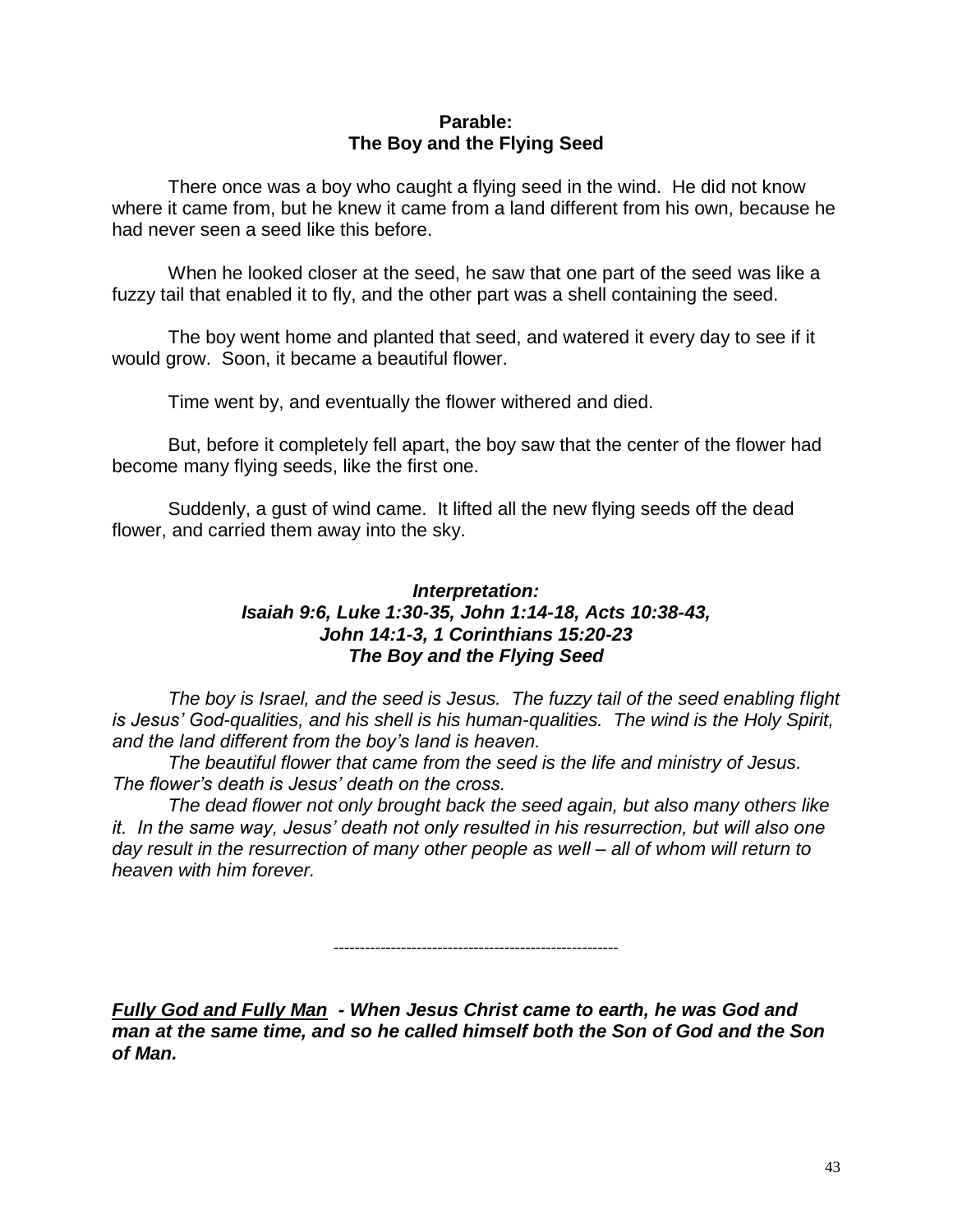**Parable:**
**The Boy and the Flying Seed**

There once was a boy who caught a flying seed in the wind. He did not know where it came from, but he knew it came from a land different from his own, because he had never seen a seed like this before.

When he looked closer at the seed, he saw that one part of the seed was like a fuzzy tail that enabled it to fly, and the other part was a shell containing the seed.

The boy went home and planted that seed, and watered it every day to see if it would grow. Soon, it became a beautiful flower.

Time went by, and eventually the flower withered and died.

But, before it completely fell apart, the boy saw that the center of the flower had become many flying seeds, like the first one.

Suddenly, a gust of wind came. It lifted all the new flying seeds off the dead flower, and carried them away into the sky.

***Interpretation:***
***Isaiah 9:6, Luke 1:30-35, John 1:14-18, Acts 10:38-43,***
***John 14:1-3, 1 Corinthians 15:20-23***
***The Boy and the Flying Seed***

*The boy is Israel, and the seed is Jesus. The fuzzy tail of the seed enabling flight is Jesus' God-qualities, and his shell is his human-qualities. The wind is the Holy Spirit, and the land different from the boy's land is heaven.*

*The beautiful flower that came from the seed is the life and ministry of Jesus. The flower's death is Jesus' death on the cross.*

*The dead flower not only brought back the seed again, but also many others like it. In the same way, Jesus' death not only resulted in his resurrection, but will also one day result in the resurrection of many other people as well – all of whom will return to heaven with him forever.*

-------------------------------------------------------

***<u>Fully God and Fully Man</u> - When Jesus Christ came to earth, he was God and man at the same time, and so he called himself both the Son of God and the Son of Man.***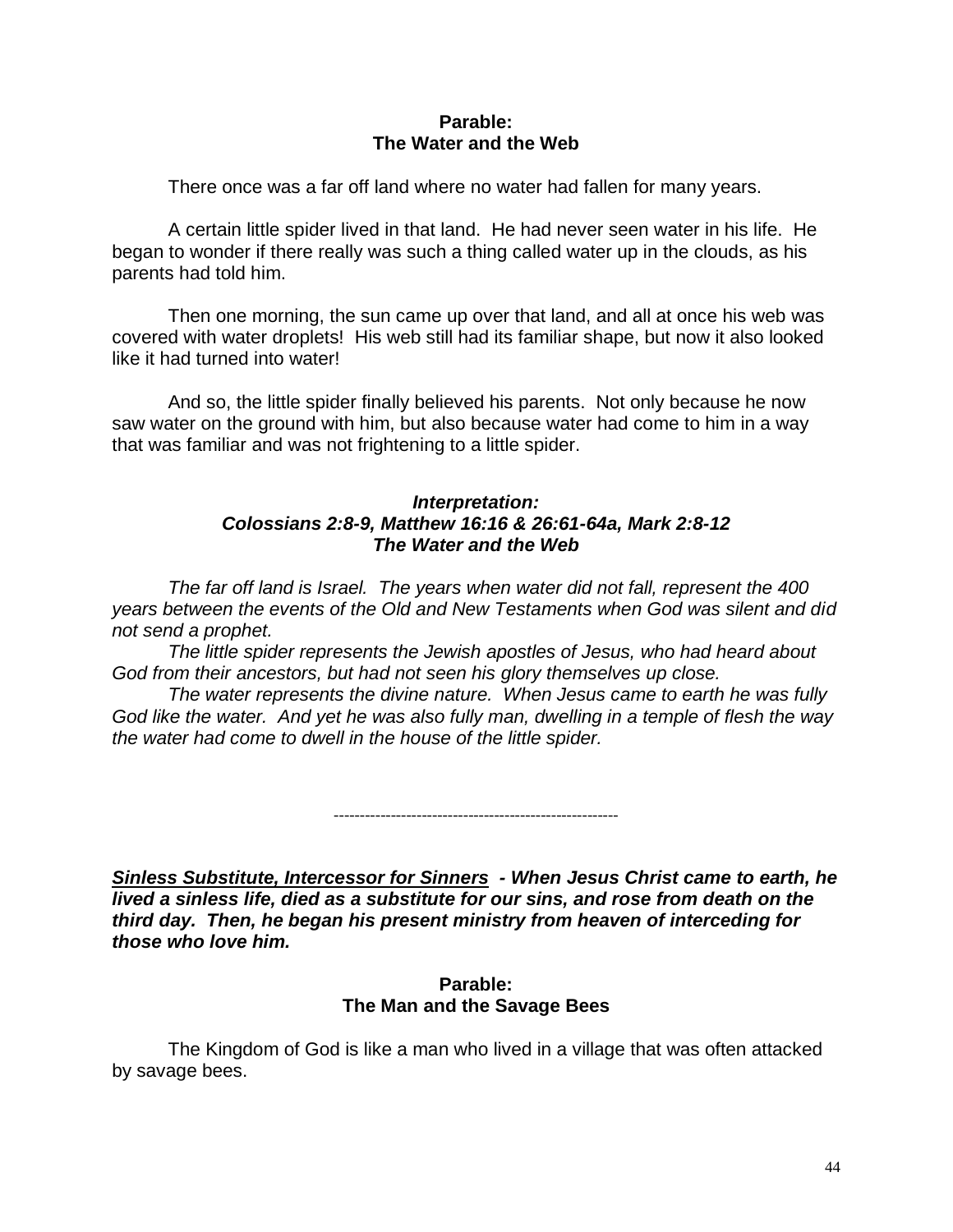**Parable:**
**The Water and the Web**

There once was a far off land where no water had fallen for many years.

A certain little spider lived in that land. He had never seen water in his life. He began to wonder if there really was such a thing called water up in the clouds, as his parents had told him.

Then one morning, the sun came up over that land, and all at once his web was covered with water droplets! His web still had its familiar shape, but now it also looked like it had turned into water!

And so, the little spider finally believed his parents. Not only because he now saw water on the ground with him, but also because water had come to him in a way that was familiar and was not frightening to a little spider.

***Interpretation:***
***Colossians 2:8-9, Matthew 16:16 & 26:61-64a, Mark 2:8-12***
***The Water and the Web***

*The far off land is Israel. The years when water did not fall, represent the 400 years between the events of the Old and New Testaments when God was silent and did not send a prophet.*

*The little spider represents the Jewish apostles of Jesus, who had heard about God from their ancestors, but had not seen his glory themselves up close.*

*The water represents the divine nature. When Jesus came to earth he was fully God like the water. And yet he was also fully man, dwelling in a temple of flesh the way the water had come to dwell in the house of the little spider.*

-------------------------------------------------------

***<u>Sinless Substitute, Intercessor for Sinners</u> - When Jesus Christ came to earth, he lived a sinless life, died as a substitute for our sins, and rose from death on the third day. Then, he began his present ministry from heaven of interceding for those who love him.***

**Parable:**
**The Man and the Savage Bees**

The Kingdom of God is like a man who lived in a village that was often attacked by savage bees.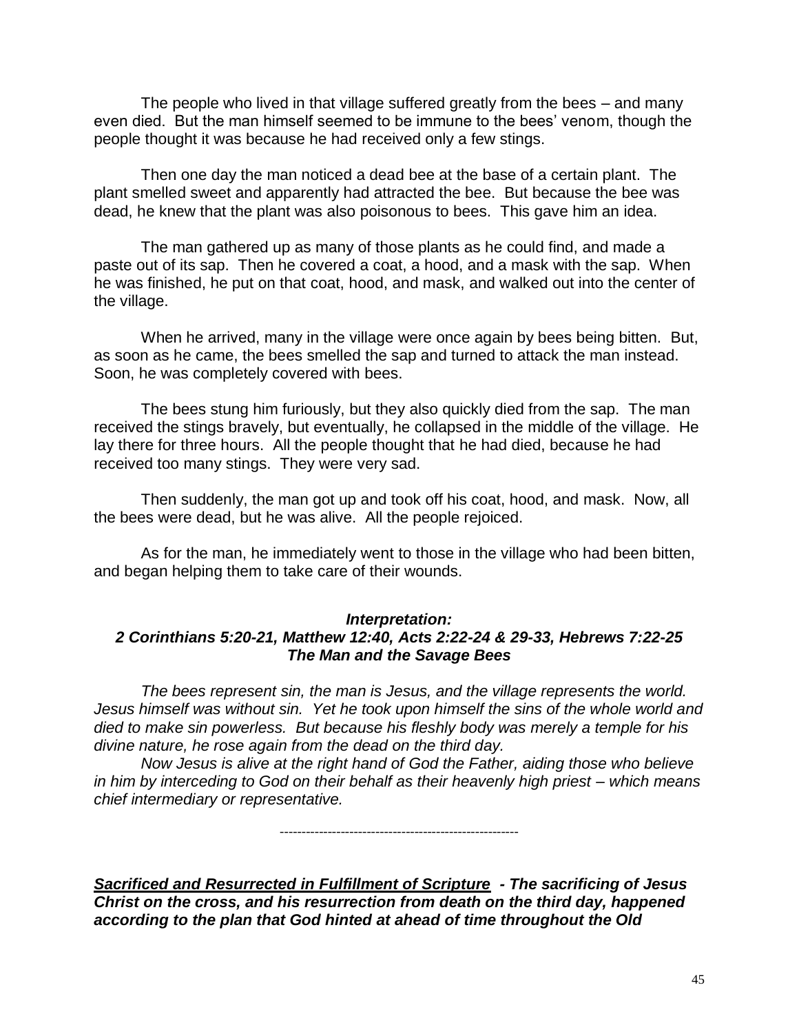The people who lived in that village suffered greatly from the bees – and many even died. But the man himself seemed to be immune to the bees' venom, though the people thought it was because he had received only a few stings.

Then one day the man noticed a dead bee at the base of a certain plant. The plant smelled sweet and apparently had attracted the bee. But because the bee was dead, he knew that the plant was also poisonous to bees. This gave him an idea.

The man gathered up as many of those plants as he could find, and made a paste out of its sap. Then he covered a coat, a hood, and a mask with the sap. When he was finished, he put on that coat, hood, and mask, and walked out into the center of the village.

When he arrived, many in the village were once again by bees being bitten. But, as soon as he came, the bees smelled the sap and turned to attack the man instead. Soon, he was completely covered with bees.

The bees stung him furiously, but they also quickly died from the sap. The man received the stings bravely, but eventually, he collapsed in the middle of the village. He lay there for three hours. All the people thought that he had died, because he had received too many stings. They were very sad.

Then suddenly, the man got up and took off his coat, hood, and mask. Now, all the bees were dead, but he was alive. All the people rejoiced.

As for the man, he immediately went to those in the village who had been bitten, and began helping them to take care of their wounds.

***Interpretation:***
***2 Corinthians 5:20-21, Matthew 12:40, Acts 2:22-24 & 29-33, Hebrews 7:22-25***
***The Man and the Savage Bees***

*The bees represent sin, the man is Jesus, and the village represents the world. Jesus himself was without sin. Yet he took upon himself the sins of the whole world and died to make sin powerless. But because his fleshly body was merely a temple for his divine nature, he rose again from the dead on the third day.*

*Now Jesus is alive at the right hand of God the Father, aiding those who believe in him by interceding to God on their behalf as their heavenly high priest – which means chief intermediary or representative.*

---

***<u>Sacrificed and Resurrected in Fulfillment of Scripture</u> - The sacrificing of Jesus Christ on the cross, and his resurrection from death on the third day, happened according to the plan that God hinted at ahead of time throughout the Old***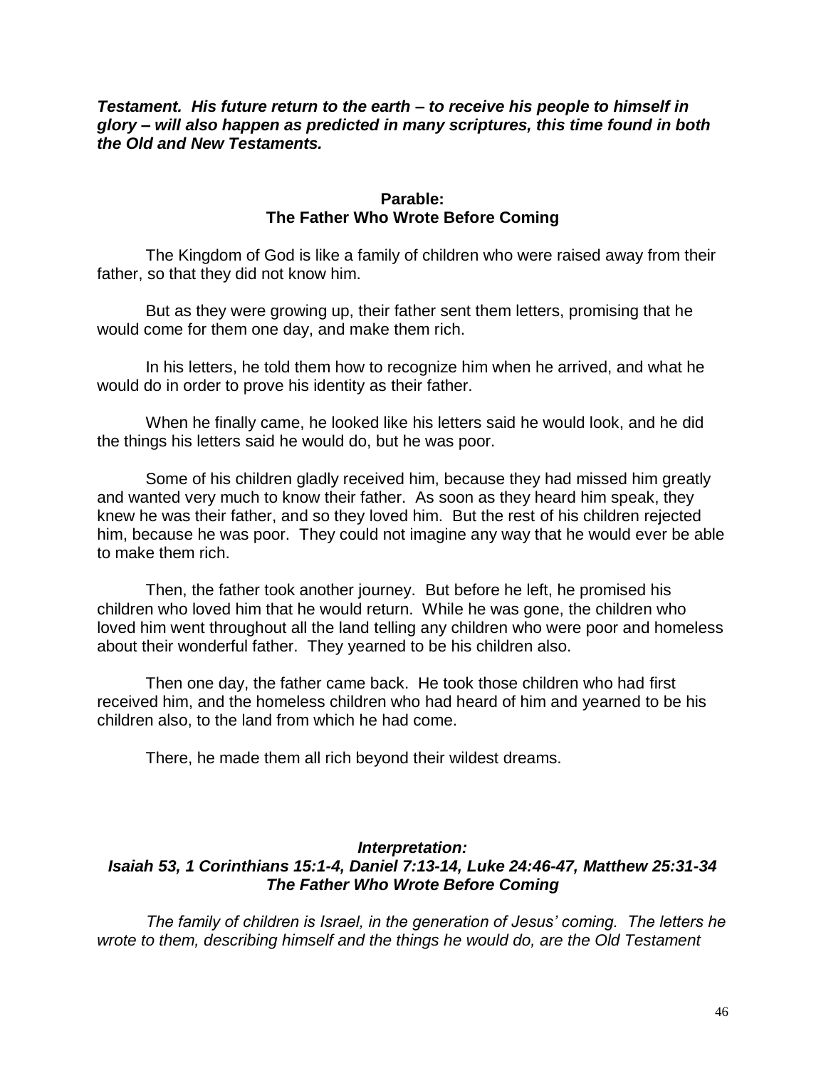***Testament. His future return to the earth – to receive his people to himself in glory – will also happen as predicted in many scriptures, this time found in both the Old and New Testaments.***

### Parable: The Father Who Wrote Before Coming

The Kingdom of God is like a family of children who were raised away from their father, so that they did not know him.

But as they were growing up, their father sent them letters, promising that he would come for them one day, and make them rich.

In his letters, he told them how to recognize him when he arrived, and what he would do in order to prove his identity as their father.

When he finally came, he looked like his letters said he would look, and he did the things his letters said he would do, but he was poor.

Some of his children gladly received him, because they had missed him greatly and wanted very much to know their father. As soon as they heard him speak, they knew he was their father, and so they loved him. But the rest of his children rejected him, because he was poor. They could not imagine any way that he would ever be able to make them rich.

Then, the father took another journey. But before he left, he promised his children who loved him that he would return. While he was gone, the children who loved him went throughout all the land telling any children who were poor and homeless about their wonderful father. They yearned to be his children also.

Then one day, the father came back. He took those children who had first received him, and the homeless children who had heard of him and yearned to be his children also, to the land from which he had come.

There, he made them all rich beyond their wildest dreams.

### *Interpretation: Isaiah 53, 1 Corinthians 15:1-4, Daniel 7:13-14, Luke 24:46-47, Matthew 25:31-34 The Father Who Wrote Before Coming*

*The family of children is Israel, in the generation of Jesus' coming. The letters he wrote to them, describing himself and the things he would do, are the Old Testament*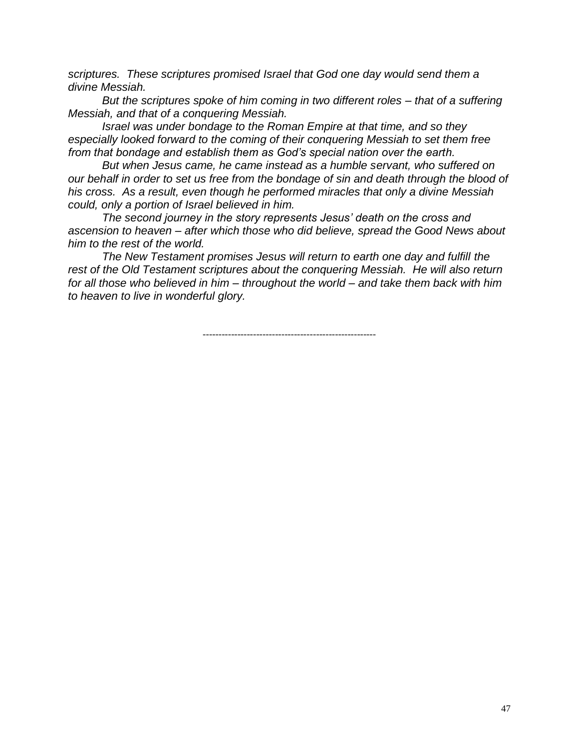*scriptures. These scriptures promised Israel that God one day would send them a divine Messiah.*

*But the scriptures spoke of him coming in two different roles – that of a suffering Messiah, and that of a conquering Messiah.*

*Israel was under bondage to the Roman Empire at that time, and so they especially looked forward to the coming of their conquering Messiah to set them free from that bondage and establish them as God's special nation over the earth.*

*But when Jesus came, he came instead as a humble servant, who suffered on our behalf in order to set us free from the bondage of sin and death through the blood of his cross. As a result, even though he performed miracles that only a divine Messiah could, only a portion of Israel believed in him.*

*The second journey in the story represents Jesus' death on the cross and ascension to heaven – after which those who did believe, spread the Good News about him to the rest of the world.*

*The New Testament promises Jesus will return to earth one day and fulfill the rest of the Old Testament scriptures about the conquering Messiah. He will also return for all those who believed in him – throughout the world – and take them back with him to heaven to live in wonderful glory.*

-------------------------------------------------------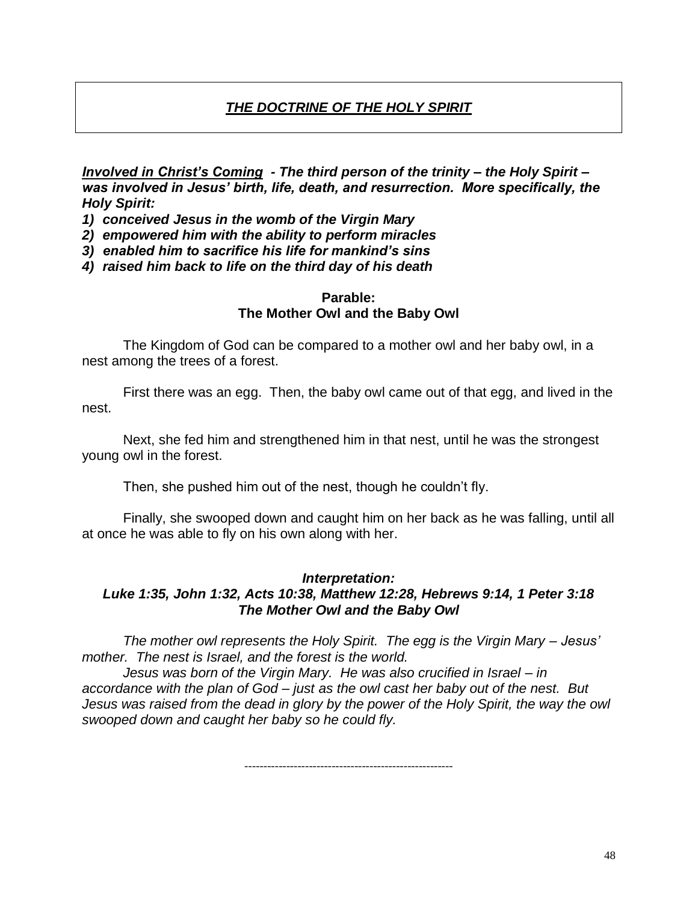# ***THE DOCTRINE OF THE HOLY SPIRIT***

***Involved in Christ's Coming** - The third person of the trinity – the Holy Spirit – was involved in Jesus' birth, life, death, and resurrection. More specifically, the Holy Spirit:*

***1) conceived Jesus in the womb of the Virgin Mary***
***2) empowered him with the ability to perform miracles***
***3) enabled him to sacrifice his life for mankind's sins***
***4) raised him back to life on the third day of his death***

**Parable:**
**The Mother Owl and the Baby Owl**

The Kingdom of God can be compared to a mother owl and her baby owl, in a nest among the trees of a forest.

First there was an egg. Then, the baby owl came out of that egg, and lived in the nest.

Next, she fed him and strengthened him in that nest, until he was the strongest young owl in the forest.

Then, she pushed him out of the nest, though he couldn't fly.

Finally, she swooped down and caught him on her back as he was falling, until all at once he was able to fly on his own along with her.

***Interpretation:***
***Luke 1:35, John 1:32, Acts 10:38, Matthew 12:28, Hebrews 9:14, 1 Peter 3:18***
***The Mother Owl and the Baby Owl***

*The mother owl represents the Holy Spirit. The egg is the Virgin Mary – Jesus' mother. The nest is Israel, and the forest is the world.*

*Jesus was born of the Virgin Mary. He was also crucified in Israel – in accordance with the plan of God – just as the owl cast her baby out of the nest. But Jesus was raised from the dead in glory by the power of the Holy Spirit, the way the owl swooped down and caught her baby so he could fly.*

-------------------------------------------------------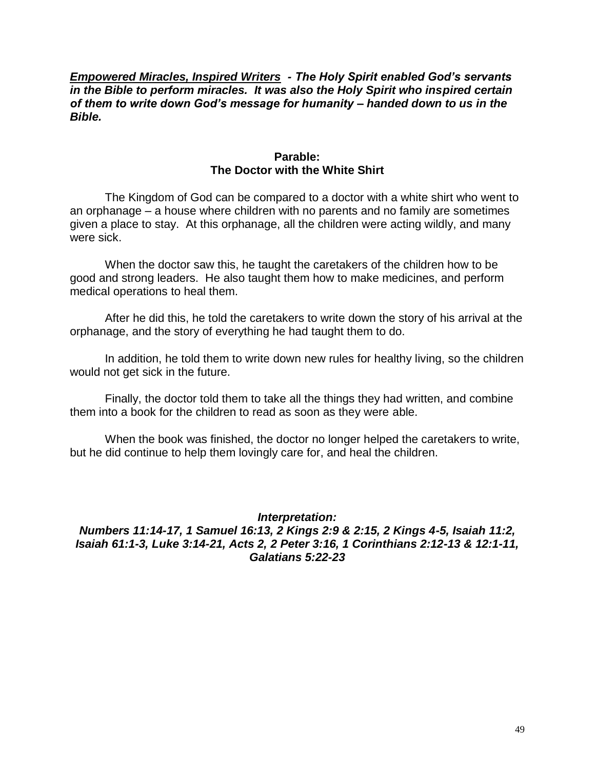***Empowered Miracles, Inspired Writers*** ***- The Holy Spirit enabled God's servants in the Bible to perform miracles. It was also the Holy Spirit who inspired certain of them to write down God's message for humanity – handed down to us in the Bible.***

**Parable:**
**The Doctor with the White Shirt**

The Kingdom of God can be compared to a doctor with a white shirt who went to an orphanage – a house where children with no parents and no family are sometimes given a place to stay. At this orphanage, all the children were acting wildly, and many were sick.

When the doctor saw this, he taught the caretakers of the children how to be good and strong leaders. He also taught them how to make medicines, and perform medical operations to heal them.

After he did this, he told the caretakers to write down the story of his arrival at the orphanage, and the story of everything he had taught them to do.

In addition, he told them to write down new rules for healthy living, so the children would not get sick in the future.

Finally, the doctor told them to take all the things they had written, and combine them into a book for the children to read as soon as they were able.

When the book was finished, the doctor no longer helped the caretakers to write, but he did continue to help them lovingly care for, and heal the children.

***Interpretation:***
***Numbers 11:14-17, 1 Samuel 16:13, 2 Kings 2:9 & 2:15, 2 Kings 4-5, Isaiah 11:2, Isaiah 61:1-3, Luke 3:14-21, Acts 2, 2 Peter 3:16, 1 Corinthians 2:12-13 & 12:1-11, Galatians 5:22-23***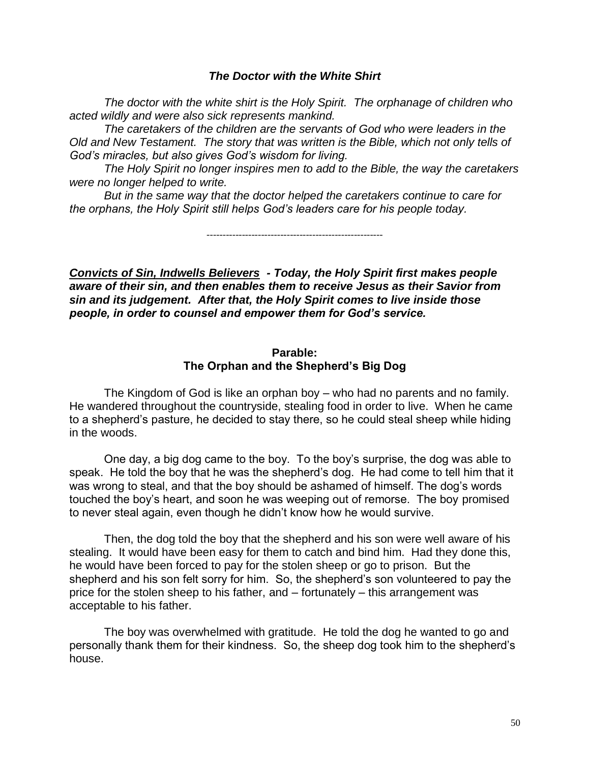### *The Doctor with the White Shirt*

*The doctor with the white shirt is the Holy Spirit. The orphanage of children who acted wildly and were also sick represents mankind.*

*The caretakers of the children are the servants of God who were leaders in the Old and New Testament. The story that was written is the Bible, which not only tells of God's miracles, but also gives God's wisdom for living.*

*The Holy Spirit no longer inspires men to add to the Bible, the way the caretakers were no longer helped to write.*

*But in the same way that the doctor helped the caretakers continue to care for the orphans, the Holy Spirit still helps God's leaders care for his people today.*

---

***<u>Convicts of Sin, Indwells Believers</u> - Today, the Holy Spirit first makes people aware of their sin, and then enables them to receive Jesus as their Savior from sin and its judgement. After that, the Holy Spirit comes to live inside those people, in order to counsel and empower them for God's service.***

### Parable: The Orphan and the Shepherd's Big Dog

The Kingdom of God is like an orphan boy – who had no parents and no family. He wandered throughout the countryside, stealing food in order to live. When he came to a shepherd's pasture, he decided to stay there, so he could steal sheep while hiding in the woods.

One day, a big dog came to the boy. To the boy's surprise, the dog was able to speak. He told the boy that he was the shepherd's dog. He had come to tell him that it was wrong to steal, and that the boy should be ashamed of himself. The dog's words touched the boy's heart, and soon he was weeping out of remorse. The boy promised to never steal again, even though he didn't know how he would survive.

Then, the dog told the boy that the shepherd and his son were well aware of his stealing. It would have been easy for them to catch and bind him. Had they done this, he would have been forced to pay for the stolen sheep or go to prison. But the shepherd and his son felt sorry for him. So, the shepherd's son volunteered to pay the price for the stolen sheep to his father, and – fortunately – this arrangement was acceptable to his father.

The boy was overwhelmed with gratitude. He told the dog he wanted to go and personally thank them for their kindness. So, the sheep dog took him to the shepherd's house.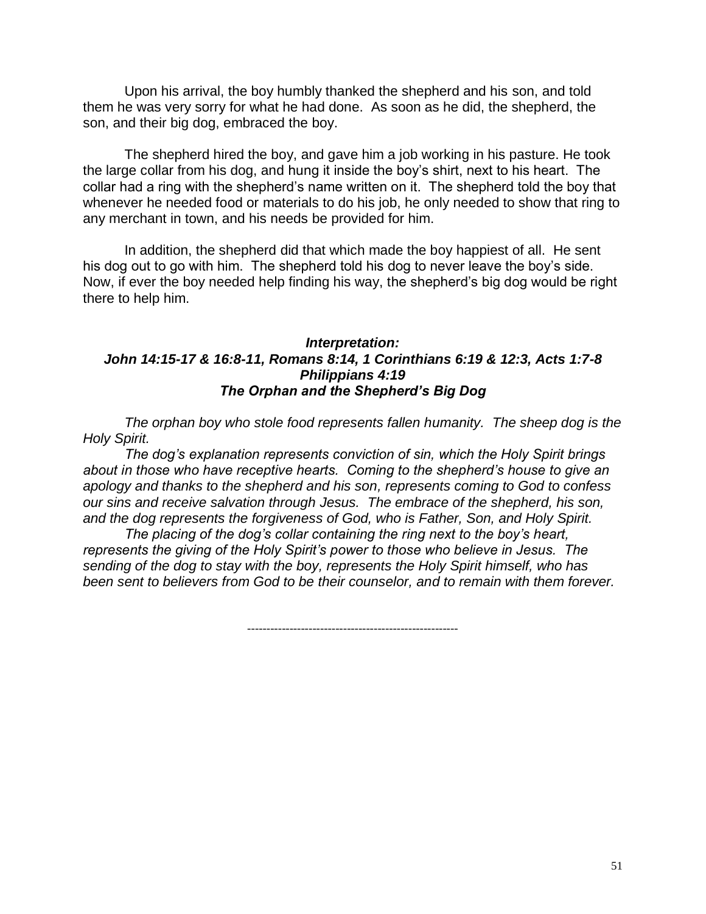Upon his arrival, the boy humbly thanked the shepherd and his son, and told them he was very sorry for what he had done. As soon as he did, the shepherd, the son, and their big dog, embraced the boy.

The shepherd hired the boy, and gave him a job working in his pasture. He took the large collar from his dog, and hung it inside the boy's shirt, next to his heart. The collar had a ring with the shepherd's name written on it. The shepherd told the boy that whenever he needed food or materials to do his job, he only needed to show that ring to any merchant in town, and his needs be provided for him.

In addition, the shepherd did that which made the boy happiest of all. He sent his dog out to go with him. The shepherd told his dog to never leave the boy's side. Now, if ever the boy needed help finding his way, the shepherd's big dog would be right there to help him.

***Interpretation:***
***John 14:15-17 & 16:8-11, Romans 8:14, 1 Corinthians 6:19 & 12:3, Acts 1:7-8***
***Philippians 4:19***
***The Orphan and the Shepherd's Big Dog***

*The orphan boy who stole food represents fallen humanity. The sheep dog is the Holy Spirit.*

*The dog's explanation represents conviction of sin, which the Holy Spirit brings about in those who have receptive hearts. Coming to the shepherd's house to give an apology and thanks to the shepherd and his son, represents coming to God to confess our sins and receive salvation through Jesus. The embrace of the shepherd, his son, and the dog represents the forgiveness of God, who is Father, Son, and Holy Spirit.*

*The placing of the dog's collar containing the ring next to the boy's heart, represents the giving of the Holy Spirit's power to those who believe in Jesus. The sending of the dog to stay with the boy, represents the Holy Spirit himself, who has been sent to believers from God to be their counselor, and to remain with them forever.*

-------------------------------------------------------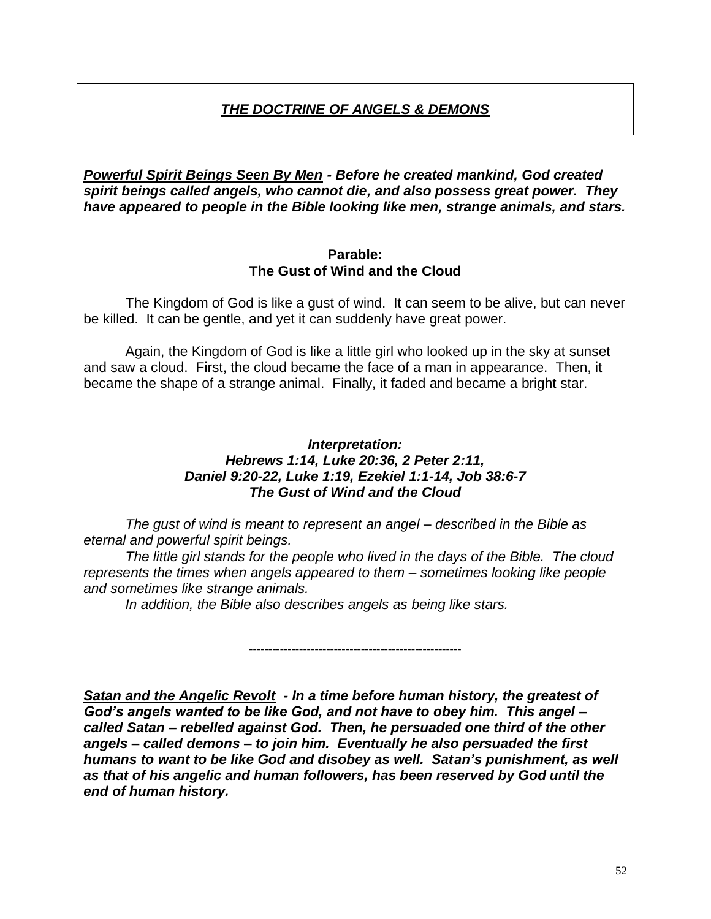# ***THE DOCTRINE OF ANGELS & DEMONS***

***Powerful Spirit Beings Seen By Men*** ***- Before he created mankind, God created spirit beings called angels, who cannot die, and also possess great power. They have appeared to people in the Bible looking like men, strange animals, and stars.***

**Parable:**
**The Gust of Wind and the Cloud**

The Kingdom of God is like a gust of wind. It can seem to be alive, but can never be killed. It can be gentle, and yet it can suddenly have great power.

Again, the Kingdom of God is like a little girl who looked up in the sky at sunset and saw a cloud. First, the cloud became the face of a man in appearance. Then, it became the shape of a strange animal. Finally, it faded and became a bright star.

***Interpretation:***
***Hebrews 1:14, Luke 20:36, 2 Peter 2:11,***
***Daniel 9:20-22, Luke 1:19, Ezekiel 1:1-14, Job 38:6-7***
***The Gust of Wind and the Cloud***

*The gust of wind is meant to represent an angel – described in the Bible as eternal and powerful spirit beings.*

*The little girl stands for the people who lived in the days of the Bible. The cloud represents the times when angels appeared to them – sometimes looking like people and sometimes like strange animals.*

*In addition, the Bible also describes angels as being like stars.*

-------------------------------------------------------

***Satan and the Angelic Revolt*** ***- In a time before human history, the greatest of God's angels wanted to be like God, and not have to obey him. This angel – called Satan – rebelled against God. Then, he persuaded one third of the other angels – called demons – to join him. Eventually he also persuaded the first humans to want to be like God and disobey as well. Satan's punishment, as well as that of his angelic and human followers, has been reserved by God until the end of human history.***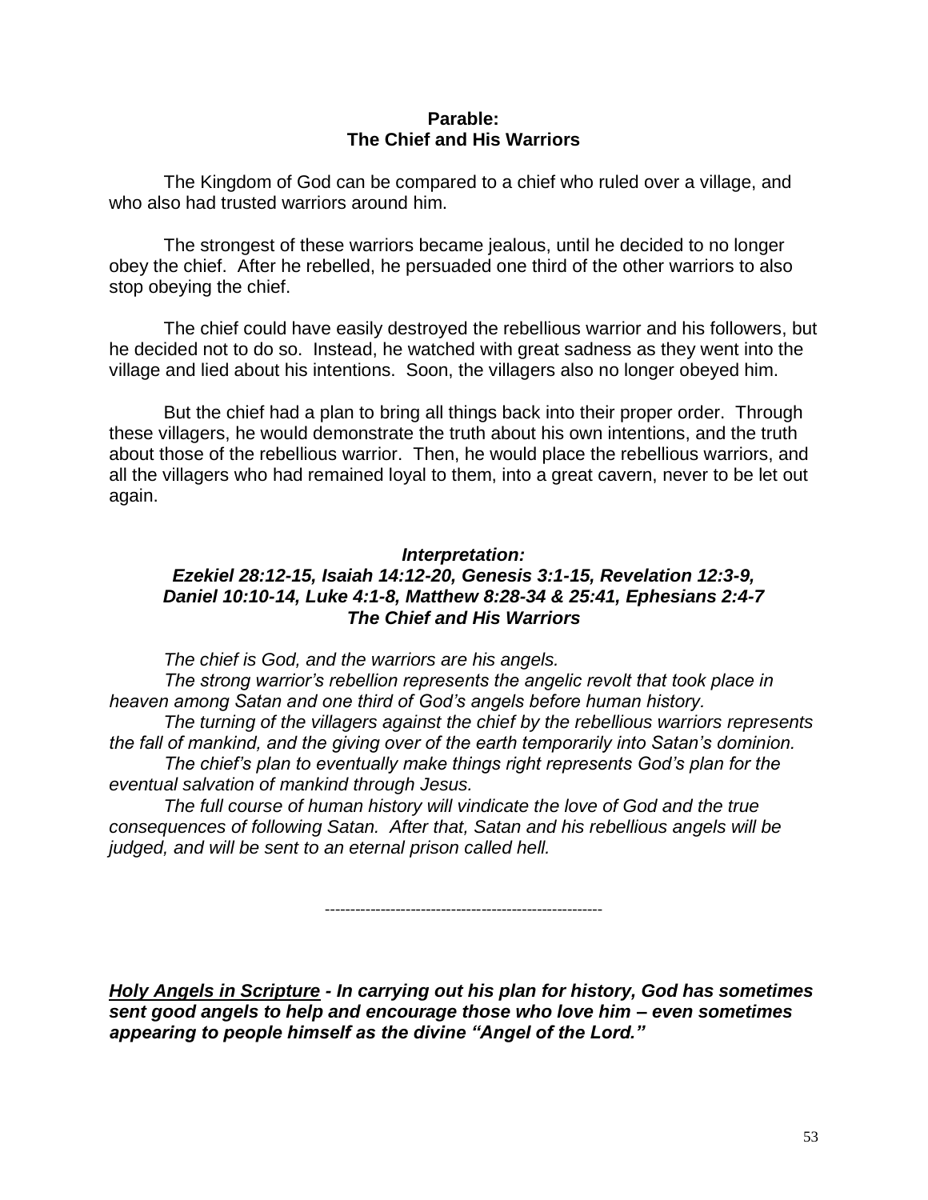## Parable:
## The Chief and His Warriors

The Kingdom of God can be compared to a chief who ruled over a village, and who also had trusted warriors around him.

The strongest of these warriors became jealous, until he decided to no longer obey the chief. After he rebelled, he persuaded one third of the other warriors to also stop obeying the chief.

The chief could have easily destroyed the rebellious warrior and his followers, but he decided not to do so. Instead, he watched with great sadness as they went into the village and lied about his intentions. Soon, the villagers also no longer obeyed him.

But the chief had a plan to bring all things back into their proper order. Through these villagers, he would demonstrate the truth about his own intentions, and the truth about those of the rebellious warrior. Then, he would place the rebellious warriors, and all the villagers who had remained loyal to them, into a great cavern, never to be let out again.

### *Interpretation:*
### *Ezekiel 28:12-15, Isaiah 14:12-20, Genesis 3:1-15, Revelation 12:3-9, Daniel 10:10-14, Luke 4:1-8, Matthew 8:28-34 & 25:41, Ephesians 2:4-7*
### *The Chief and His Warriors*

*The chief is God, and the warriors are his angels.*

*The strong warrior's rebellion represents the angelic revolt that took place in heaven among Satan and one third of God's angels before human history.*

*The turning of the villagers against the chief by the rebellious warriors represents the fall of mankind, and the giving over of the earth temporarily into Satan's dominion.*

*The chief's plan to eventually make things right represents God's plan for the eventual salvation of mankind through Jesus.*

*The full course of human history will vindicate the love of God and the true consequences of following Satan. After that, Satan and his rebellious angels will be judged, and will be sent to an eternal prison called hell.*

-------------------------------------------------------

***<u>Holy Angels in Scripture</u> - In carrying out his plan for history, God has sometimes sent good angels to help and encourage those who love him – even sometimes appearing to people himself as the divine "Angel of the Lord."***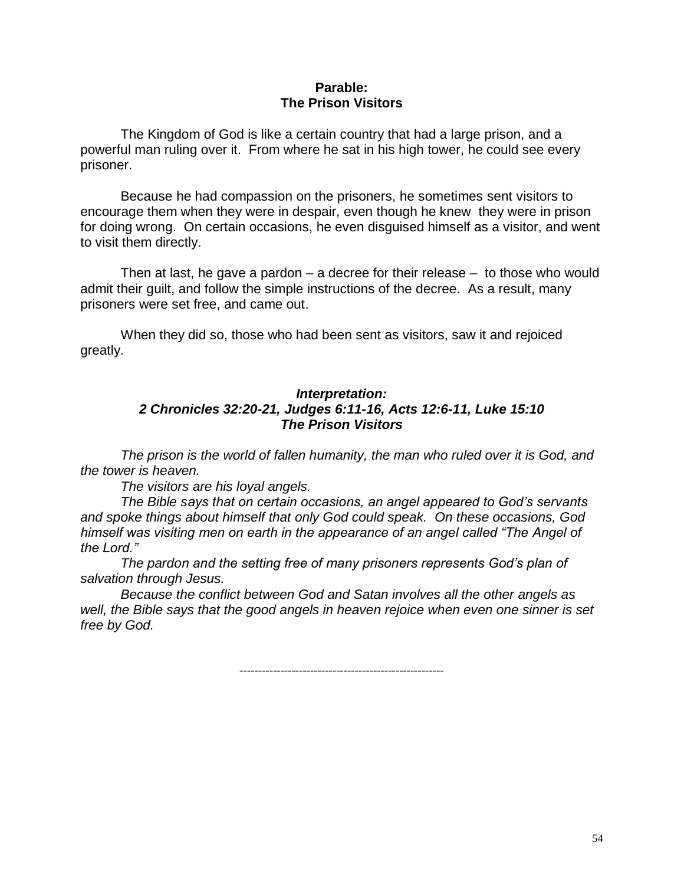**Parable:**
**The Prison Visitors**

The Kingdom of God is like a certain country that had a large prison, and a powerful man ruling over it. From where he sat in his high tower, he could see every prisoner.

Because he had compassion on the prisoners, he sometimes sent visitors to encourage them when they were in despair, even though he knew they were in prison for doing wrong. On certain occasions, he even disguised himself as a visitor, and went to visit them directly.

Then at last, he gave a pardon – a decree for their release – to those who would admit their guilt, and follow the simple instructions of the decree. As a result, many prisoners were set free, and came out.

When they did so, those who had been sent as visitors, saw it and rejoiced greatly.

***Interpretation:***
***2 Chronicles 32:20-21, Judges 6:11-16, Acts 12:6-11, Luke 15:10***
***The Prison Visitors***

*The prison is the world of fallen humanity, the man who ruled over it is God, and the tower is heaven.*

*The visitors are his loyal angels.*

*The Bible says that on certain occasions, an angel appeared to God's servants and spoke things about himself that only God could speak. On these occasions, God himself was visiting men on earth in the appearance of an angel called "The Angel of the Lord."*

*The pardon and the setting free of many prisoners represents God's plan of salvation through Jesus.*

*Because the conflict between God and Satan involves all the other angels as well, the Bible says that the good angels in heaven rejoice when even one sinner is set free by God.*

---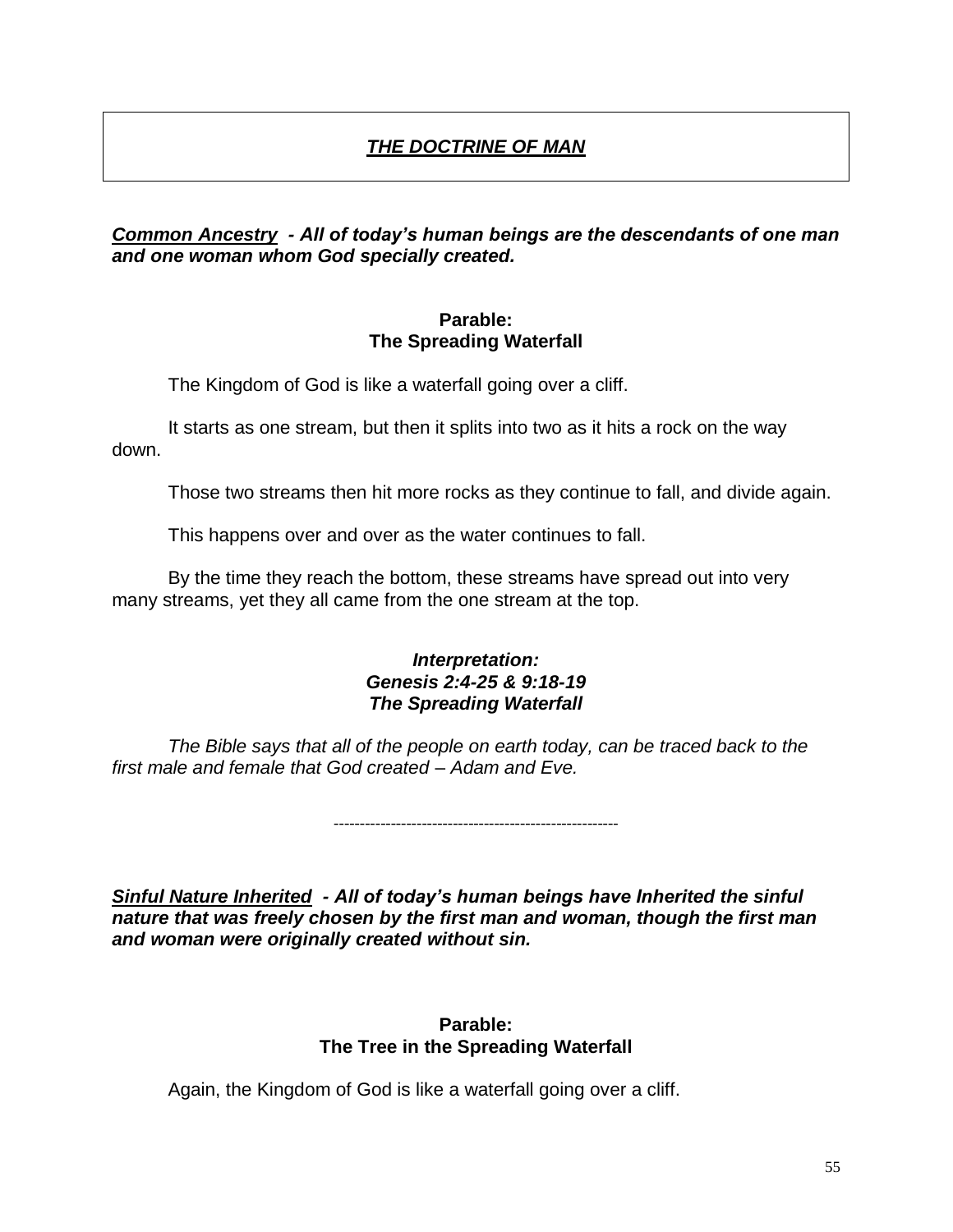# ***THE DOCTRINE OF MAN***

***Common Ancestry** - All of today's human beings are the descendants of one man and one woman whom God specially created.*

**Parable:**
**The Spreading Waterfall**

The Kingdom of God is like a waterfall going over a cliff.

It starts as one stream, but then it splits into two as it hits a rock on the way down.

Those two streams then hit more rocks as they continue to fall, and divide again.

This happens over and over as the water continues to fall.

By the time they reach the bottom, these streams have spread out into very many streams, yet they all came from the one stream at the top.

***Interpretation:***
***Genesis 2:4-25 & 9:18-19***
***The Spreading Waterfall***

*The Bible says that all of the people on earth today, can be traced back to the first male and female that God created – Adam and Eve.*

--------------------------------------------------------

***Sinful Nature Inherited** - All of today's human beings have Inherited the sinful nature that was freely chosen by the first man and woman, though the first man and woman were originally created without sin.*

**Parable:**
**The Tree in the Spreading Waterfall**

Again, the Kingdom of God is like a waterfall going over a cliff.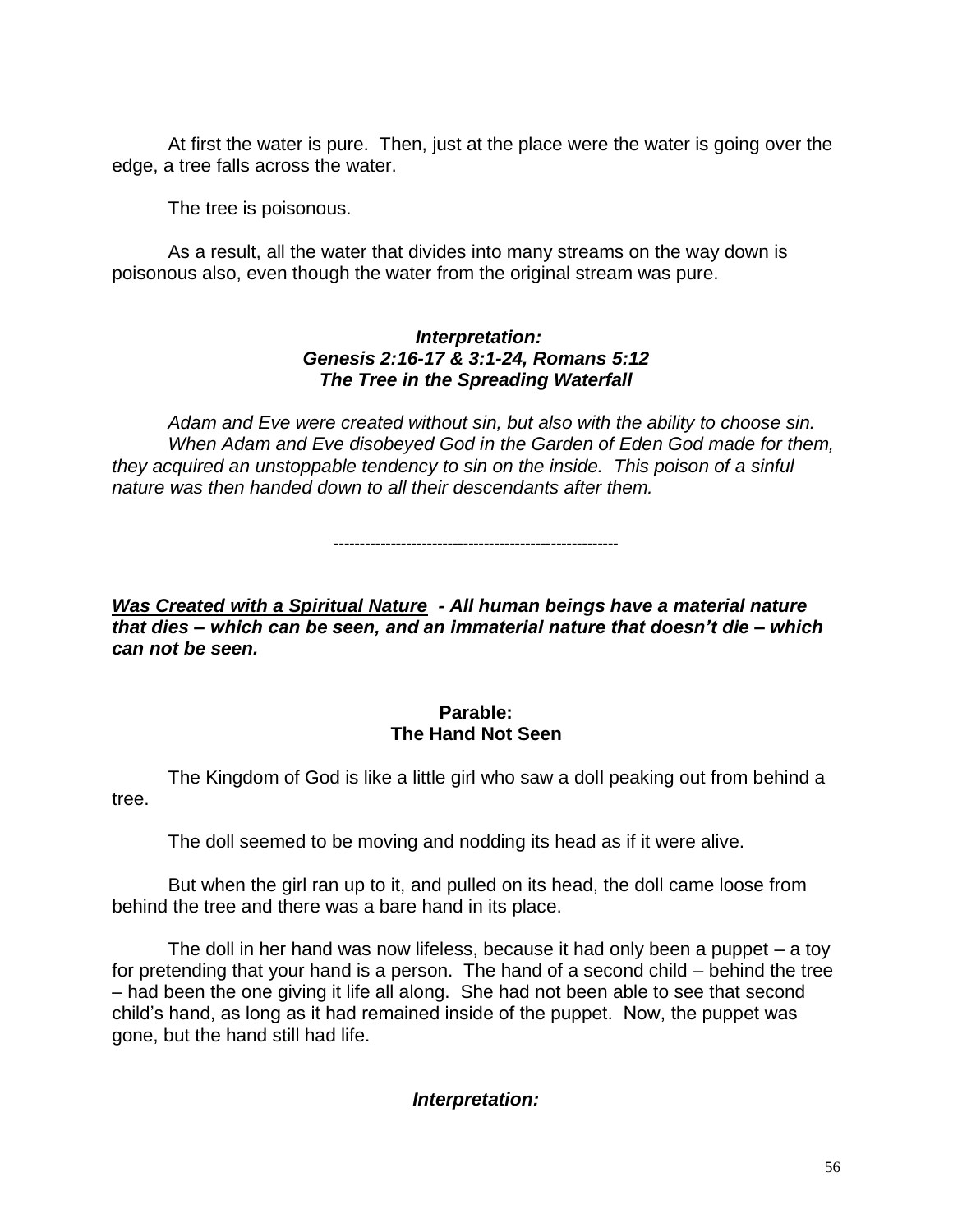At first the water is pure. Then, just at the place were the water is going over the edge, a tree falls across the water.

The tree is poisonous.

As a result, all the water that divides into many streams on the way down is poisonous also, even though the water from the original stream was pure.

***Interpretation:***
***Genesis 2:16-17 & 3:1-24, Romans 5:12***
***The Tree in the Spreading Waterfall***

*Adam and Eve were created without sin, but also with the ability to choose sin.*
*When Adam and Eve disobeyed God in the Garden of Eden God made for them, they acquired an unstoppable tendency to sin on the inside. This poison of a sinful nature was then handed down to all their descendants after them.*

-------------------------------------------------------

***<u>Was Created with a Spiritual Nature</u> - All human beings have a material nature that dies – which can be seen, and an immaterial nature that doesn't die – which can not be seen.***

**Parable:**
**The Hand Not Seen**

The Kingdom of God is like a little girl who saw a doll peaking out from behind a tree.

The doll seemed to be moving and nodding its head as if it were alive.

But when the girl ran up to it, and pulled on its head, the doll came loose from behind the tree and there was a bare hand in its place.

The doll in her hand was now lifeless, because it had only been a puppet – a toy for pretending that your hand is a person. The hand of a second child – behind the tree – had been the one giving it life all along. She had not been able to see that second child's hand, as long as it had remained inside of the puppet. Now, the puppet was gone, but the hand still had life.

***Interpretation:***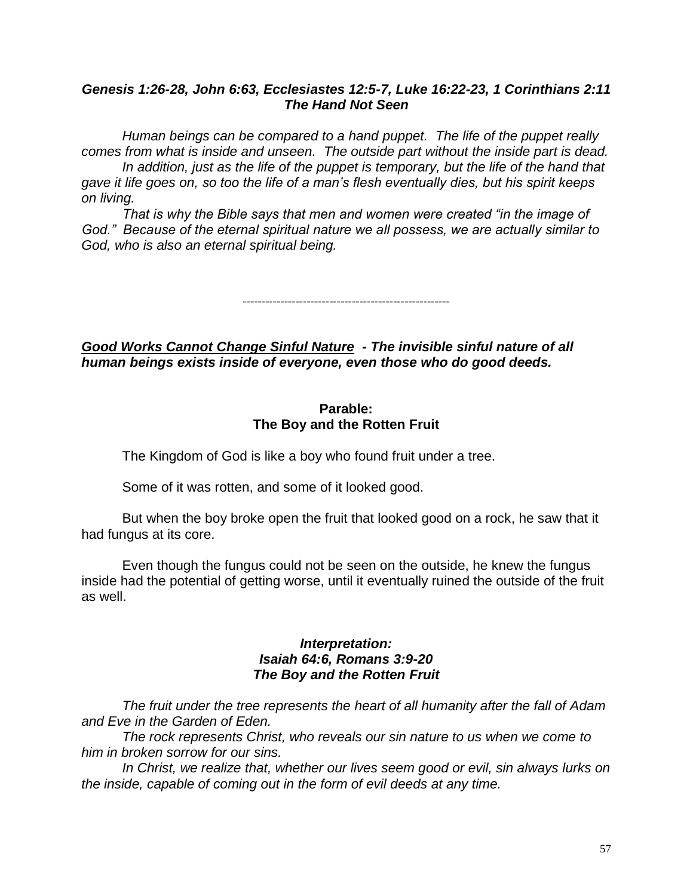***Genesis 1:26-28, John 6:63, Ecclesiastes 12:5-7, Luke 16:22-23, 1 Corinthians 2:11***
***The Hand Not Seen***

*Human beings can be compared to a hand puppet. The life of the puppet really comes from what is inside and unseen. The outside part without the inside part is dead.*

*In addition, just as the life of the puppet is temporary, but the life of the hand that gave it life goes on, so too the life of a man's flesh eventually dies, but his spirit keeps on living.*

*That is why the Bible says that men and women were created "in the image of God." Because of the eternal spiritual nature we all possess, we are actually similar to God, who is also an eternal spiritual being.*

-------------------------------------------------------

***Good Works Cannot Change Sinful Nature* - *The invisible sinful nature of all human beings exists inside of everyone, even those who do good deeds.***

**Parable:**
**The Boy and the Rotten Fruit**

The Kingdom of God is like a boy who found fruit under a tree.

Some of it was rotten, and some of it looked good.

But when the boy broke open the fruit that looked good on a rock, he saw that it had fungus at its core.

Even though the fungus could not be seen on the outside, he knew the fungus inside had the potential of getting worse, until it eventually ruined the outside of the fruit as well.

***Interpretation:***
***Isaiah 64:6, Romans 3:9-20***
***The Boy and the Rotten Fruit***

*The fruit under the tree represents the heart of all humanity after the fall of Adam and Eve in the Garden of Eden.*

*The rock represents Christ, who reveals our sin nature to us when we come to him in broken sorrow for our sins.*

*In Christ, we realize that, whether our lives seem good or evil, sin always lurks on the inside, capable of coming out in the form of evil deeds at any time.*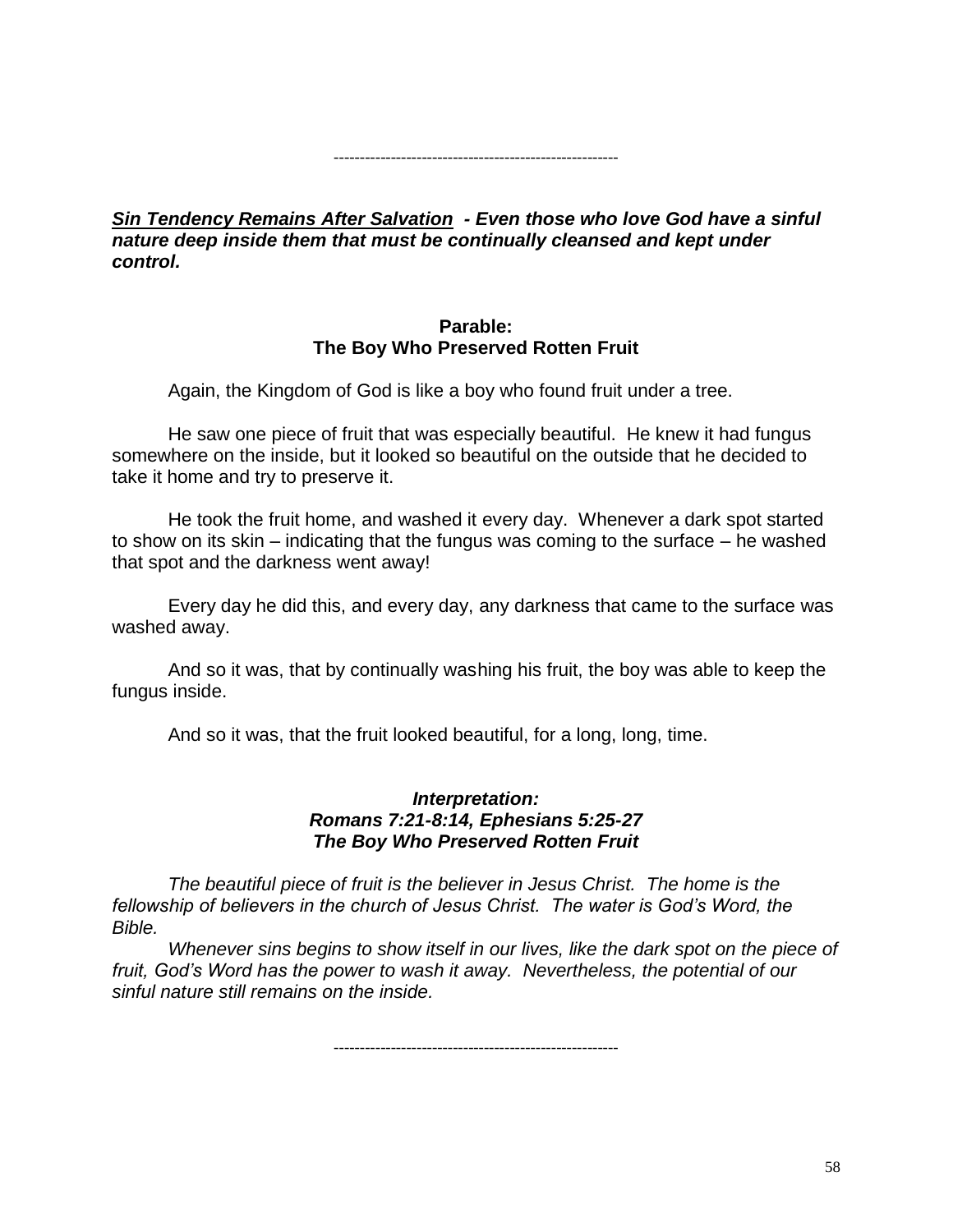-------------------------------------------------------

***<u>Sin Tendency Remains After Salvation</u>* - Even those who love God have a sinful nature deep inside them that must be continually cleansed and kept under control.**

**Parable:**
**The Boy Who Preserved Rotten Fruit**

Again, the Kingdom of God is like a boy who found fruit under a tree.

He saw one piece of fruit that was especially beautiful. He knew it had fungus somewhere on the inside, but it looked so beautiful on the outside that he decided to take it home and try to preserve it.

He took the fruit home, and washed it every day. Whenever a dark spot started to show on its skin – indicating that the fungus was coming to the surface – he washed that spot and the darkness went away!

Every day he did this, and every day, any darkness that came to the surface was washed away.

And so it was, that by continually washing his fruit, the boy was able to keep the fungus inside.

And so it was, that the fruit looked beautiful, for a long, long, time.

***Interpretation:***
***Romans 7:21-8:14, Ephesians 5:25-27***
***The Boy Who Preserved Rotten Fruit***

*The beautiful piece of fruit is the believer in Jesus Christ. The home is the fellowship of believers in the church of Jesus Christ. The water is God's Word, the Bible.*

*Whenever sins begins to show itself in our lives, like the dark spot on the piece of fruit, God's Word has the power to wash it away. Nevertheless, the potential of our sinful nature still remains on the inside.*

-------------------------------------------------------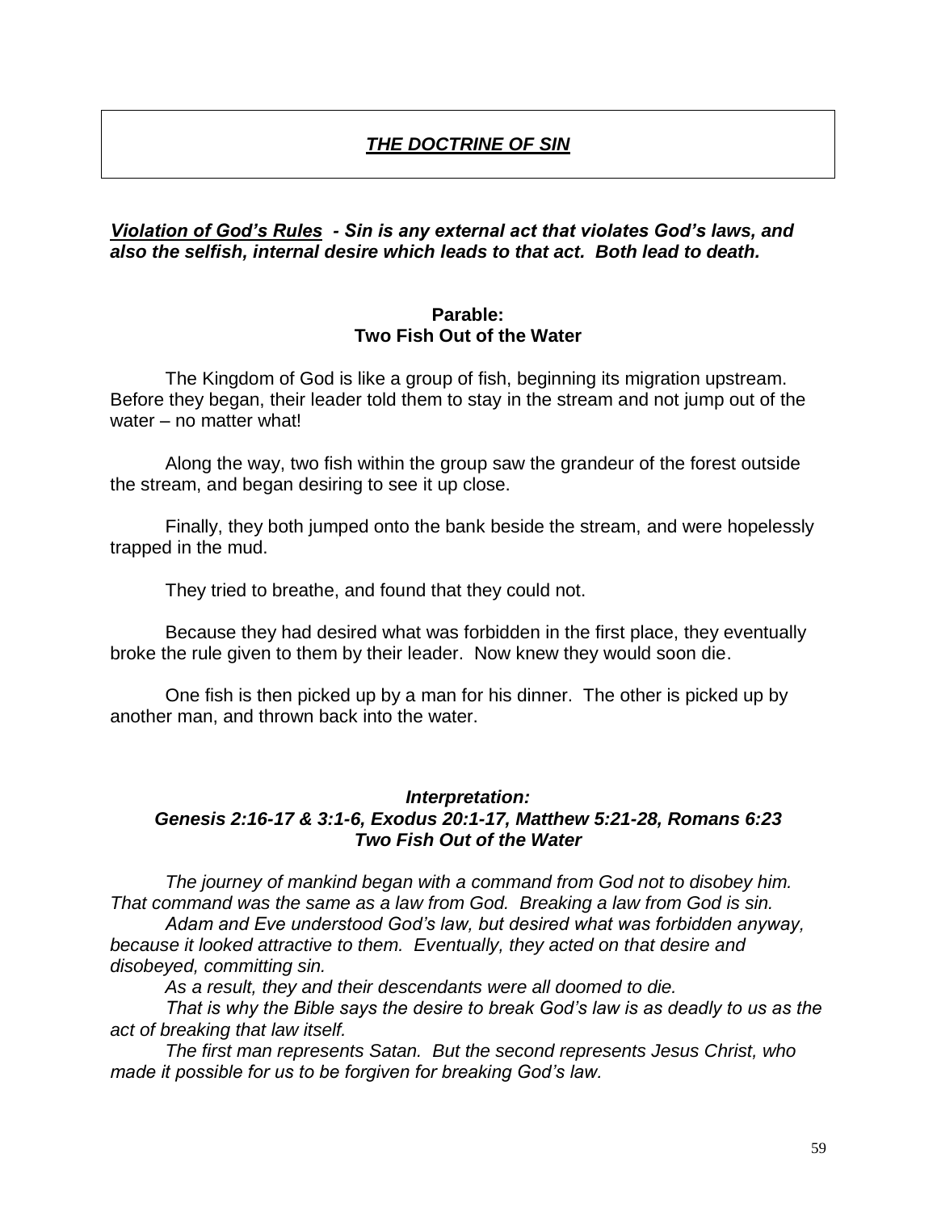# ***THE DOCTRINE OF SIN***

***Violation of God's Rules*** ***- Sin is any external act that violates God's laws, and also the selfish, internal desire which leads to that act. Both lead to death.***

**Parable:**
**Two Fish Out of the Water**

The Kingdom of God is like a group of fish, beginning its migration upstream. Before they began, their leader told them to stay in the stream and not jump out of the water – no matter what!

Along the way, two fish within the group saw the grandeur of the forest outside the stream, and began desiring to see it up close.

Finally, they both jumped onto the bank beside the stream, and were hopelessly trapped in the mud.

They tried to breathe, and found that they could not.

Because they had desired what was forbidden in the first place, they eventually broke the rule given to them by their leader. Now knew they would soon die.

One fish is then picked up by a man for his dinner. The other is picked up by another man, and thrown back into the water.

***Interpretation:***
***Genesis 2:16-17 & 3:1-6, Exodus 20:1-17, Matthew 5:21-28, Romans 6:23***
***Two Fish Out of the Water***

*The journey of mankind began with a command from God not to disobey him. That command was the same as a law from God. Breaking a law from God is sin.*

*Adam and Eve understood God's law, but desired what was forbidden anyway, because it looked attractive to them. Eventually, they acted on that desire and disobeyed, committing sin.*

*As a result, they and their descendants were all doomed to die.*

*That is why the Bible says the desire to break God's law is as deadly to us as the act of breaking that law itself.*

*The first man represents Satan. But the second represents Jesus Christ, who made it possible for us to be forgiven for breaking God's law.*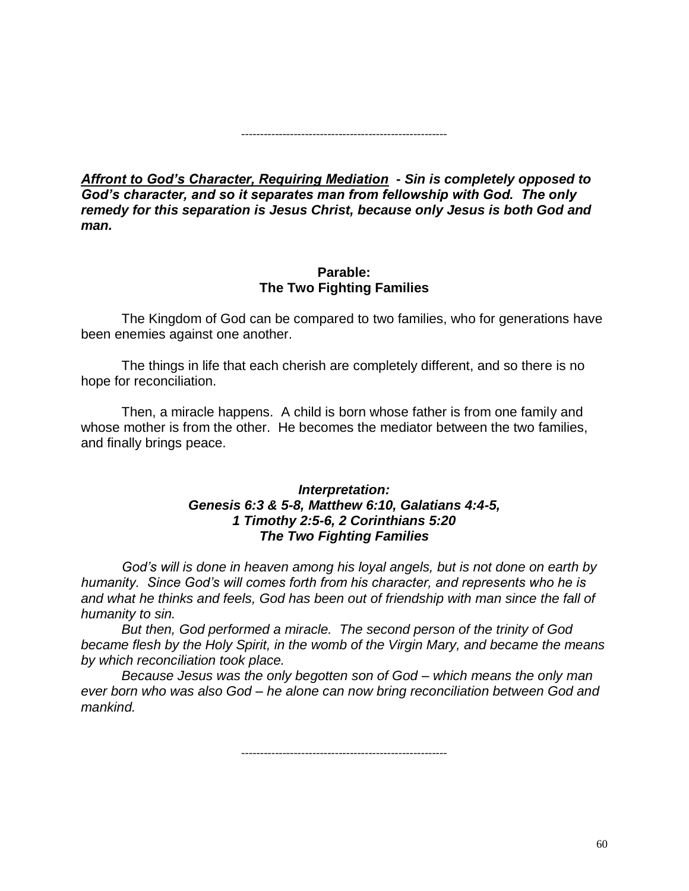-------------------------------------------------------

***<u>Affront to God's Character, Requiring Mediation</u> - Sin is completely opposed to God's character, and so it separates man from fellowship with God. The only remedy for this separation is Jesus Christ, because only Jesus is both God and man.***

**Parable:**
**The Two Fighting Families**

The Kingdom of God can be compared to two families, who for generations have been enemies against one another.

The things in life that each cherish are completely different, and so there is no hope for reconciliation.

Then, a miracle happens. A child is born whose father is from one family and whose mother is from the other. He becomes the mediator between the two families, and finally brings peace.

***Interpretation:***
***Genesis 6:3 & 5-8, Matthew 6:10, Galatians 4:4-5,***
***1 Timothy 2:5-6, 2 Corinthians 5:20***
***The Two Fighting Families***

*God's will is done in heaven among his loyal angels, but is not done on earth by humanity. Since God's will comes forth from his character, and represents who he is and what he thinks and feels, God has been out of friendship with man since the fall of humanity to sin.*

*But then, God performed a miracle. The second person of the trinity of God became flesh by the Holy Spirit, in the womb of the Virgin Mary, and became the means by which reconciliation took place.*

*Because Jesus was the only begotten son of God – which means the only man ever born who was also God – he alone can now bring reconciliation between God and mankind.*

-------------------------------------------------------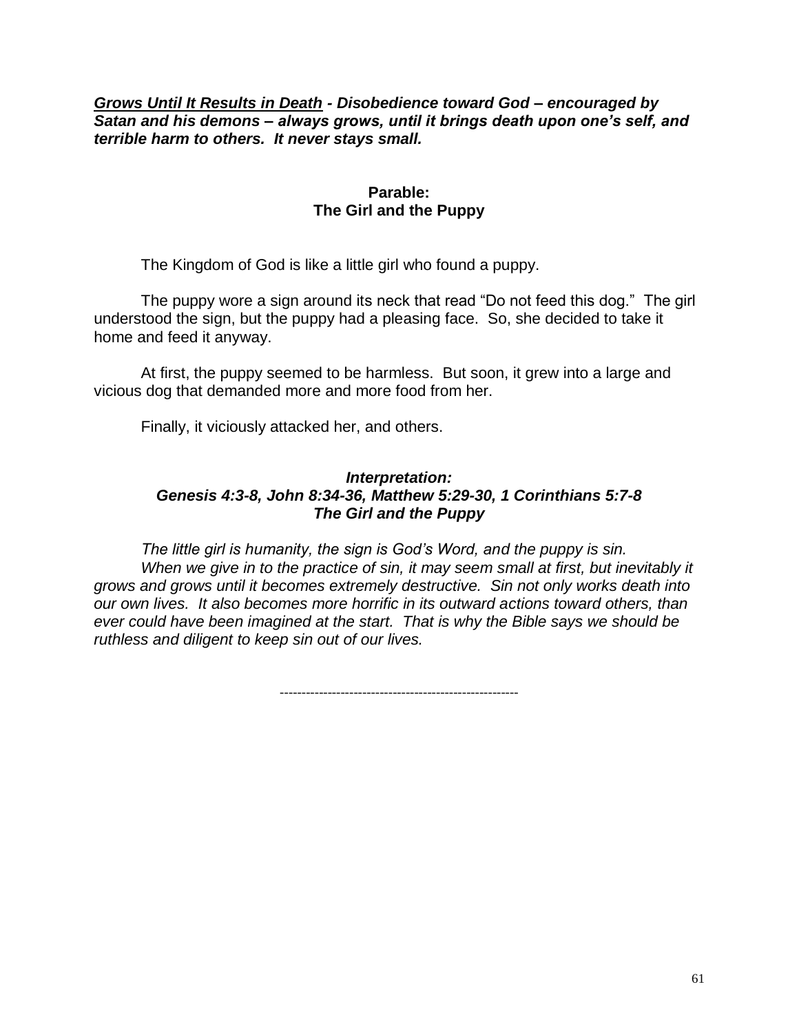***<u>Grows Until It Results in Death</u> - Disobedience toward God – encouraged by Satan and his demons – always grows, until it brings death upon one's self, and terrible harm to others. It never stays small.***

**Parable:**
**The Girl and the Puppy**

The Kingdom of God is like a little girl who found a puppy.

The puppy wore a sign around its neck that read "Do not feed this dog." The girl understood the sign, but the puppy had a pleasing face. So, she decided to take it home and feed it anyway.

At first, the puppy seemed to be harmless. But soon, it grew into a large and vicious dog that demanded more and more food from her.

Finally, it viciously attacked her, and others.

***Interpretation:***
***Genesis 4:3-8, John 8:34-36, Matthew 5:29-30, 1 Corinthians 5:7-8***
***The Girl and the Puppy***

*The little girl is humanity, the sign is God's Word, and the puppy is sin.*

*When we give in to the practice of sin, it may seem small at first, but inevitably it grows and grows until it becomes extremely destructive. Sin not only works death into our own lives. It also becomes more horrific in its outward actions toward others, than ever could have been imagined at the start. That is why the Bible says we should be ruthless and diligent to keep sin out of our lives.*

-------------------------------------------------------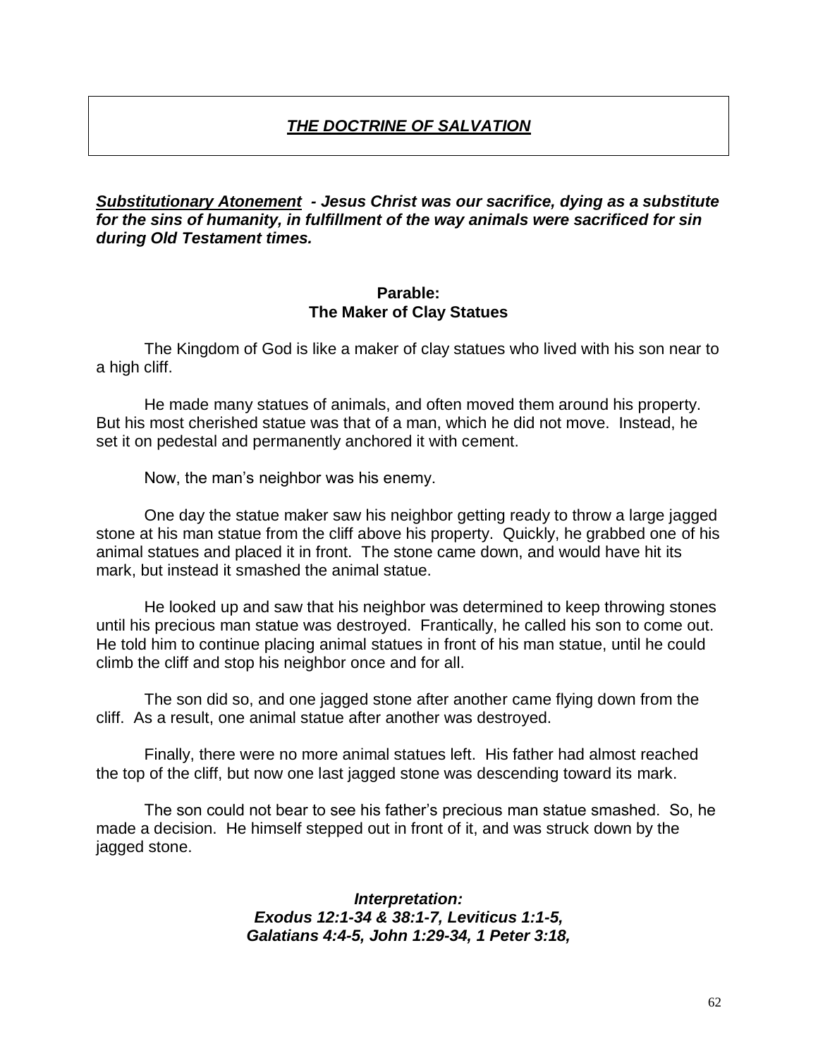# ***THE DOCTRINE OF SALVATION***

***<u>Substitutionary Atonement</u>* - Jesus Christ was our sacrifice, dying as a substitute for the sins of humanity, in fulfillment of the way animals were sacrificed for sin during Old Testament times.**

## Parable:
## The Maker of Clay Statues

The Kingdom of God is like a maker of clay statues who lived with his son near to a high cliff.

He made many statues of animals, and often moved them around his property. But his most cherished statue was that of a man, which he did not move. Instead, he set it on pedestal and permanently anchored it with cement.

Now, the man's neighbor was his enemy.

One day the statue maker saw his neighbor getting ready to throw a large jagged stone at his man statue from the cliff above his property. Quickly, he grabbed one of his animal statues and placed it in front. The stone came down, and would have hit its mark, but instead it smashed the animal statue.

He looked up and saw that his neighbor was determined to keep throwing stones until his precious man statue was destroyed. Frantically, he called his son to come out. He told him to continue placing animal statues in front of his man statue, until he could climb the cliff and stop his neighbor once and for all.

The son did so, and one jagged stone after another came flying down from the cliff. As a result, one animal statue after another was destroyed.

Finally, there were no more animal statues left. His father had almost reached the top of the cliff, but now one last jagged stone was descending toward its mark.

The son could not bear to see his father's precious man statue smashed. So, he made a decision. He himself stepped out in front of it, and was struck down by the jagged stone.

***Interpretation:***
***Exodus 12:1-34 & 38:1-7, Leviticus 1:1-5,***
***Galatians 4:4-5, John 1:29-34, 1 Peter 3:18,***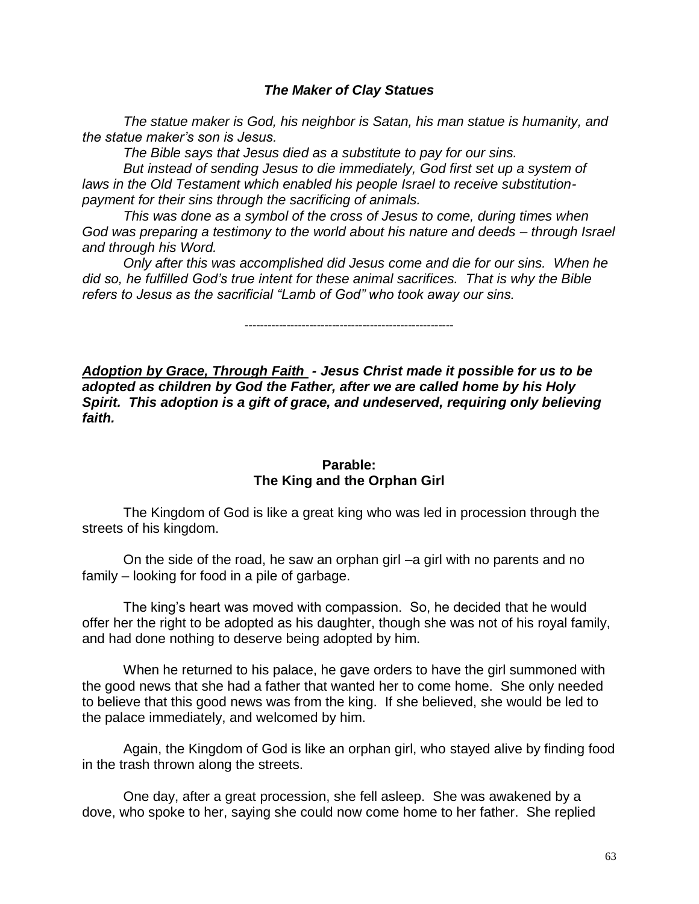### *The Maker of Clay Statues*

*The statue maker is God, his neighbor is Satan, his man statue is humanity, and the statue maker's son is Jesus.*

*The Bible says that Jesus died as a substitute to pay for our sins.*

*But instead of sending Jesus to die immediately, God first set up a system of laws in the Old Testament which enabled his people Israel to receive substitution-payment for their sins through the sacrificing of animals.*

*This was done as a symbol of the cross of Jesus to come, during times when God was preparing a testimony to the world about his nature and deeds – through Israel and through his Word.*

*Only after this was accomplished did Jesus come and die for our sins. When he did so, he fulfilled God's true intent for these animal sacrifices. That is why the Bible refers to Jesus as the sacrificial "Lamb of God" who took away our sins.*

---

***<u>Adoption by Grace, Through Faith</u> - Jesus Christ made it possible for us to be adopted as children by God the Father, after we are called home by his Holy Spirit. This adoption is a gift of grace, and undeserved, requiring only believing faith.***

## Parable:
## The King and the Orphan Girl

The Kingdom of God is like a great king who was led in procession through the streets of his kingdom.

On the side of the road, he saw an orphan girl –a girl with no parents and no family – looking for food in a pile of garbage.

The king's heart was moved with compassion. So, he decided that he would offer her the right to be adopted as his daughter, though she was not of his royal family, and had done nothing to deserve being adopted by him.

When he returned to his palace, he gave orders to have the girl summoned with the good news that she had a father that wanted her to come home. She only needed to believe that this good news was from the king. If she believed, she would be led to the palace immediately, and welcomed by him.

Again, the Kingdom of God is like an orphan girl, who stayed alive by finding food in the trash thrown along the streets.

One day, after a great procession, she fell asleep. She was awakened by a dove, who spoke to her, saying she could now come home to her father. She replied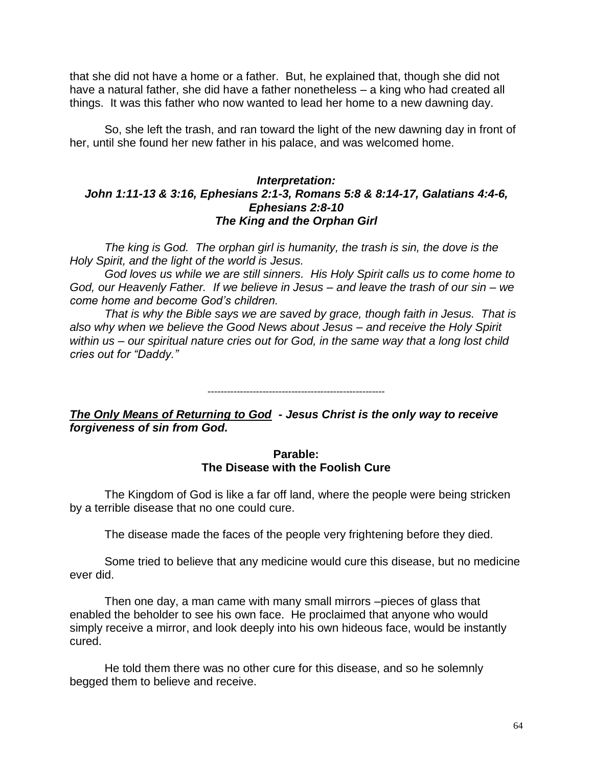that she did not have a home or a father. But, he explained that, though she did not have a natural father, she did have a father nonetheless – a king who had created all things. It was this father who now wanted to lead her home to a new dawning day.

So, she left the trash, and ran toward the light of the new dawning day in front of her, until she found her new father in his palace, and was welcomed home.

***Interpretation:***
***John 1:11-13 & 3:16, Ephesians 2:1-3, Romans 5:8 & 8:14-17, Galatians 4:4-6, Ephesians 2:8-10***
***The King and the Orphan Girl***

*The king is God. The orphan girl is humanity, the trash is sin, the dove is the Holy Spirit, and the light of the world is Jesus.*

*God loves us while we are still sinners. His Holy Spirit calls us to come home to God, our Heavenly Father. If we believe in Jesus – and leave the trash of our sin – we come home and become God's children.*

*That is why the Bible says we are saved by grace, though faith in Jesus. That is also why when we believe the Good News about Jesus – and receive the Holy Spirit within us – our spiritual nature cries out for God, in the same way that a long lost child cries out for "Daddy."*

---

***<u>The Only Means of Returning to God</u> - Jesus Christ is the only way to receive forgiveness of sin from God.***

**Parable:**
**The Disease with the Foolish Cure**

The Kingdom of God is like a far off land, where the people were being stricken by a terrible disease that no one could cure.

The disease made the faces of the people very frightening before they died.

Some tried to believe that any medicine would cure this disease, but no medicine ever did.

Then one day, a man came with many small mirrors –pieces of glass that enabled the beholder to see his own face. He proclaimed that anyone who would simply receive a mirror, and look deeply into his own hideous face, would be instantly cured.

He told them there was no other cure for this disease, and so he solemnly begged them to believe and receive.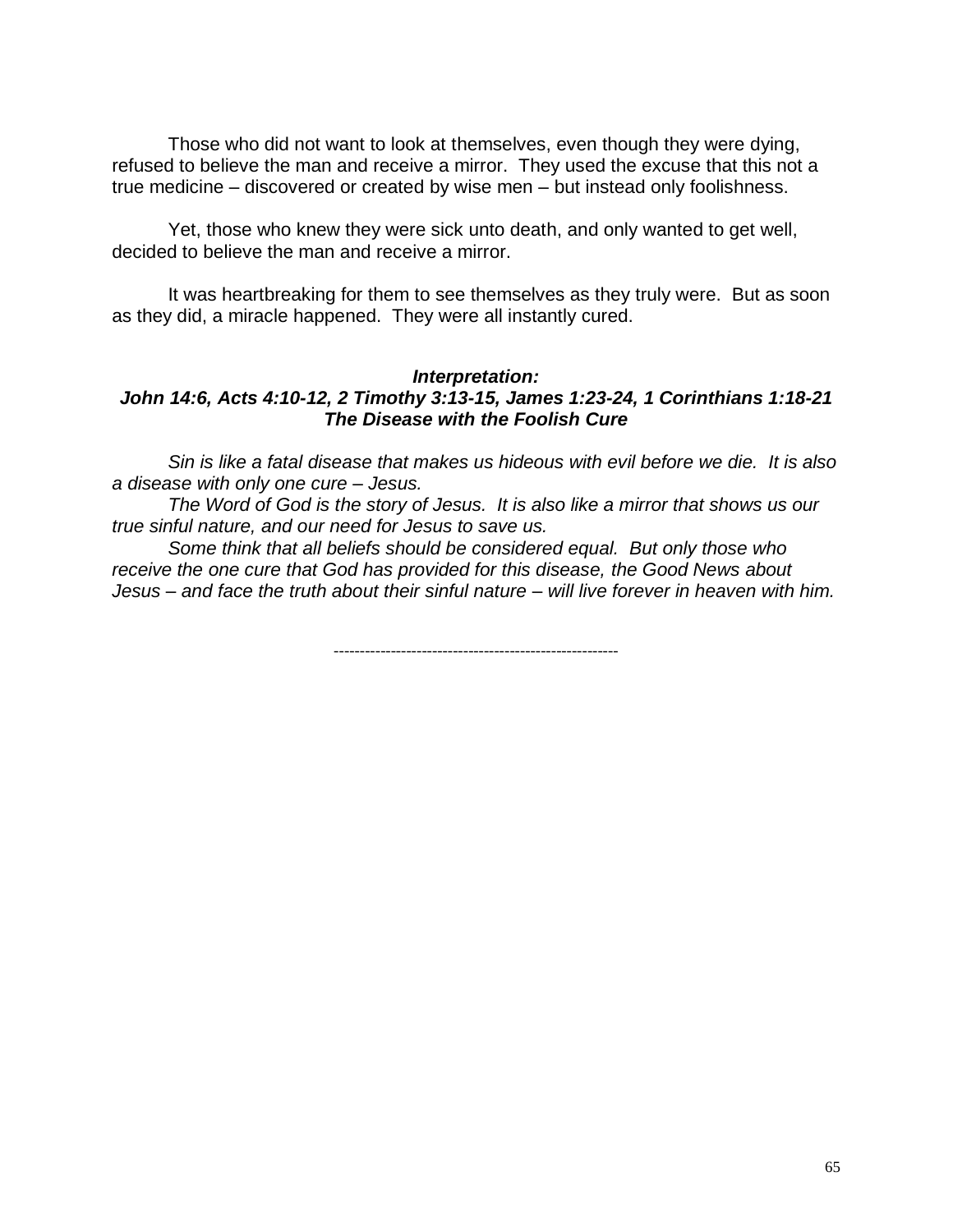Those who did not want to look at themselves, even though they were dying, refused to believe the man and receive a mirror. They used the excuse that this not a true medicine – discovered or created by wise men – but instead only foolishness.

Yet, those who knew they were sick unto death, and only wanted to get well, decided to believe the man and receive a mirror.

It was heartbreaking for them to see themselves as they truly were. But as soon as they did, a miracle happened. They were all instantly cured.

***Interpretation:***
***John 14:6, Acts 4:10-12, 2 Timothy 3:13-15, James 1:23-24, 1 Corinthians 1:18-21***
***The Disease with the Foolish Cure***

*Sin is like a fatal disease that makes us hideous with evil before we die. It is also a disease with only one cure – Jesus.*

*The Word of God is the story of Jesus. It is also like a mirror that shows us our true sinful nature, and our need for Jesus to save us.*

*Some think that all beliefs should be considered equal. But only those who receive the one cure that God has provided for this disease, the Good News about Jesus – and face the truth about their sinful nature – will live forever in heaven with him.*

--------------------------------------------------------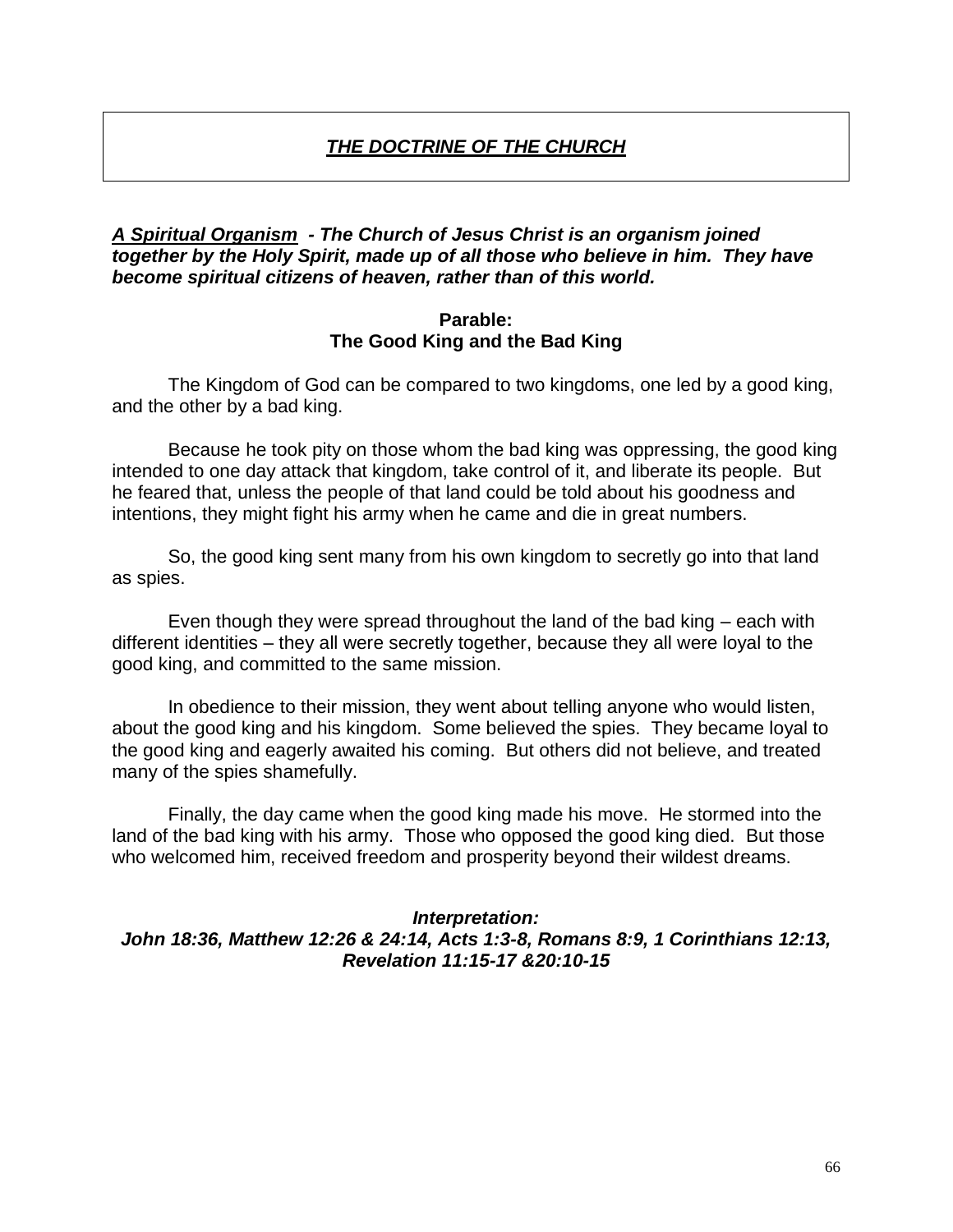# ***THE DOCTRINE OF THE CHURCH***

***A Spiritual Organism*** ***- The Church of Jesus Christ is an organism joined together by the Holy Spirit, made up of all those who believe in him. They have become spiritual citizens of heaven, rather than of this world.***

**Parable:**
**The Good King and the Bad King**

The Kingdom of God can be compared to two kingdoms, one led by a good king, and the other by a bad king.

Because he took pity on those whom the bad king was oppressing, the good king intended to one day attack that kingdom, take control of it, and liberate its people. But he feared that, unless the people of that land could be told about his goodness and intentions, they might fight his army when he came and die in great numbers.

So, the good king sent many from his own kingdom to secretly go into that land as spies.

Even though they were spread throughout the land of the bad king – each with different identities – they all were secretly together, because they all were loyal to the good king, and committed to the same mission.

In obedience to their mission, they went about telling anyone who would listen, about the good king and his kingdom. Some believed the spies. They became loyal to the good king and eagerly awaited his coming. But others did not believe, and treated many of the spies shamefully.

Finally, the day came when the good king made his move. He stormed into the land of the bad king with his army. Those who opposed the good king died. But those who welcomed him, received freedom and prosperity beyond their wildest dreams.

***Interpretation:***
***John 18:36, Matthew 12:26 & 24:14, Acts 1:3-8, Romans 8:9, 1 Corinthians 12:13, Revelation 11:15-17 &20:10-15***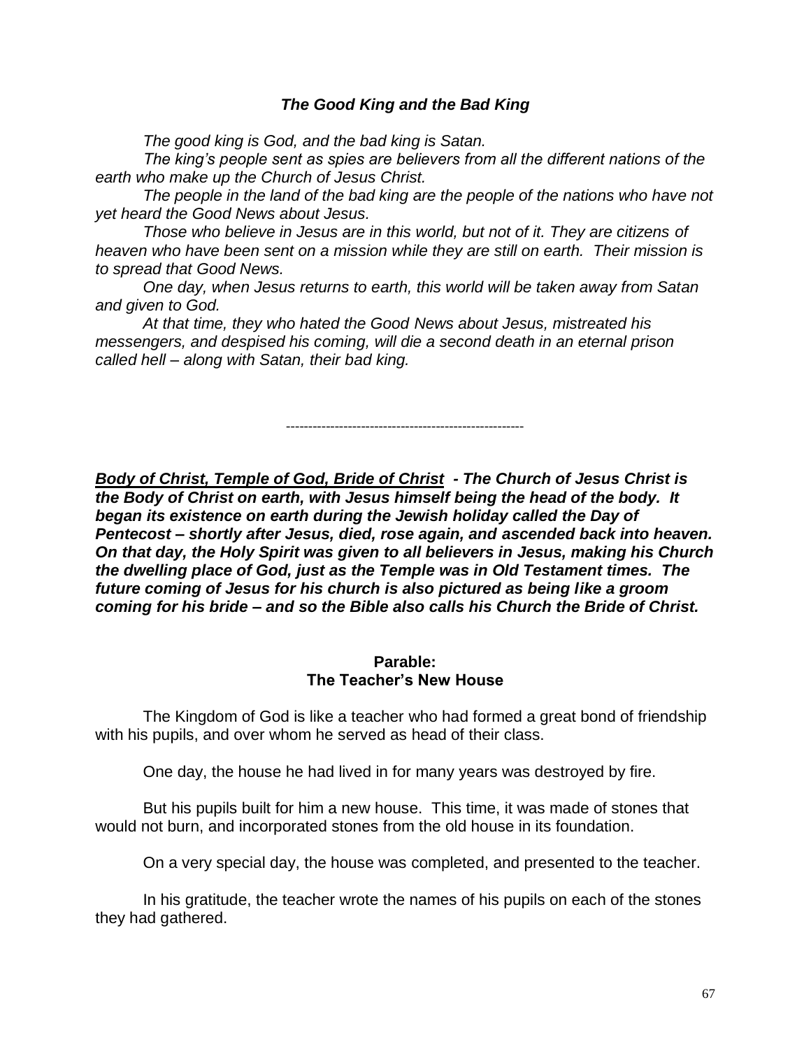***The Good King and the Bad King***

*The good king is God, and the bad king is Satan.*

*The king's people sent as spies are believers from all the different nations of the earth who make up the Church of Jesus Christ.*

*The people in the land of the bad king are the people of the nations who have not yet heard the Good News about Jesus.*

*Those who believe in Jesus are in this world, but not of it. They are citizens of heaven who have been sent on a mission while they are still on earth. Their mission is to spread that Good News.*

*One day, when Jesus returns to earth, this world will be taken away from Satan and given to God.*

*At that time, they who hated the Good News about Jesus, mistreated his messengers, and despised his coming, will die a second death in an eternal prison called hell – along with Satan, their bad king.*

---

***<u>Body of Christ, Temple of God, Bride of Christ</u> - The Church of Jesus Christ is the Body of Christ on earth, with Jesus himself being the head of the body. It began its existence on earth during the Jewish holiday called the Day of Pentecost – shortly after Jesus, died, rose again, and ascended back into heaven. On that day, the Holy Spirit was given to all believers in Jesus, making his Church the dwelling place of God, just as the Temple was in Old Testament times. The future coming of Jesus for his church is also pictured as being like a groom coming for his bride – and so the Bible also calls his Church the Bride of Christ.***

**Parable:**
**The Teacher's New House**

The Kingdom of God is like a teacher who had formed a great bond of friendship with his pupils, and over whom he served as head of their class.

One day, the house he had lived in for many years was destroyed by fire.

But his pupils built for him a new house. This time, it was made of stones that would not burn, and incorporated stones from the old house in its foundation.

On a very special day, the house was completed, and presented to the teacher.

In his gratitude, the teacher wrote the names of his pupils on each of the stones they had gathered.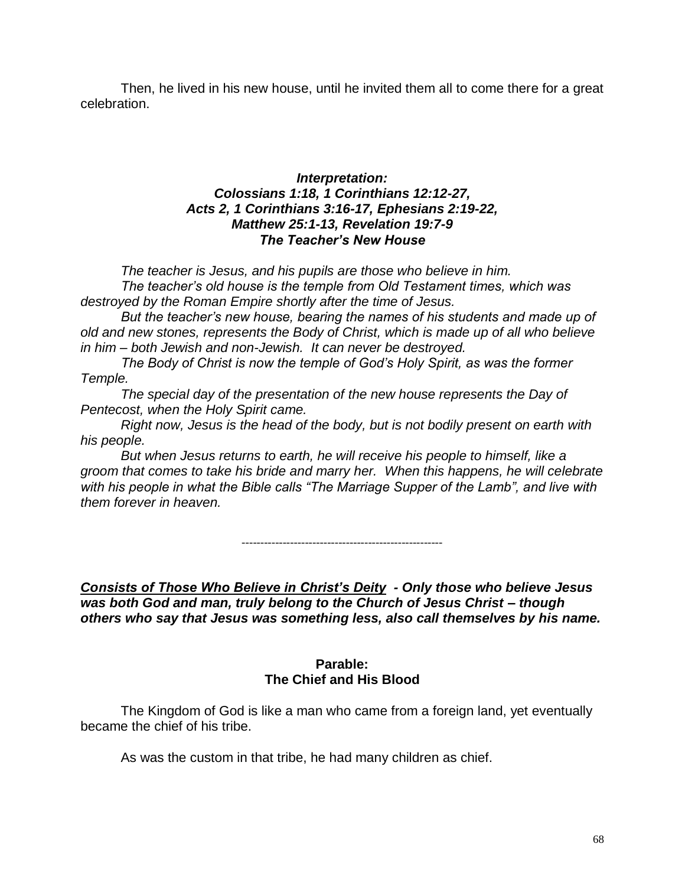Then, he lived in his new house, until he invited them all to come there for a great celebration.

### *Interpretation:*
### *Colossians 1:18, 1 Corinthians 12:12-27, Acts 2, 1 Corinthians 3:16-17, Ephesians 2:19-22, Matthew 25:1-13, Revelation 19:7-9*
### *The Teacher's New House*

*The teacher is Jesus, and his pupils are those who believe in him.*

*The teacher's old house is the temple from Old Testament times, which was destroyed by the Roman Empire shortly after the time of Jesus.*

*But the teacher's new house, bearing the names of his students and made up of old and new stones, represents the Body of Christ, which is made up of all who believe in him – both Jewish and non-Jewish. It can never be destroyed.*

*The Body of Christ is now the temple of God's Holy Spirit, as was the former Temple.*

*The special day of the presentation of the new house represents the Day of Pentecost, when the Holy Spirit came.*

*Right now, Jesus is the head of the body, but is not bodily present on earth with his people.*

*But when Jesus returns to earth, he will receive his people to himself, like a groom that comes to take his bride and marry her. When this happens, he will celebrate with his people in what the Bible calls "The Marriage Supper of the Lamb", and live with them forever in heaven.*

------------------------------------------------------

***<u>Consists of Those Who Believe in Christ's Deity</u> - Only those who believe Jesus was both God and man, truly belong to the Church of Jesus Christ – though others who say that Jesus was something less, also call themselves by his name.***

### Parable:
### The Chief and His Blood

The Kingdom of God is like a man who came from a foreign land, yet eventually became the chief of his tribe.

As was the custom in that tribe, he had many children as chief.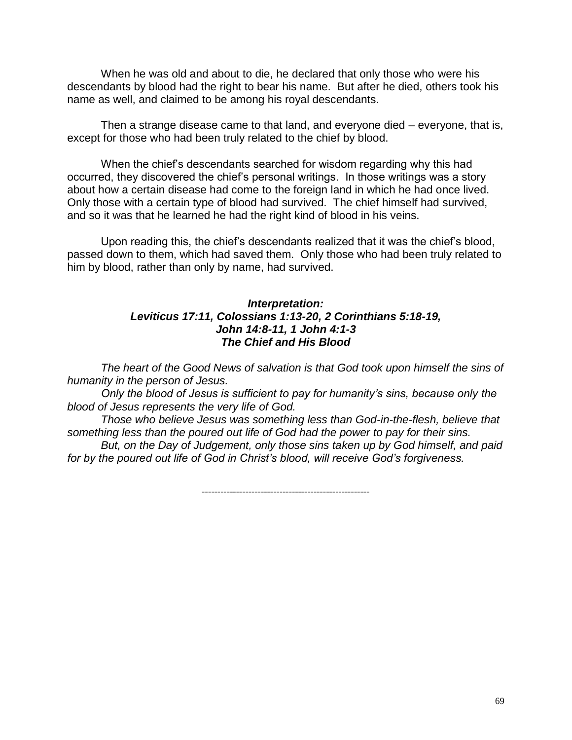When he was old and about to die, he declared that only those who were his descendants by blood had the right to bear his name. But after he died, others took his name as well, and claimed to be among his royal descendants.

Then a strange disease came to that land, and everyone died – everyone, that is, except for those who had been truly related to the chief by blood.

When the chief's descendants searched for wisdom regarding why this had occurred, they discovered the chief's personal writings. In those writings was a story about how a certain disease had come to the foreign land in which he had once lived. Only those with a certain type of blood had survived. The chief himself had survived, and so it was that he learned he had the right kind of blood in his veins.

Upon reading this, the chief's descendants realized that it was the chief's blood, passed down to them, which had saved them. Only those who had been truly related to him by blood, rather than only by name, had survived.

***Interpretation:***
***Leviticus 17:11, Colossians 1:13-20, 2 Corinthians 5:18-19, John 14:8-11, 1 John 4:1-3***
***The Chief and His Blood***

*The heart of the Good News of salvation is that God took upon himself the sins of humanity in the person of Jesus.*

*Only the blood of Jesus is sufficient to pay for humanity's sins, because only the blood of Jesus represents the very life of God.*

*Those who believe Jesus was something less than God-in-the-flesh, believe that something less than the poured out life of God had the power to pay for their sins.*

*But, on the Day of Judgement, only those sins taken up by God himself, and paid for by the poured out life of God in Christ's blood, will receive God's forgiveness.*

-----------------------------------------------------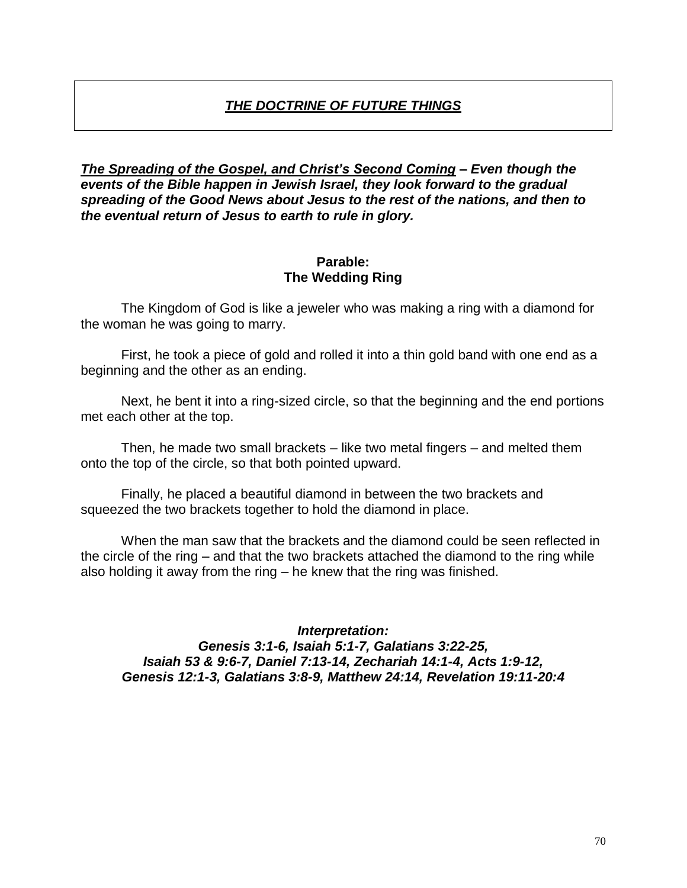# ***<u>THE DOCTRINE OF FUTURE THINGS</u>***

***<u>The Spreading of the Gospel, and Christ's Second Coming</u> – Even though the events of the Bible happen in Jewish Israel, they look forward to the gradual spreading of the Good News about Jesus to the rest of the nations, and then to the eventual return of Jesus to earth to rule in glory.***

## Parable:
## The Wedding Ring

The Kingdom of God is like a jeweler who was making a ring with a diamond for the woman he was going to marry.

First, he took a piece of gold and rolled it into a thin gold band with one end as a beginning and the other as an ending.

Next, he bent it into a ring-sized circle, so that the beginning and the end portions met each other at the top.

Then, he made two small brackets – like two metal fingers – and melted them onto the top of the circle, so that both pointed upward.

Finally, he placed a beautiful diamond in between the two brackets and squeezed the two brackets together to hold the diamond in place.

When the man saw that the brackets and the diamond could be seen reflected in the circle of the ring – and that the two brackets attached the diamond to the ring while also holding it away from the ring – he knew that the ring was finished.

***Interpretation:***
***Genesis 3:1-6, Isaiah 5:1-7, Galatians 3:22-25,***
***Isaiah 53 & 9:6-7, Daniel 7:13-14, Zechariah 14:1-4, Acts 1:9-12,***
***Genesis 12:1-3, Galatians 3:8-9, Matthew 24:14, Revelation 19:11-20:4***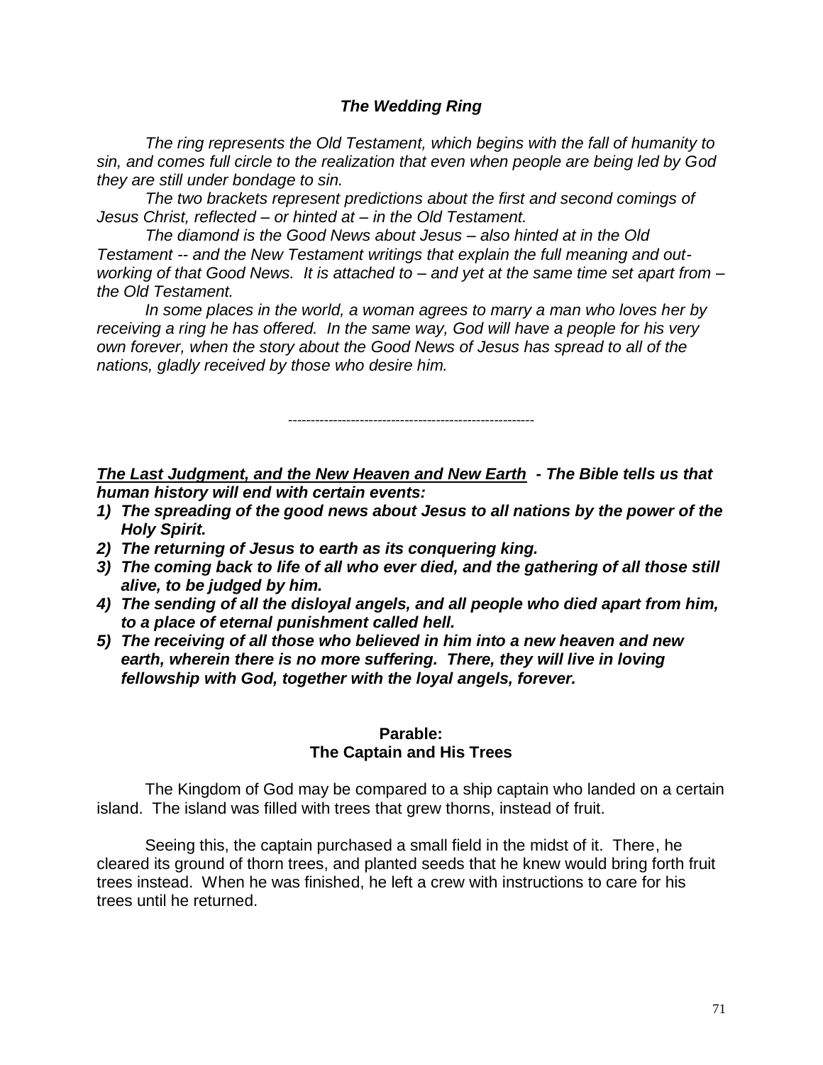### *The Wedding Ring*

*The ring represents the Old Testament, which begins with the fall of humanity to sin, and comes full circle to the realization that even when people are being led by God they are still under bondage to sin.*

*The two brackets represent predictions about the first and second comings of Jesus Christ, reflected – or hinted at – in the Old Testament.*

*The diamond is the Good News about Jesus – also hinted at in the Old Testament -- and the New Testament writings that explain the full meaning and out-working of that Good News. It is attached to – and yet at the same time set apart from – the Old Testament.*

*In some places in the world, a woman agrees to marry a man who loves her by receiving a ring he has offered. In the same way, God will have a people for his very own forever, when the story about the Good News of Jesus has spread to all of the nations, gladly received by those who desire him.*

---

***<u>The Last Judgment, and the New Heaven and New Earth</u> - The Bible tells us that human history will end with certain events:***

1) ***The spreading of the good news about Jesus to all nations by the power of the Holy Spirit.***
2) ***The returning of Jesus to earth as its conquering king.***
3) ***The coming back to life of all who ever died, and the gathering of all those still alive, to be judged by him.***
4) ***The sending of all the disloyal angels, and all people who died apart from him, to a place of eternal punishment called hell.***
5) ***The receiving of all those who believed in him into a new heaven and new earth, wherein there is no more suffering. There, they will live in loving fellowship with God, together with the loyal angels, forever.***

### Parable:
### The Captain and His Trees

The Kingdom of God may be compared to a ship captain who landed on a certain island. The island was filled with trees that grew thorns, instead of fruit.

Seeing this, the captain purchased a small field in the midst of it. There, he cleared its ground of thorn trees, and planted seeds that he knew would bring forth fruit trees instead. When he was finished, he left a crew with instructions to care for his trees until he returned.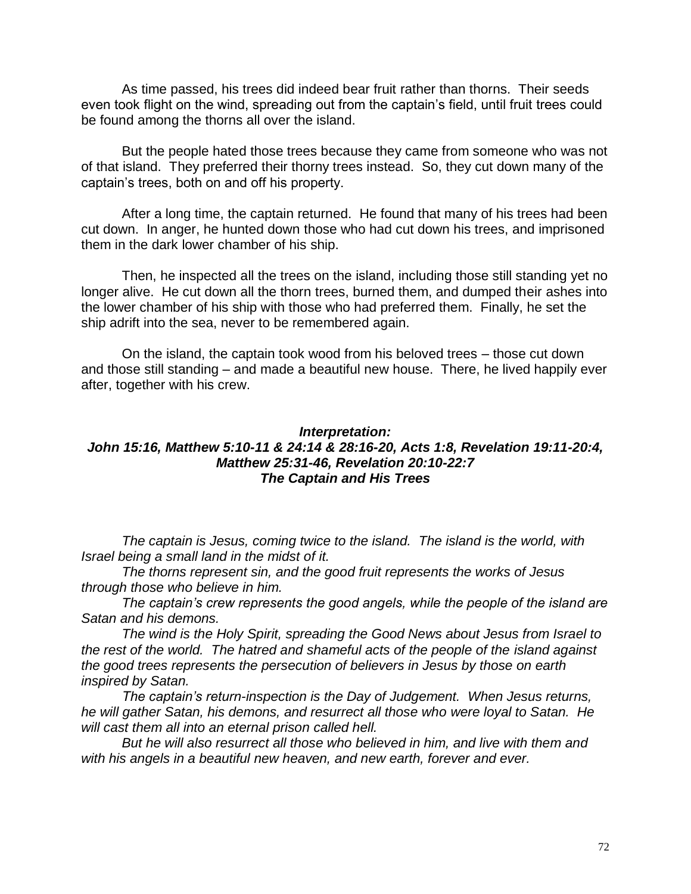As time passed, his trees did indeed bear fruit rather than thorns. Their seeds even took flight on the wind, spreading out from the captain's field, until fruit trees could be found among the thorns all over the island.

But the people hated those trees because they came from someone who was not of that island. They preferred their thorny trees instead. So, they cut down many of the captain's trees, both on and off his property.

After a long time, the captain returned. He found that many of his trees had been cut down. In anger, he hunted down those who had cut down his trees, and imprisoned them in the dark lower chamber of his ship.

Then, he inspected all the trees on the island, including those still standing yet no longer alive. He cut down all the thorn trees, burned them, and dumped their ashes into the lower chamber of his ship with those who had preferred them. Finally, he set the ship adrift into the sea, never to be remembered again.

On the island, the captain took wood from his beloved trees – those cut down and those still standing – and made a beautiful new house. There, he lived happily ever after, together with his crew.

***Interpretation:***
***John 15:16, Matthew 5:10-11 & 24:14 & 28:16-20, Acts 1:8, Revelation 19:11-20:4, Matthew 25:31-46, Revelation 20:10-22:7***
***The Captain and His Trees***

*The captain is Jesus, coming twice to the island. The island is the world, with Israel being a small land in the midst of it.*

*The thorns represent sin, and the good fruit represents the works of Jesus through those who believe in him.*

*The captain's crew represents the good angels, while the people of the island are Satan and his demons.*

*The wind is the Holy Spirit, spreading the Good News about Jesus from Israel to the rest of the world. The hatred and shameful acts of the people of the island against the good trees represents the persecution of believers in Jesus by those on earth inspired by Satan.*

*The captain's return-inspection is the Day of Judgement. When Jesus returns, he will gather Satan, his demons, and resurrect all those who were loyal to Satan. He will cast them all into an eternal prison called hell.*

*But he will also resurrect all those who believed in him, and live with them and with his angels in a beautiful new heaven, and new earth, forever and ever.*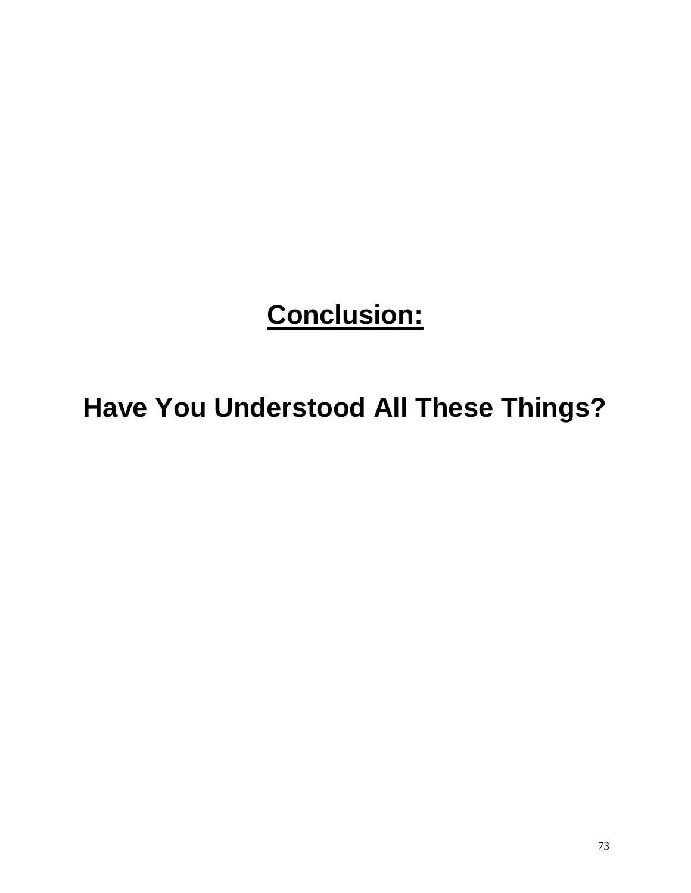# Conclusion:

## Have You Understood All These Things?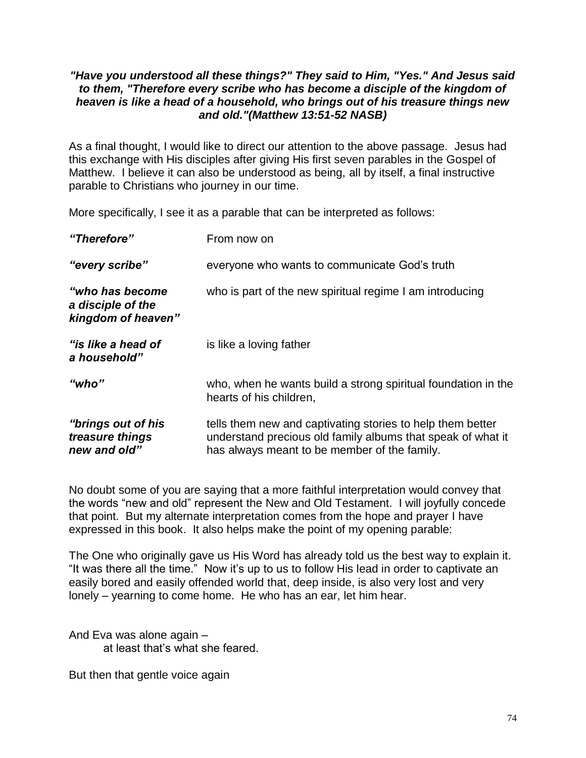***"Have you understood all these things?" They said to Him, "Yes." And Jesus said to them, "Therefore every scribe who has become a disciple of the kingdom of heaven is like a head of a household, who brings out of his treasure things new and old."(Matthew 13:51-52 NASB)***

As a final thought, I would like to direct our attention to the above passage. Jesus had this exchange with His disciples after giving His first seven parables in the Gospel of Matthew. I believe it can also be understood as being, all by itself, a final instructive parable to Christians who journey in our time.

More specifically, I see it as a parable that can be interpreted as follows:

| | |
|---|---|
| ***"Therefore"*** | From now on |
| ***"every scribe"*** | everyone who wants to communicate God's truth |
| ***"who has become a disciple of the kingdom of heaven"*** | who is part of the new spiritual regime I am introducing |
| ***"is like a head of a household"*** | is like a loving father |
| ***"who"*** | who, when he wants build a strong spiritual foundation in the hearts of his children, |
| ***"brings out of his treasure things new and old"*** | tells them new and captivating stories to help them better understand precious old family albums that speak of what it has always meant to be member of the family. |

No doubt some of you are saying that a more faithful interpretation would convey that the words "new and old" represent the New and Old Testament. I will joyfully concede that point. But my alternate interpretation comes from the hope and prayer I have expressed in this book. It also helps make the point of my opening parable:

The One who originally gave us His Word has already told us the best way to explain it. "It was there all the time." Now it's up to us to follow His lead in order to captivate an easily bored and easily offended world that, deep inside, is also very lost and very lonely – yearning to come home. He who has an ear, let him hear.

And Eva was alone again –  
at least that's what she feared.

But then that gentle voice again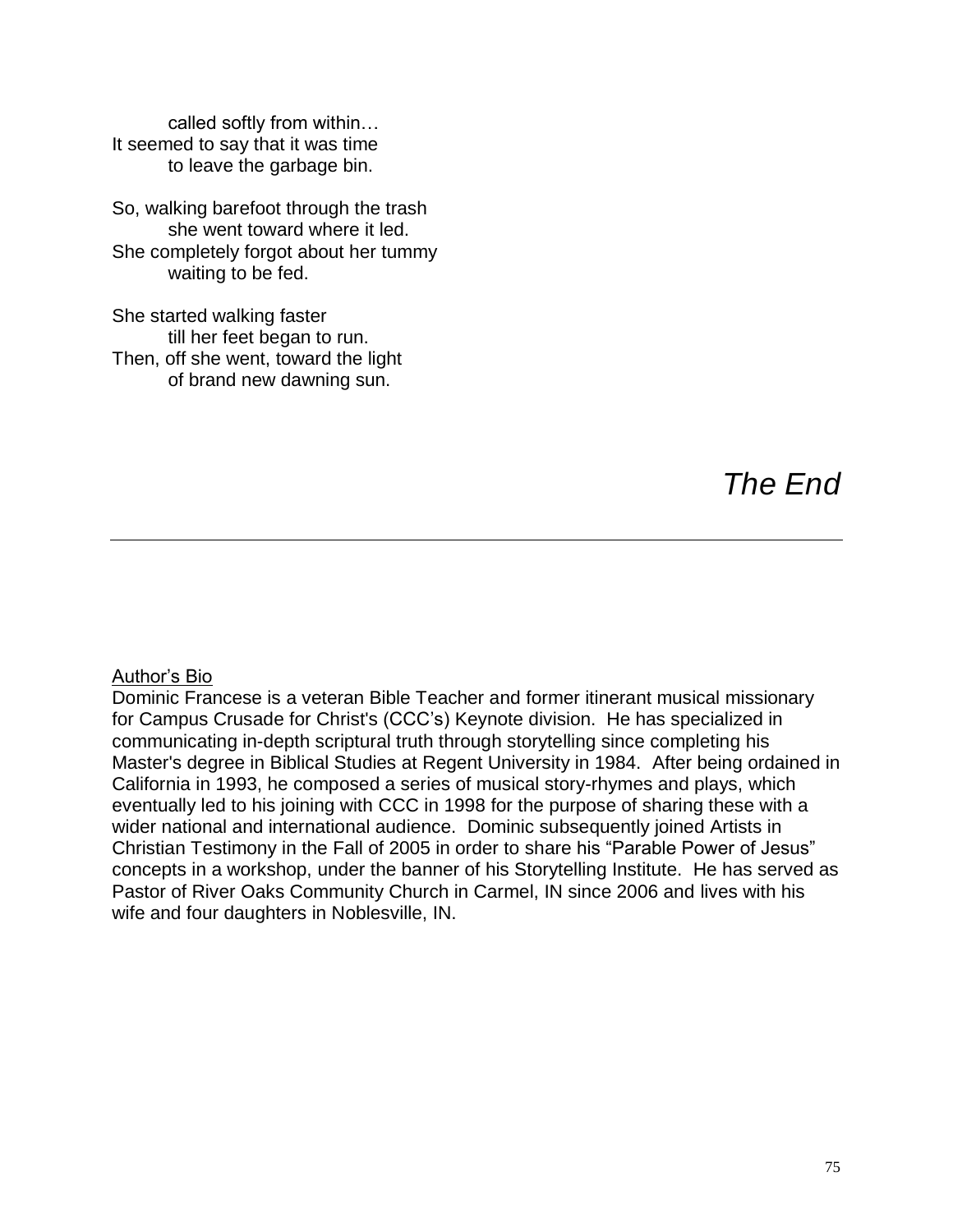called softly from within…
It seemed to say that it was time
to leave the garbage bin.

So, walking barefoot through the trash
she went toward where it led.
She completely forgot about her tummy
waiting to be fed.

She started walking faster
till her feet began to run.
Then, off she went, toward the light
of brand new dawning sun.

*The End*

---

Author's Bio

Dominic Francese is a veteran Bible Teacher and former itinerant musical missionary for Campus Crusade for Christ's (CCC's) Keynote division. He has specialized in communicating in-depth scriptural truth through storytelling since completing his Master's degree in Biblical Studies at Regent University in 1984. After being ordained in California in 1993, he composed a series of musical story-rhymes and plays, which eventually led to his joining with CCC in 1998 for the purpose of sharing these with a wider national and international audience. Dominic subsequently joined Artists in Christian Testimony in the Fall of 2005 in order to share his "Parable Power of Jesus" concepts in a workshop, under the banner of his Storytelling Institute. He has served as Pastor of River Oaks Community Church in Carmel, IN since 2006 and lives with his wife and four daughters in Noblesville, IN.